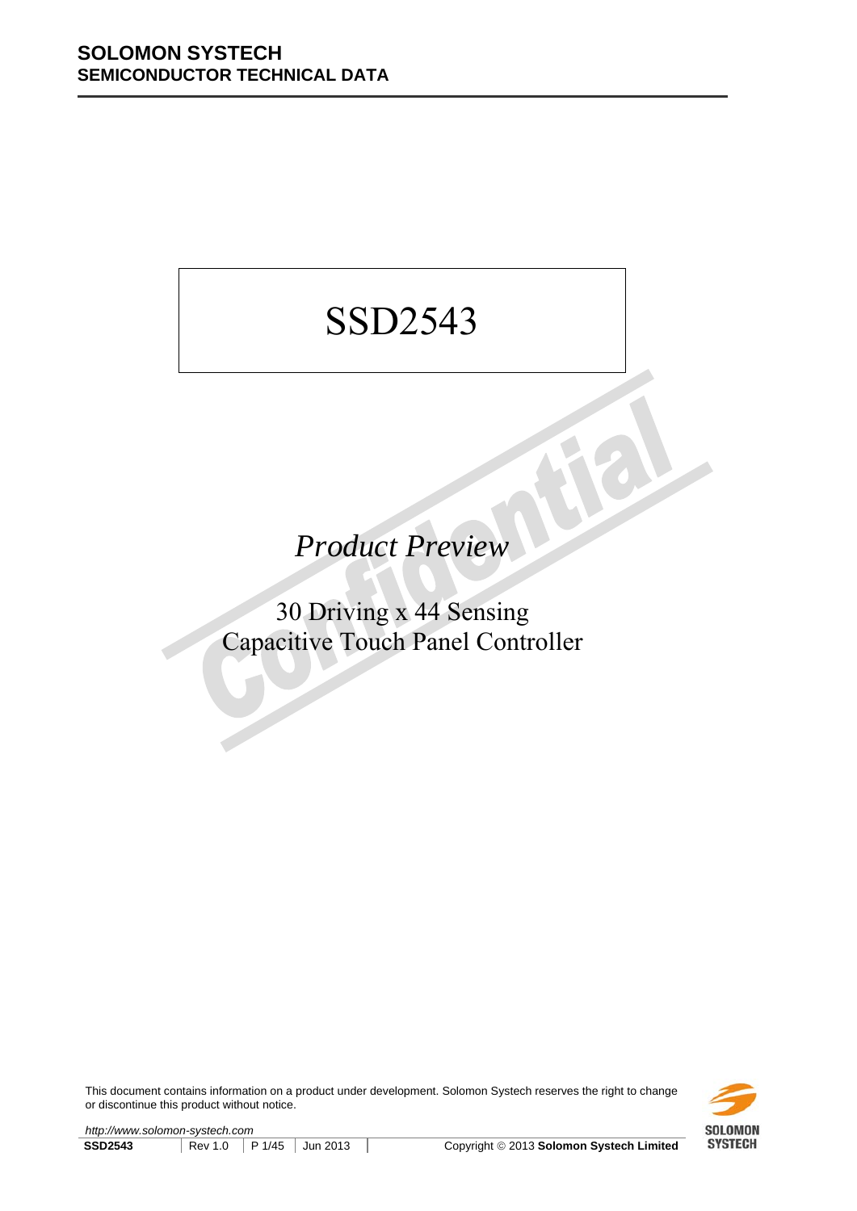**SOLOMON SYSTECH**
**SEMICONDUCTOR TECHNICAL DATA**

# SSD2543

## *Product Preview*

30 Driving x 44 Sensing
Capacitive Touch Panel Controller

This document contains information on a product under development. Solomon Systech reserves the right to change or discontinue this product without notice.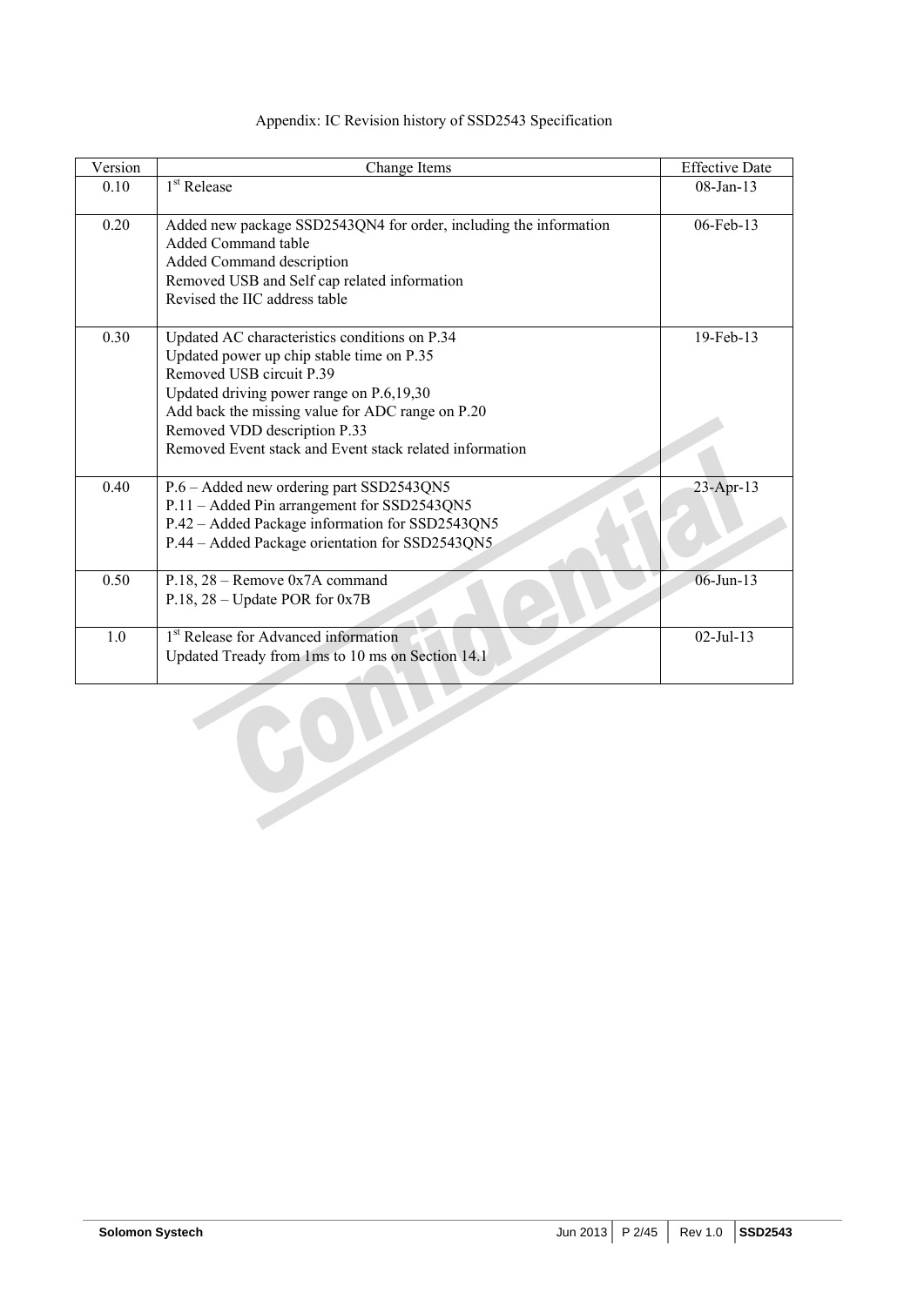Appendix: IC Revision history of SSD2543 Specification

| Version | Change Items | Effective Date |
| --- | --- | --- |
| 0.10 | 1st Release | 08-Jan-13 |
| 0.20 | Added new package SSD2543QN4 for order, including the information<br>Added Command table<br>Added Command description<br>Removed USB and Self cap related information<br>Revised the IIC address table | 06-Feb-13 |
| 0.30 | Updated AC characteristics conditions on P.34<br>Updated power up chip stable time on P.35<br>Removed USB circuit P.39<br>Updated driving power range on P.6,19,30<br>Add back the missing value for ADC range on P.20<br>Removed VDD description P.33<br>Removed Event stack and Event stack related information | 19-Feb-13 |
| 0.40 | P.6 – Added new ordering part SSD2543QN5<br>P.11 – Added Pin arrangement for SSD2543QN5<br>P.42 – Added Package information for SSD2543QN5<br>P.44 – Added Package orientation for SSD2543QN5 | 23-Apr-13 |
| 0.50 | P.18, 28 – Remove 0x7A command<br>P.18, 28 – Update POR for 0x7B | 06-Jun-13 |
| 1.0 | 1st Release for Advanced information<br>Updated Tready from 1ms to 10 ms on Section 14.1 | 02-Jul-13 |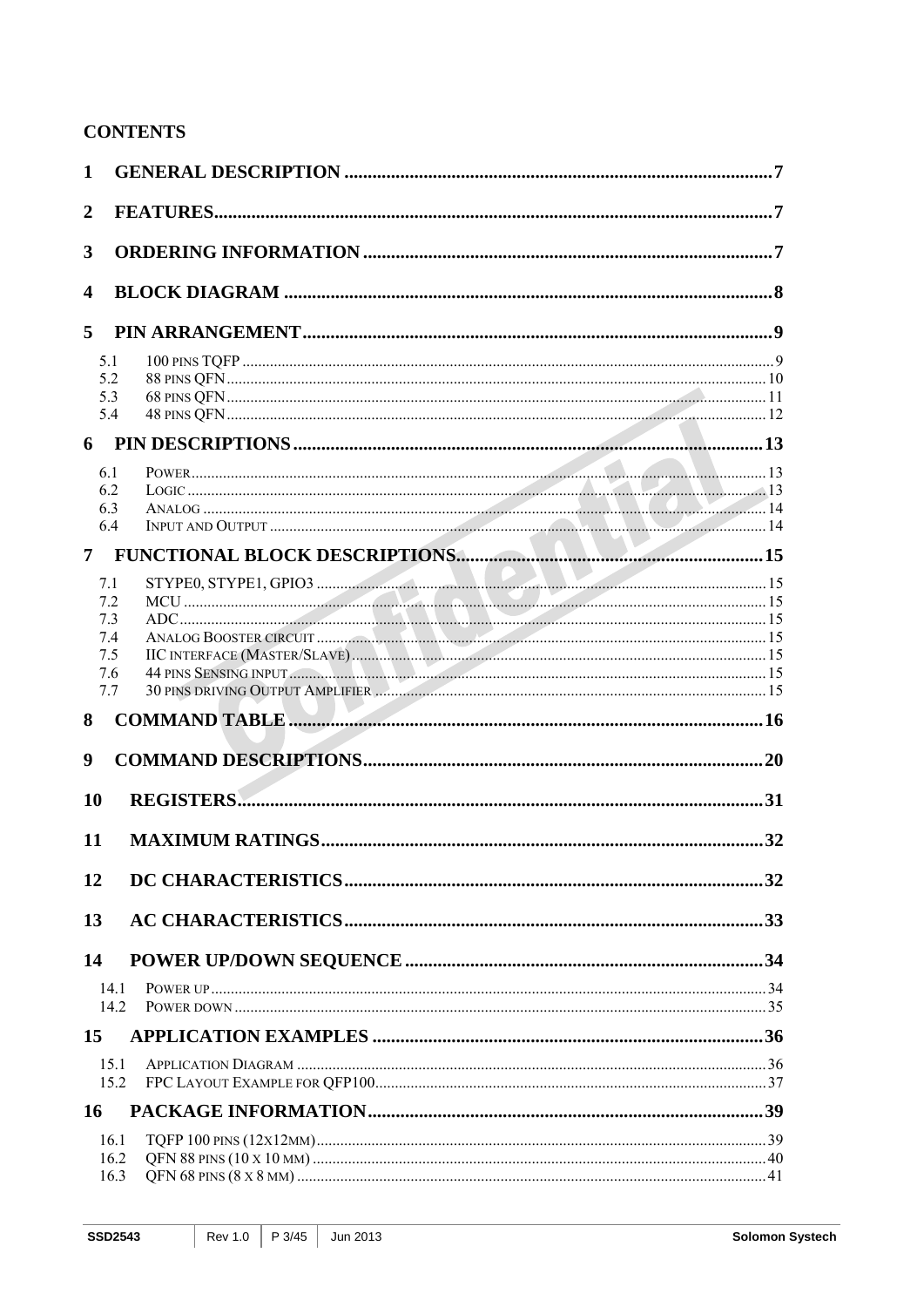## CONTENTS

1 GENERAL DESCRIPTION ......................................................................................7

2 FEATURES......................................................................................................7

3 ORDERING INFORMATION ..............................................................................7

4 BLOCK DIAGRAM ............................................................................................8

5 PIN ARRANGEMENT.........................................................................................9

- 5.1 100 PINS TQFP ..........................................................................9
- 5.2 88 PINS QFN ..........................................................................10
- 5.3 68 PINS QFN ..........................................................................11
- 5.4 48 PINS QFN ..........................................................................12

6 PIN DESCRIPTIONS.........................................................................................13

- 6.1 POWER..........................................................................13
- 6.2 LOGIC ..........................................................................13
- 6.3 ANALOG ..........................................................................14
- 6.4 INPUT AND OUTPUT ..........................................................................14

7 FUNCTIONAL BLOCK DESCRIPTIONS...................................................................15

- 7.1 STYPE0, STYPE1, GPIO3 ..........................................................................15
- 7.2 MCU ..........................................................................15
- 7.3 ADC..........................................................................15
- 7.4 ANALOG BOOSTER CIRCUIT ..........................................................................15
- 7.5 IIC INTERFACE (MASTER/SLAVE)..........................................................................15
- 7.6 44 PINS SENSING INPUT..........................................................................15
- 7.7 30 PINS DRIVING OUTPUT AMPLIFIER ..........................................................................15

8 COMMAND TABLE ..........................................................................................16

9 COMMAND DESCRIPTIONS...............................................................................20

10 REGISTERS......................................................................................................31

11 MAXIMUM RATINGS........................................................................................32

12 DC CHARACTERISTICS.....................................................................................32

13 AC CHARACTERISTICS.....................................................................................33

14 POWER UP/DOWN SEQUENCE .........................................................................34

- 14.1 POWER UP..........................................................................34
- 14.2 POWER DOWN ..........................................................................35

15 APPLICATION EXAMPLES ................................................................................36

- 15.1 APPLICATION DIAGRAM ..........................................................................36
- 15.2 FPC LAYOUT EXAMPLE FOR QFP100..........................................................................37

16 PACKAGE INFORMATION.................................................................................39

- 16.1 TQFP 100 PINS (12X12MM)..........................................................................39
- 16.2 QFN 88 PINS (10 X 10 MM) ..........................................................................40
- 16.3 QFN 68 PINS (8 X 8 MM) ..........................................................................41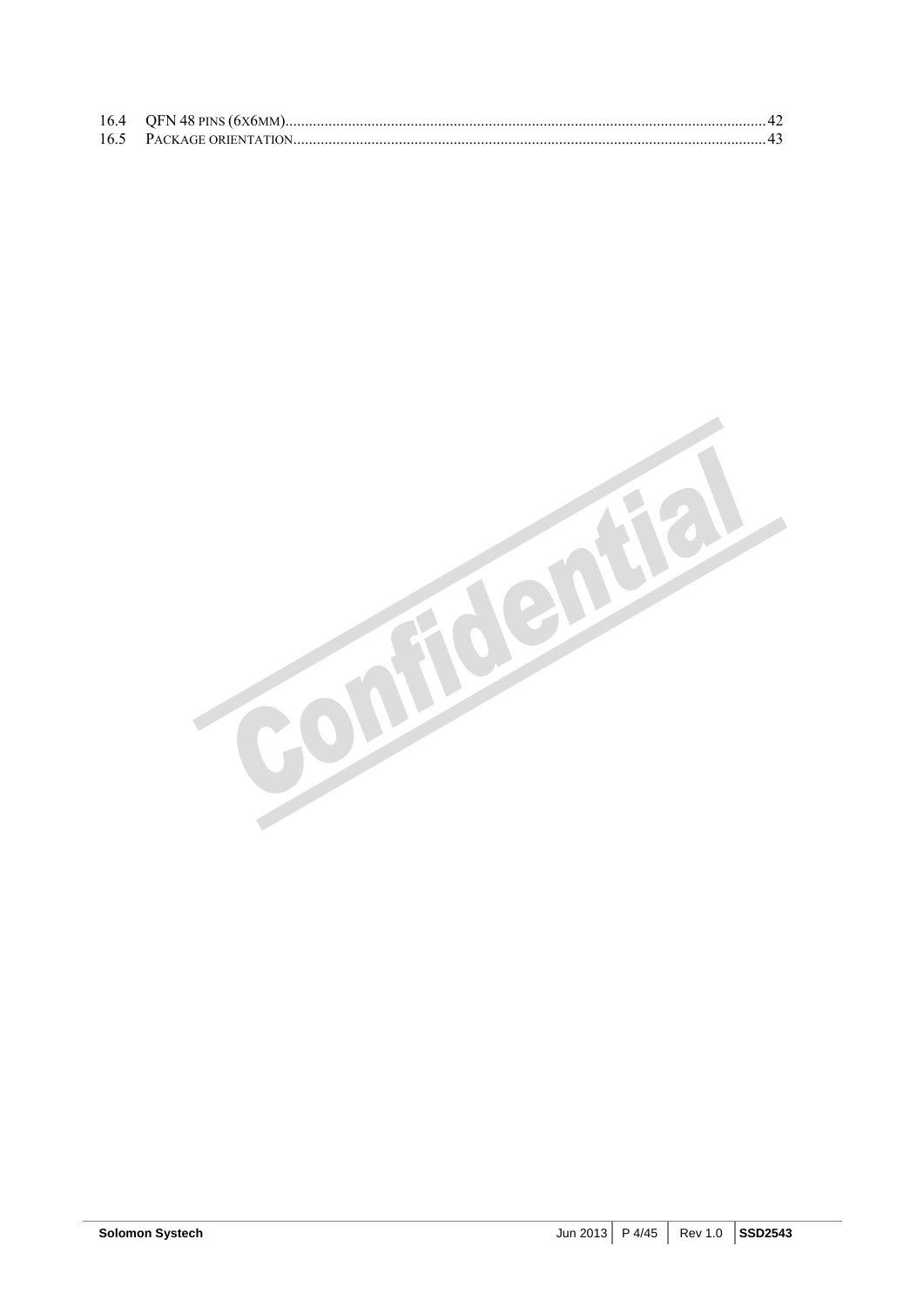16.4 QFN 48 PINS (6X6MM)......................................................................................................................42
16.5 PACKAGE ORIENTATION......................................................................................................................43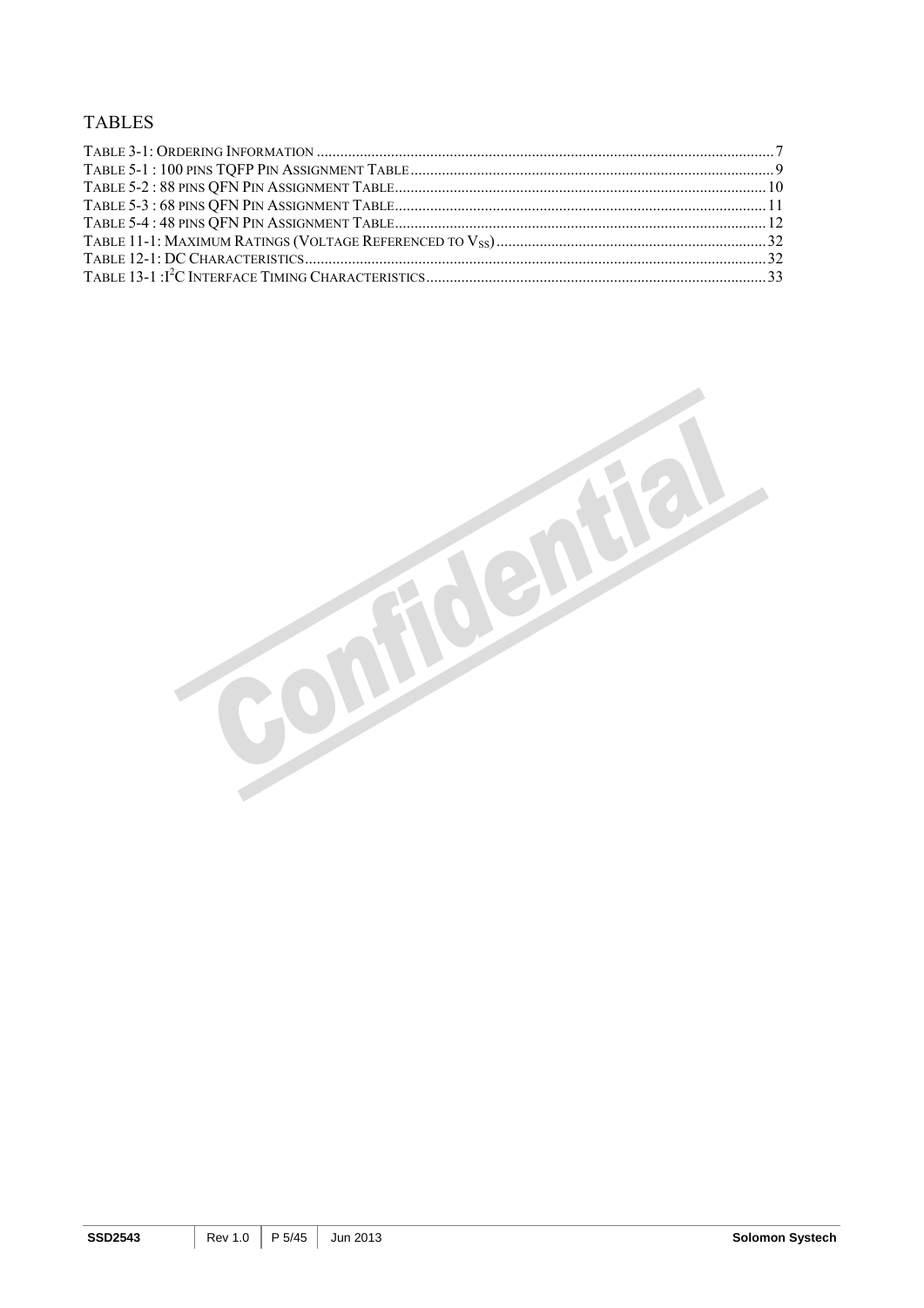# TABLES

TABLE 3-1: ORDERING INFORMATION ........................................................................................................................ 7
TABLE 5-1 : 100 PINS TQFP PIN ASSIGNMENT TABLE ............................................................................................ 9
TABLE 5-2 : 88 PINS QFN PIN ASSIGNMENT TABLE.............................................................................................. 10
TABLE 5-3 : 68 PINS QFN PIN ASSIGNMENT TABLE.............................................................................................. 11
TABLE 5-4 : 48 PINS QFN PIN ASSIGNMENT TABLE.............................................................................................. 12
TABLE 11-1: MAXIMUM RATINGS (VOLTAGE REFERENCED TO $V_{SS}$) ..................................................................... 32
TABLE 12-1: DC CHARACTERISTICS...................................................................................................................... 32
TABLE 13-1 :$I^2C$ INTERFACE TIMING CHARACTERISTICS ....................................................................................... 33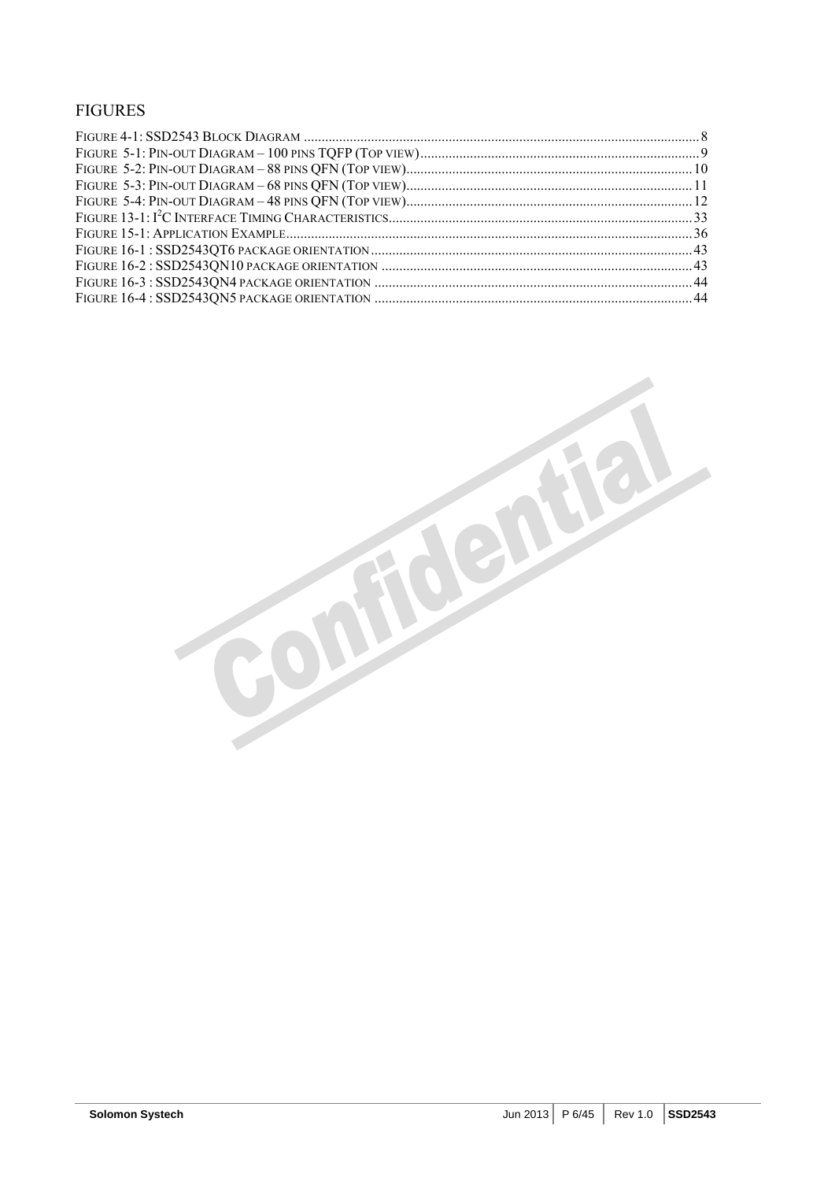# FIGURES

FIGURE 4-1: SSD2543 BLOCK DIAGRAM ........................................................................................................ 8
FIGURE 5-1: PIN-OUT DIAGRAM – 100 PINS TQFP (TOP VIEW)........................................................................... 9
FIGURE 5-2: PIN-OUT DIAGRAM – 88 PINS QFN (TOP VIEW)........................................................................... 10
FIGURE 5-3: PIN-OUT DIAGRAM – 68 PINS QFN (TOP VIEW)........................................................................... 11
FIGURE 5-4: PIN-OUT DIAGRAM – 48 PINS QFN (TOP VIEW)........................................................................... 12
FIGURE 13-1: I²C INTERFACE TIMING CHARACTERISTICS.................................................................................. 33
FIGURE 15-1: APPLICATION EXAMPLE........................................................................................................... 36
FIGURE 16-1 : SSD2543QT6 PACKAGE ORIENTATION ..................................................................................... 43
FIGURE 16-2 : SSD2543QN10 PACKAGE ORIENTATION ................................................................................... 43
FIGURE 16-3 : SSD2543QN4 PACKAGE ORIENTATION ..................................................................................... 44
FIGURE 16-4 : SSD2543QN5 PACKAGE ORIENTATION ..................................................................................... 44

Confidential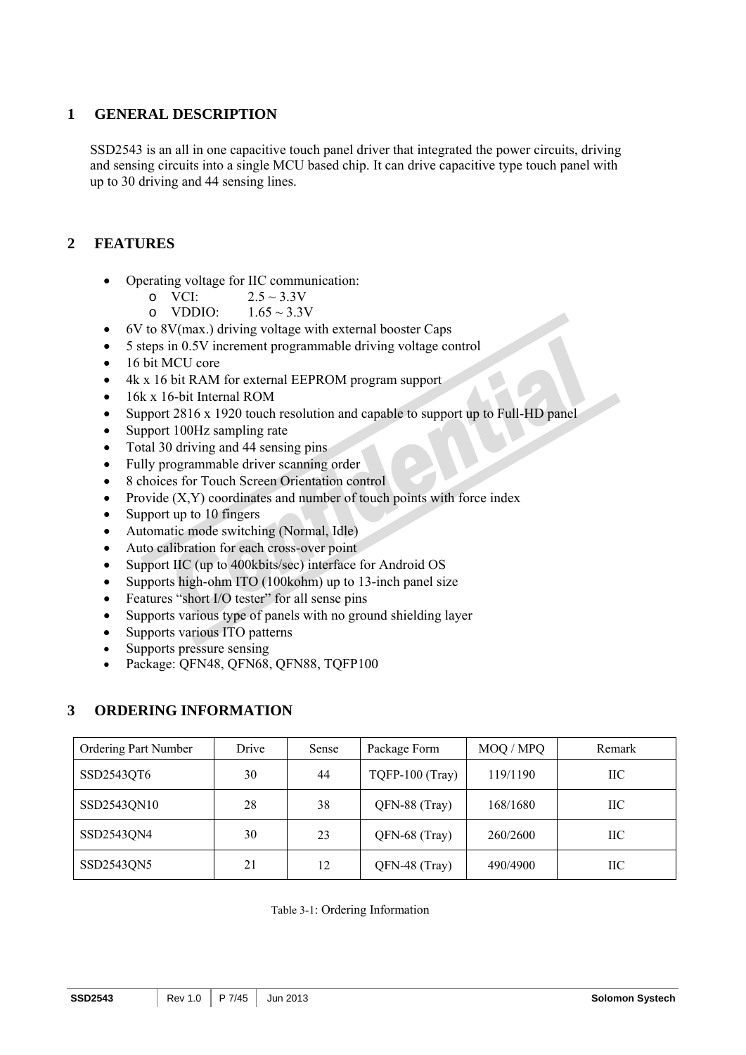# 1 GENERAL DESCRIPTION

SSD2543 is an all in one capacitive touch panel driver that integrated the power circuits, driving and sensing circuits into a single MCU based chip. It can drive capacitive type touch panel with up to 30 driving and 44 sensing lines.

# 2 FEATURES

- Operating voltage for IIC communication:
  - VCI: 2.5 ~ 3.3V
  - VDDIO: 1.65 ~ 3.3V
- 6V to 8V(max.) driving voltage with external booster Caps
- 5 steps in 0.5V increment programmable driving voltage control
- 16 bit MCU core
- 4k x 16 bit RAM for external EEPROM program support
- 16k x 16-bit Internal ROM
- Support 2816 x 1920 touch resolution and capable to support up to Full-HD panel
- Support 100Hz sampling rate
- Total 30 driving and 44 sensing pins
- Fully programmable driver scanning order
- 8 choices for Touch Screen Orientation control
- Provide (X,Y) coordinates and number of touch points with force index
- Support up to 10 fingers
- Automatic mode switching (Normal, Idle)
- Auto calibration for each cross-over point
- Support IIC (up to 400kbits/sec) interface for Android OS
- Supports high-ohm ITO (100kohm) up to 13-inch panel size
- Features "short I/O tester" for all sense pins
- Supports various type of panels with no ground shielding layer
- Supports various ITO patterns
- Supports pressure sensing
- Package: QFN48, QFN68, QFN88, TQFP100

# 3 ORDERING INFORMATION

| Ordering Part Number | Drive | Sense | Package Form | MOQ / MPQ | Remark |
|---|---|---|---|---|---|
| SSD2543QT6 | 30 | 44 | TQFP-100 (Tray) | 119/1190 | IIC |
| SSD2543QN10 | 28 | 38 | QFN-88 (Tray) | 168/1680 | IIC |
| SSD2543QN4 | 30 | 23 | QFN-68 (Tray) | 260/2600 | IIC |
| SSD2543QN5 | 21 | 12 | QFN-48 (Tray) | 490/4900 | IIC |

Table 3-1: Ordering Information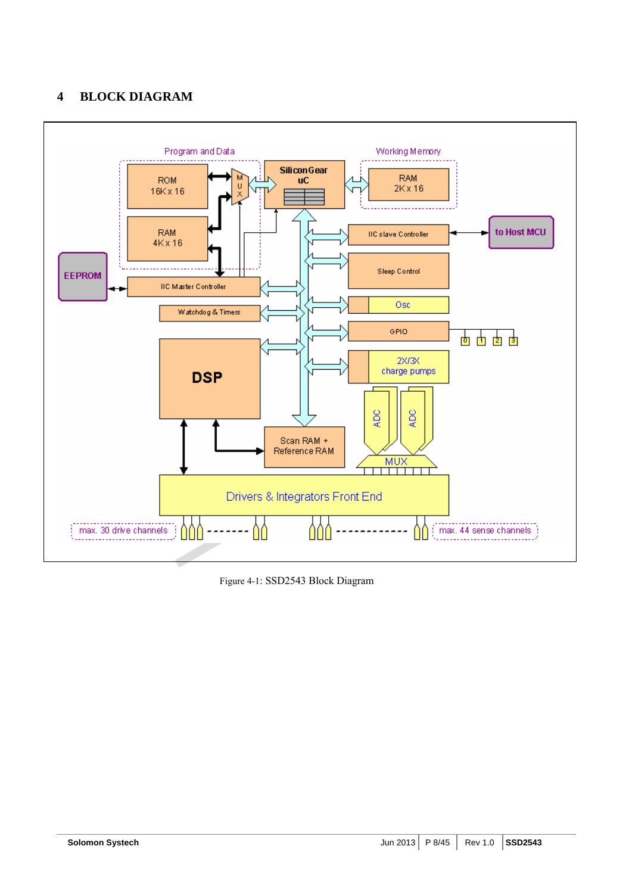# 4 BLOCK DIAGRAM

Figure 4-1: SSD2543 Block Diagram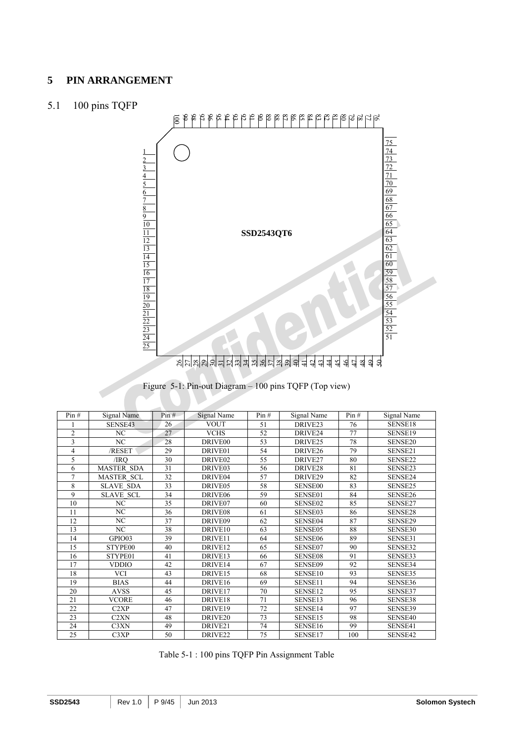# 5 PIN ARRANGEMENT

## 5.1 100 pins TQFP

Figure 5-1: Pin-out Diagram – 100 pins TQFP (Top view)

| Pin # | Signal Name | Pin # | Signal Name | Pin # | Signal Name | Pin # | Signal Name |
|---|---|---|---|---|---|---|---|
| 1 | SENSE43 | 26 | VOUT | 51 | DRIVE23 | 76 | SENSE18 |
| 2 | NC | 27 | VCHS | 52 | DRIVE24 | 77 | SENSE19 |
| 3 | NC | 28 | DRIVE00 | 53 | DRIVE25 | 78 | SENSE20 |
| 4 | /RESET | 29 | DRIVE01 | 54 | DRIVE26 | 79 | SENSE21 |
| 5 | /IRQ | 30 | DRIVE02 | 55 | DRIVE27 | 80 | SENSE22 |
| 6 | MASTER_SDA | 31 | DRIVE03 | 56 | DRIVE28 | 81 | SENSE23 |
| 7 | MASTER_SCL | 32 | DRIVE04 | 57 | DRIVE29 | 82 | SENSE24 |
| 8 | SLAVE_SDA | 33 | DRIVE05 | 58 | SENSE00 | 83 | SENSE25 |
| 9 | SLAVE_SCL | 34 | DRIVE06 | 59 | SENSE01 | 84 | SENSE26 |
| 10 | NC | 35 | DRIVE07 | 60 | SENSE02 | 85 | SENSE27 |
| 11 | NC | 36 | DRIVE08 | 61 | SENSE03 | 86 | SENSE28 |
| 12 | NC | 37 | DRIVE09 | 62 | SENSE04 | 87 | SENSE29 |
| 13 | NC | 38 | DRIVE10 | 63 | SENSE05 | 88 | SENSE30 |
| 14 | GPIO03 | 39 | DRIVE11 | 64 | SENSE06 | 89 | SENSE31 |
| 15 | STYPE00 | 40 | DRIVE12 | 65 | SENSE07 | 90 | SENSE32 |
| 16 | STYPE01 | 41 | DRIVE13 | 66 | SENSE08 | 91 | SENSE33 |
| 17 | VDDIO | 42 | DRIVE14 | 67 | SENSE09 | 92 | SENSE34 |
| 18 | VCI | 43 | DRIVE15 | 68 | SENSE10 | 93 | SENSE35 |
| 19 | BIAS | 44 | DRIVE16 | 69 | SENSE11 | 94 | SENSE36 |
| 20 | AVSS | 45 | DRIVE17 | 70 | SENSE12 | 95 | SENSE37 |
| 21 | VCORE | 46 | DRIVE18 | 71 | SENSE13 | 96 | SENSE38 |
| 22 | C2XP | 47 | DRIVE19 | 72 | SENSE14 | 97 | SENSE39 |
| 23 | C2XN | 48 | DRIVE20 | 73 | SENSE15 | 98 | SENSE40 |
| 24 | C3XN | 49 | DRIVE21 | 74 | SENSE16 | 99 | SENSE41 |
| 25 | C3XP | 50 | DRIVE22 | 75 | SENSE17 | 100 | SENSE42 |

Table 5-1 : 100 pins TQFP Pin Assignment Table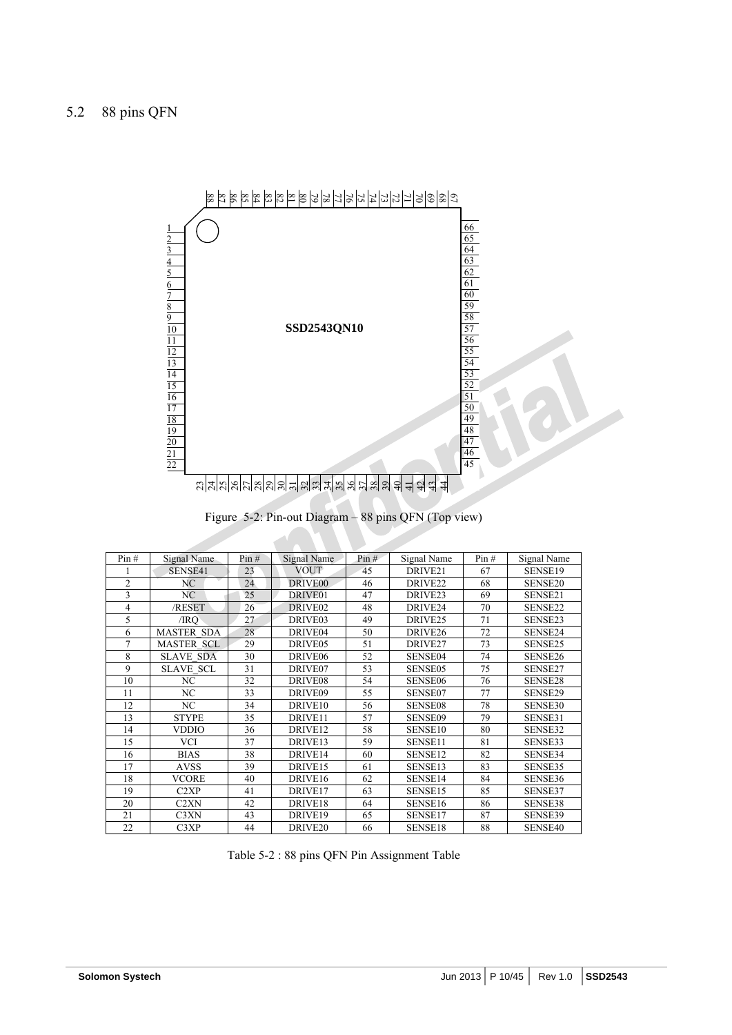## 5.2 88 pins QFN

Figure 5-2: Pin-out Diagram – 88 pins QFN (Top view)

| Pin # | Signal Name | Pin # | Signal Name | Pin # | Signal Name | Pin # | Signal Name |
|---|---|---|---|---|---|---|---|
| 1 | SENSE41 | 23 | VOUT | 45 | DRIVE21 | 67 | SENSE19 |
| 2 | NC | 24 | DRIVE00 | 46 | DRIVE22 | 68 | SENSE20 |
| 3 | NC | 25 | DRIVE01 | 47 | DRIVE23 | 69 | SENSE21 |
| 4 | /RESET | 26 | DRIVE02 | 48 | DRIVE24 | 70 | SENSE22 |
| 5 | /IRQ | 27 | DRIVE03 | 49 | DRIVE25 | 71 | SENSE23 |
| 6 | MASTER_SDA | 28 | DRIVE04 | 50 | DRIVE26 | 72 | SENSE24 |
| 7 | MASTER_SCL | 29 | DRIVE05 | 51 | DRIVE27 | 73 | SENSE25 |
| 8 | SLAVE_SDA | 30 | DRIVE06 | 52 | SENSE04 | 74 | SENSE26 |
| 9 | SLAVE_SCL | 31 | DRIVE07 | 53 | SENSE05 | 75 | SENSE27 |
| 10 | NC | 32 | DRIVE08 | 54 | SENSE06 | 76 | SENSE28 |
| 11 | NC | 33 | DRIVE09 | 55 | SENSE07 | 77 | SENSE29 |
| 12 | NC | 34 | DRIVE10 | 56 | SENSE08 | 78 | SENSE30 |
| 13 | STYPE | 35 | DRIVE11 | 57 | SENSE09 | 79 | SENSE31 |
| 14 | VDDIO | 36 | DRIVE12 | 58 | SENSE10 | 80 | SENSE32 |
| 15 | VCI | 37 | DRIVE13 | 59 | SENSE11 | 81 | SENSE33 |
| 16 | BIAS | 38 | DRIVE14 | 60 | SENSE12 | 82 | SENSE34 |
| 17 | AVSS | 39 | DRIVE15 | 61 | SENSE13 | 83 | SENSE35 |
| 18 | VCORE | 40 | DRIVE16 | 62 | SENSE14 | 84 | SENSE36 |
| 19 | C2XP | 41 | DRIVE17 | 63 | SENSE15 | 85 | SENSE37 |
| 20 | C2XN | 42 | DRIVE18 | 64 | SENSE16 | 86 | SENSE38 |
| 21 | C3XN | 43 | DRIVE19 | 65 | SENSE17 | 87 | SENSE39 |
| 22 | C3XP | 44 | DRIVE20 | 66 | SENSE18 | 88 | SENSE40 |

Table 5-2 : 88 pins QFN Pin Assignment Table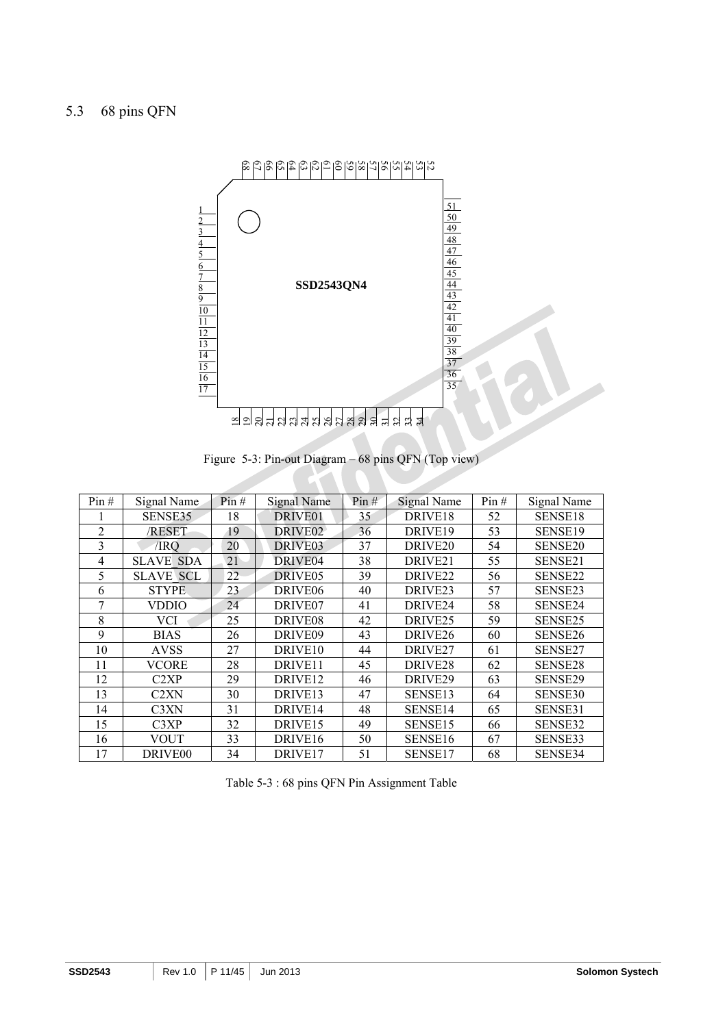## 5.3 68 pins QFN

Figure 5-3: Pin-out Diagram – 68 pins QFN (Top view)

| Pin # | Signal Name | Pin # | Signal Name | Pin # | Signal Name | Pin # | Signal Name |
|---|---|---|---|---|---|---|---|
| 1 | SENSE35 | 18 | DRIVE01 | 35 | DRIVE18 | 52 | SENSE18 |
| 2 | /RESET | 19 | DRIVE02 | 36 | DRIVE19 | 53 | SENSE19 |
| 3 | /IRQ | 20 | DRIVE03 | 37 | DRIVE20 | 54 | SENSE20 |
| 4 | SLAVE_SDA | 21 | DRIVE04 | 38 | DRIVE21 | 55 | SENSE21 |
| 5 | SLAVE_SCL | 22 | DRIVE05 | 39 | DRIVE22 | 56 | SENSE22 |
| 6 | STYPE | 23 | DRIVE06 | 40 | DRIVE23 | 57 | SENSE23 |
| 7 | VDDIO | 24 | DRIVE07 | 41 | DRIVE24 | 58 | SENSE24 |
| 8 | VCI | 25 | DRIVE08 | 42 | DRIVE25 | 59 | SENSE25 |
| 9 | BIAS | 26 | DRIVE09 | 43 | DRIVE26 | 60 | SENSE26 |
| 10 | AVSS | 27 | DRIVE10 | 44 | DRIVE27 | 61 | SENSE27 |
| 11 | VCORE | 28 | DRIVE11 | 45 | DRIVE28 | 62 | SENSE28 |
| 12 | C2XP | 29 | DRIVE12 | 46 | DRIVE29 | 63 | SENSE29 |
| 13 | C2XN | 30 | DRIVE13 | 47 | SENSE13 | 64 | SENSE30 |
| 14 | C3XN | 31 | DRIVE14 | 48 | SENSE14 | 65 | SENSE31 |
| 15 | C3XP | 32 | DRIVE15 | 49 | SENSE15 | 66 | SENSE32 |
| 16 | VOUT | 33 | DRIVE16 | 50 | SENSE16 | 67 | SENSE33 |
| 17 | DRIVE00 | 34 | DRIVE17 | 51 | SENSE17 | 68 | SENSE34 |

Table 5-3 : 68 pins QFN Pin Assignment Table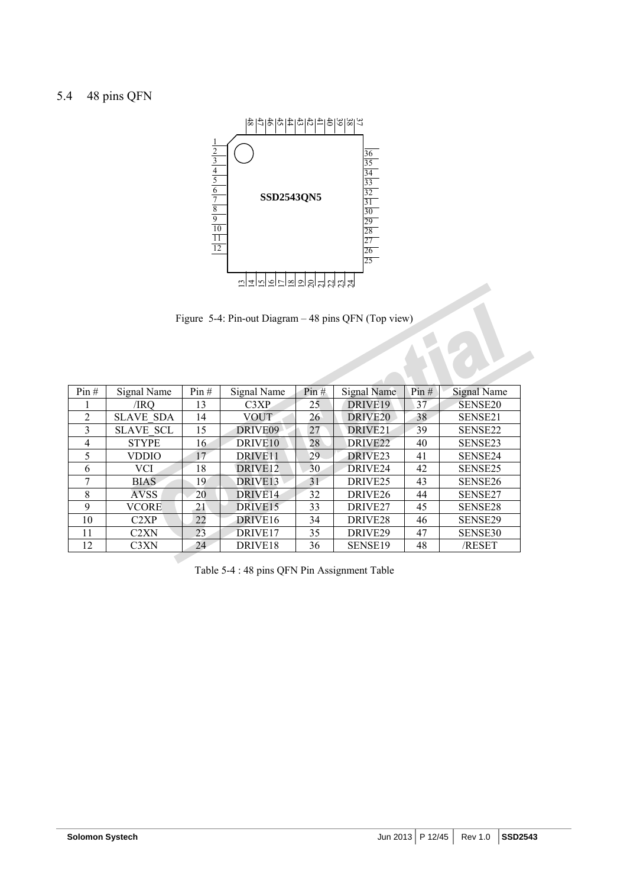## 5.4 48 pins QFN

SSD2543QN5

Figure 5-4: Pin-out Diagram – 48 pins QFN (Top view)

| Pin # | Signal Name | Pin # | Signal Name | Pin # | Signal Name | Pin # | Signal Name |
|---|---|---|---|---|---|---|---|
| 1 | /IRQ | 13 | C3XP | 25 | DRIVE19 | 37 | SENSE20 |
| 2 | SLAVE_SDA | 14 | VOUT | 26 | DRIVE20 | 38 | SENSE21 |
| 3 | SLAVE_SCL | 15 | DRIVE09 | 27 | DRIVE21 | 39 | SENSE22 |
| 4 | STYPE | 16 | DRIVE10 | 28 | DRIVE22 | 40 | SENSE23 |
| 5 | VDDIO | 17 | DRIVE11 | 29 | DRIVE23 | 41 | SENSE24 |
| 6 | VCI | 18 | DRIVE12 | 30 | DRIVE24 | 42 | SENSE25 |
| 7 | BIAS | 19 | DRIVE13 | 31 | DRIVE25 | 43 | SENSE26 |
| 8 | AVSS | 20 | DRIVE14 | 32 | DRIVE26 | 44 | SENSE27 |
| 9 | VCORE | 21 | DRIVE15 | 33 | DRIVE27 | 45 | SENSE28 |
| 10 | C2XP | 22 | DRIVE16 | 34 | DRIVE28 | 46 | SENSE29 |
| 11 | C2XN | 23 | DRIVE17 | 35 | DRIVE29 | 47 | SENSE30 |
| 12 | C3XN | 24 | DRIVE18 | 36 | SENSE19 | 48 | /RESET |

Table 5-4 : 48 pins QFN Pin Assignment Table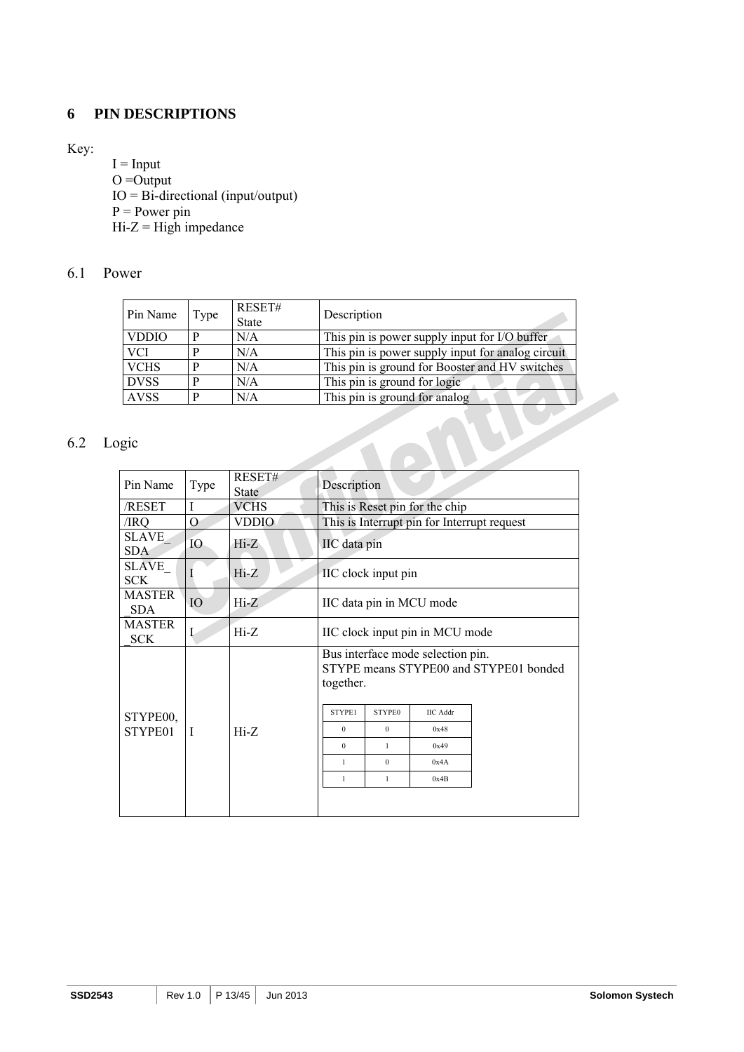# 6 PIN DESCRIPTIONS

Key:

I = Input
O =Output
IO = Bi-directional (input/output)
P = Power pin
Hi-Z = High impedance

## 6.1 Power

| Pin Name | Type | RESET# State | Description |
|---|---|---|---|
| VDDIO | P | N/A | This pin is power supply input for I/O buffer |
| VCI | P | N/A | This pin is power supply input for analog circuit |
| VCHS | P | N/A | This pin is ground for Booster and HV switches |
| DVSS | P | N/A | This pin is ground for logic |
| AVSS | P | N/A | This pin is ground for analog |

## 6.2 Logic

| Pin Name | Type | RESET# State | Description |
|---|---|---|---|
| /RESET | I | VCHS | This is Reset pin for the chip |
| /IRQ | O | VDDIO | This is Interrupt pin for Interrupt request |
| SLAVE_SDA | IO | Hi-Z | IIC data pin |
| SLAVE_SCK | I | Hi-Z | IIC clock input pin |
| MASTER_SDA | IO | Hi-Z | IIC data pin in MCU mode |
| MASTER_SCK | I | Hi-Z | IIC clock input pin in MCU mode |
| STYPE00, STYPE01 | I | Hi-Z | Bus interface mode selection pin. STYPE means STYPE00 and STYPE01 bonded together. (see table below) |

| STYPE1 | STYPE0 | IIC Addr |
|---|---|---|
| 0 | 0 | 0x48 |
| 0 | 1 | 0x49 |
| 1 | 0 | 0x4A |
| 1 | 1 | 0x4B |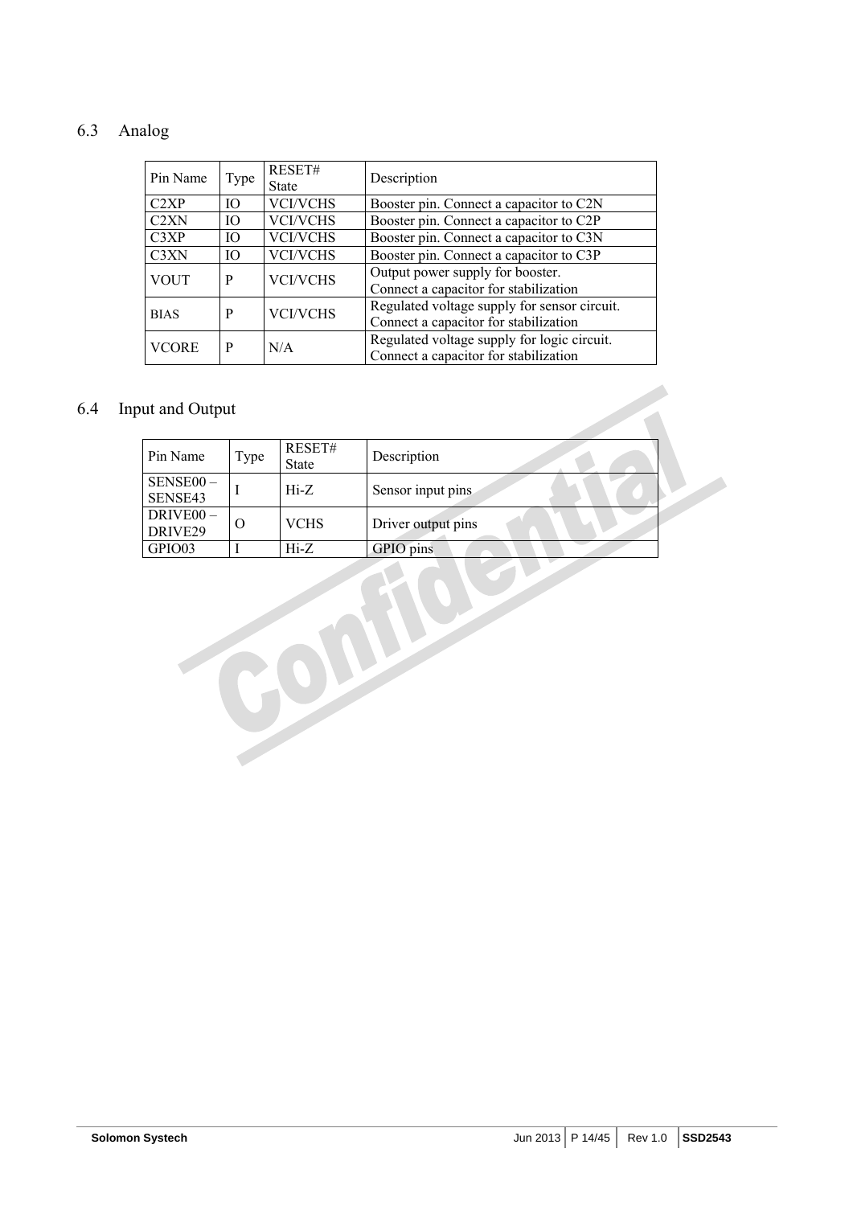## 6.3 Analog

| Pin Name | Type | RESET# State | Description |
|---|---|---|---|
| C2XP | IO | VCI/VCHS | Booster pin. Connect a capacitor to C2N |
| C2XN | IO | VCI/VCHS | Booster pin. Connect a capacitor to C2P |
| C3XP | IO | VCI/VCHS | Booster pin. Connect a capacitor to C3N |
| C3XN | IO | VCI/VCHS | Booster pin. Connect a capacitor to C3P |
| VOUT | P | VCI/VCHS | Output power supply for booster. Connect a capacitor for stabilization |
| BIAS | P | VCI/VCHS | Regulated voltage supply for sensor circuit. Connect a capacitor for stabilization |
| VCORE | P | N/A | Regulated voltage supply for logic circuit. Connect a capacitor for stabilization |

## 6.4 Input and Output

| Pin Name | Type | RESET# State | Description |
|---|---|---|---|
| SENSE00 – SENSE43 | I | Hi-Z | Sensor input pins |
| DRIVE00 – DRIVE29 | O | VCHS | Driver output pins |
| GPIO03 | I | Hi-Z | GPIO pins |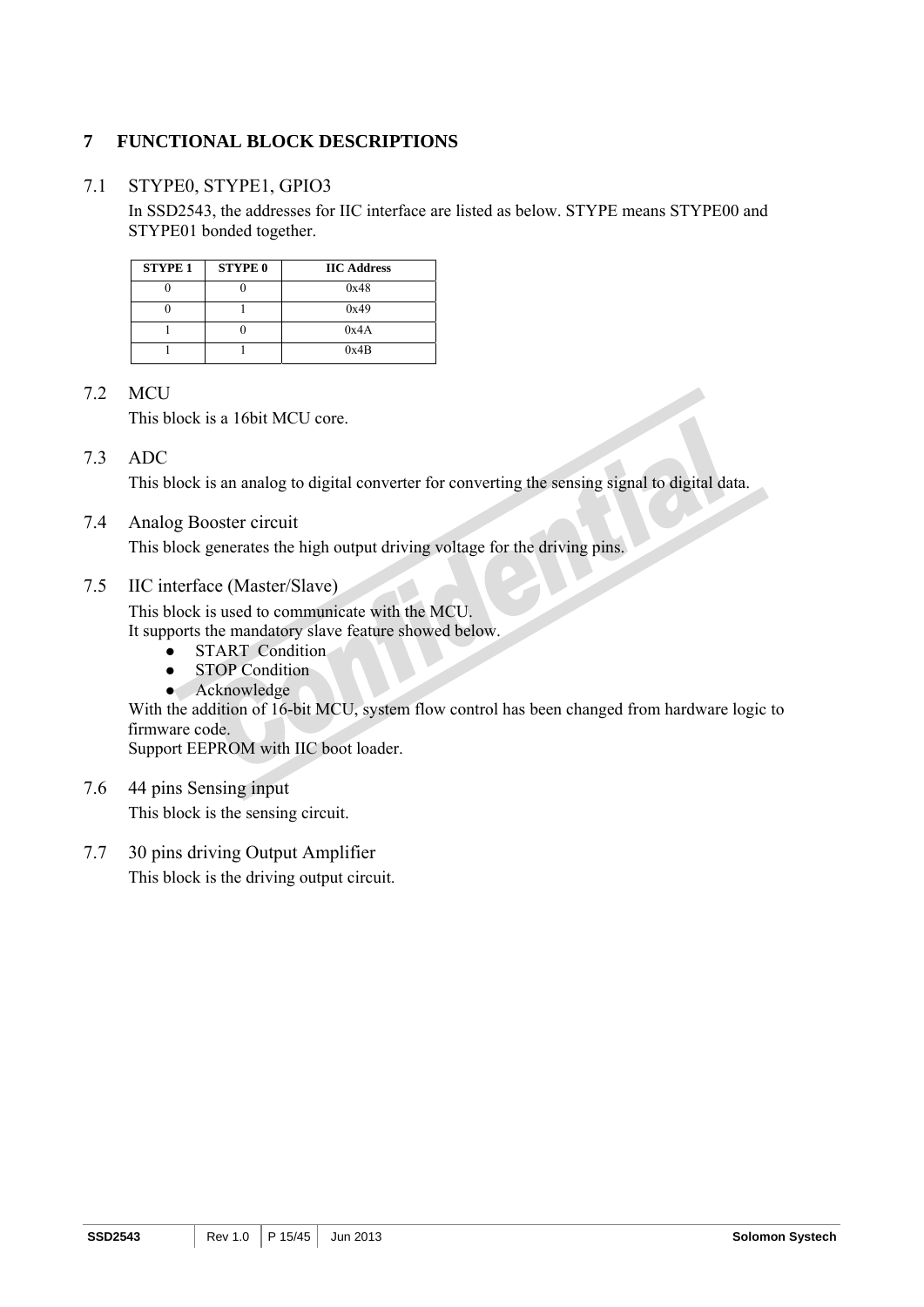# 7 FUNCTIONAL BLOCK DESCRIPTIONS

## 7.1 STYPE0, STYPE1, GPIO3

In SSD2543, the addresses for IIC interface are listed as below. STYPE means STYPE00 and STYPE01 bonded together.

| STYPE 1 | STYPE 0 | IIC Address |
|---|---|---|
| 0 | 0 | 0x48 |
| 0 | 1 | 0x49 |
| 1 | 0 | 0x4A |
| 1 | 1 | 0x4B |

## 7.2 MCU

This block is a 16bit MCU core.

## 7.3 ADC

This block is an analog to digital converter for converting the sensing signal to digital data.

## 7.4 Analog Booster circuit

This block generates the high output driving voltage for the driving pins.

## 7.5 IIC interface (Master/Slave)

This block is used to communicate with the MCU.
It supports the mandatory slave feature showed below.

- START Condition
- STOP Condition
- Acknowledge

With the addition of 16-bit MCU, system flow control has been changed from hardware logic to firmware code.
Support EEPROM with IIC boot loader.

## 7.6 44 pins Sensing input

This block is the sensing circuit.

## 7.7 30 pins driving Output Amplifier

This block is the driving output circuit.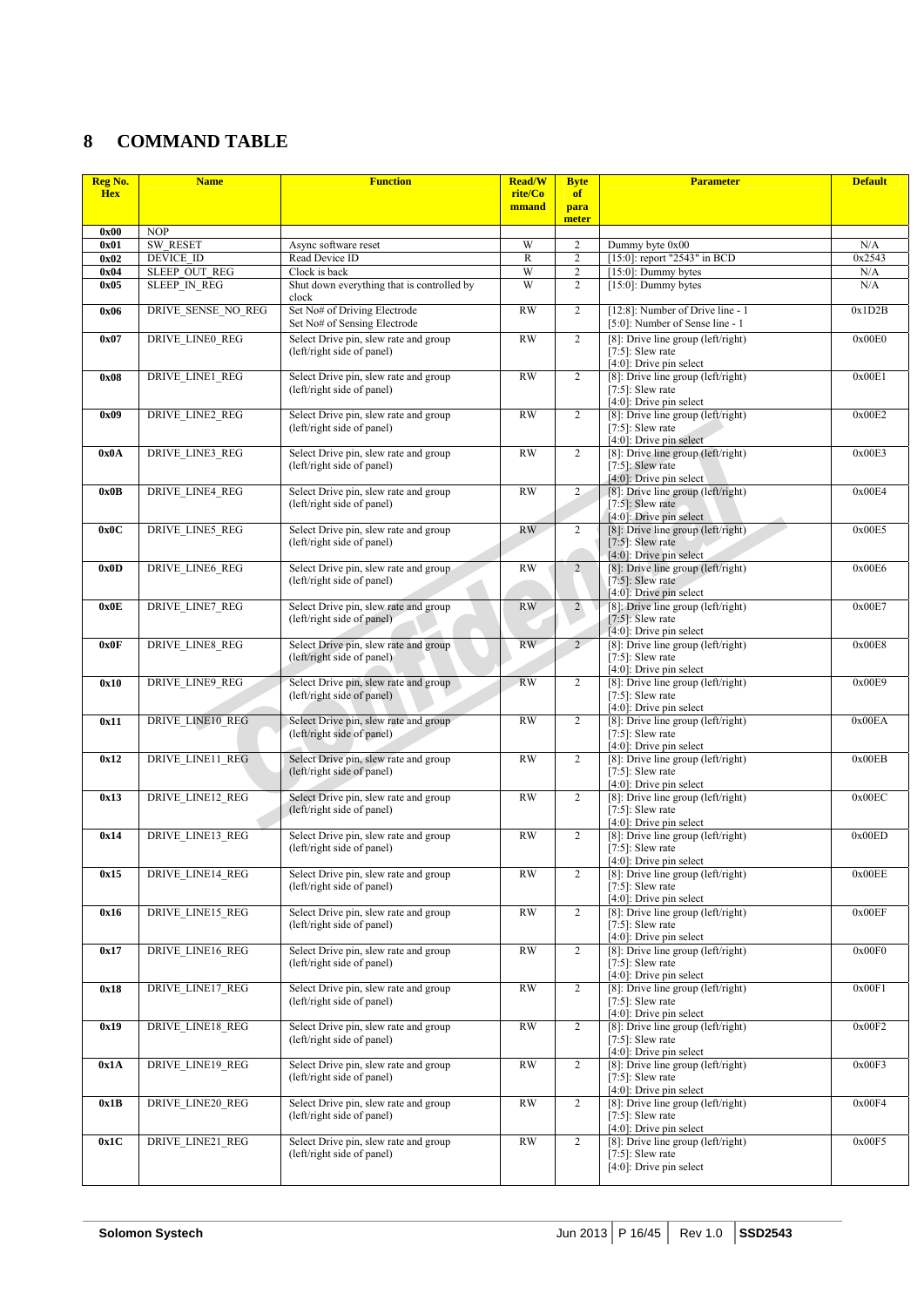# 8 COMMAND TABLE

| Reg No. Hex | Name | Function | Read/Write/Command | Byte of parameter | Parameter | Default |
|---|---|---|---|---|---|---|
| 0x00 | NOP | | | | | |
| 0x01 | SW_RESET | Async software reset | W | 2 | Dummy byte 0x00 | N/A |
| 0x02 | DEVICE_ID | Read Device ID | R | 2 | [15:0]: report "2543" in BCD | 0x2543 |
| 0x04 | SLEEP_OUT_REG | Clock is back | W | 2 | [15:0]: Dummy bytes | N/A |
| 0x05 | SLEEP_IN_REG | Shut down everything that is controlled by clock | W | 2 | [15:0]: Dummy bytes | N/A |
| 0x06 | DRIVE_SENSE_NO_REG | Set No# of Driving Electrode<br>Set No# of Sensing Electrode | RW | 2 | [12:8]: Number of Drive line - 1<br>[5:0]: Number of Sense line - 1 | 0x1D2B |
| 0x07 | DRIVE_LINE0_REG | Select Drive pin, slew rate and group (left/right side of panel) | RW | 2 | [8]: Drive line group (left/right)<br>[7:5]: Slew rate<br>[4:0]: Drive pin select | 0x00E0 |
| 0x08 | DRIVE_LINE1_REG | Select Drive pin, slew rate and group (left/right side of panel) | RW | 2 | [8]: Drive line group (left/right)<br>[7:5]: Slew rate<br>[4:0]: Drive pin select | 0x00E1 |
| 0x09 | DRIVE_LINE2_REG | Select Drive pin, slew rate and group (left/right side of panel) | RW | 2 | [8]: Drive line group (left/right)<br>[7:5]: Slew rate<br>[4:0]: Drive pin select | 0x00E2 |
| 0x0A | DRIVE_LINE3_REG | Select Drive pin, slew rate and group (left/right side of panel) | RW | 2 | [8]: Drive line group (left/right)<br>[7:5]: Slew rate<br>[4:0]: Drive pin select | 0x00E3 |
| 0x0B | DRIVE_LINE4_REG | Select Drive pin, slew rate and group (left/right side of panel) | RW | 2 | [8]: Drive line group (left/right)<br>[7:5]: Slew rate<br>[4:0]: Drive pin select | 0x00E4 |
| 0x0C | DRIVE_LINE5_REG | Select Drive pin, slew rate and group (left/right side of panel) | RW | 2 | [8]: Drive line group (left/right)<br>[7:5]: Slew rate<br>[4:0]: Drive pin select | 0x00E5 |
| 0x0D | DRIVE_LINE6_REG | Select Drive pin, slew rate and group (left/right side of panel) | RW | 2 | [8]: Drive line group (left/right)<br>[7:5]: Slew rate<br>[4:0]: Drive pin select | 0x00E6 |
| 0x0E | DRIVE_LINE7_REG | Select Drive pin, slew rate and group (left/right side of panel) | RW | 2 | [8]: Drive line group (left/right)<br>[7:5]: Slew rate<br>[4:0]: Drive pin select | 0x00E7 |
| 0x0F | DRIVE_LINE8_REG | Select Drive pin, slew rate and group (left/right side of panel) | RW | 2 | [8]: Drive line group (left/right)<br>[7:5]: Slew rate<br>[4:0]: Drive pin select | 0x00E8 |
| 0x10 | DRIVE_LINE9_REG | Select Drive pin, slew rate and group (left/right side of panel) | RW | 2 | [8]: Drive line group (left/right)<br>[7:5]: Slew rate<br>[4:0]: Drive pin select | 0x00E9 |
| 0x11 | DRIVE_LINE10_REG | Select Drive pin, slew rate and group (left/right side of panel) | RW | 2 | [8]: Drive line group (left/right)<br>[7:5]: Slew rate<br>[4:0]: Drive pin select | 0x00EA |
| 0x12 | DRIVE_LINE11_REG | Select Drive pin, slew rate and group (left/right side of panel) | RW | 2 | [8]: Drive line group (left/right)<br>[7:5]: Slew rate<br>[4:0]: Drive pin select | 0x00EB |
| 0x13 | DRIVE_LINE12_REG | Select Drive pin, slew rate and group (left/right side of panel) | RW | 2 | [8]: Drive line group (left/right)<br>[7:5]: Slew rate<br>[4:0]: Drive pin select | 0x00EC |
| 0x14 | DRIVE_LINE13_REG | Select Drive pin, slew rate and group (left/right side of panel) | RW | 2 | [8]: Drive line group (left/right)<br>[7:5]: Slew rate<br>[4:0]: Drive pin select | 0x00ED |
| 0x15 | DRIVE_LINE14_REG | Select Drive pin, slew rate and group (left/right side of panel) | RW | 2 | [8]: Drive line group (left/right)<br>[7:5]: Slew rate<br>[4:0]: Drive pin select | 0x00EE |
| 0x16 | DRIVE_LINE15_REG | Select Drive pin, slew rate and group (left/right side of panel) | RW | 2 | [8]: Drive line group (left/right)<br>[7:5]: Slew rate<br>[4:0]: Drive pin select | 0x00EF |
| 0x17 | DRIVE_LINE16_REG | Select Drive pin, slew rate and group (left/right side of panel) | RW | 2 | [8]: Drive line group (left/right)<br>[7:5]: Slew rate<br>[4:0]: Drive pin select | 0x00F0 |
| 0x18 | DRIVE_LINE17_REG | Select Drive pin, slew rate and group (left/right side of panel) | RW | 2 | [8]: Drive line group (left/right)<br>[7:5]: Slew rate<br>[4:0]: Drive pin select | 0x00F1 |
| 0x19 | DRIVE_LINE18_REG | Select Drive pin, slew rate and group (left/right side of panel) | RW | 2 | [8]: Drive line group (left/right)<br>[7:5]: Slew rate<br>[4:0]: Drive pin select | 0x00F2 |
| 0x1A | DRIVE_LINE19_REG | Select Drive pin, slew rate and group (left/right side of panel) | RW | 2 | [8]: Drive line group (left/right)<br>[7:5]: Slew rate<br>[4:0]: Drive pin select | 0x00F3 |
| 0x1B | DRIVE_LINE20_REG | Select Drive pin, slew rate and group (left/right side of panel) | RW | 2 | [8]: Drive line group (left/right)<br>[7:5]: Slew rate<br>[4:0]: Drive pin select | 0x00F4 |
| 0x1C | DRIVE_LINE21_REG | Select Drive pin, slew rate and group (left/right side of panel) | RW | 2 | [8]: Drive line group (left/right)<br>[7:5]: Slew rate<br>[4:0]: Drive pin select | 0x00F5 |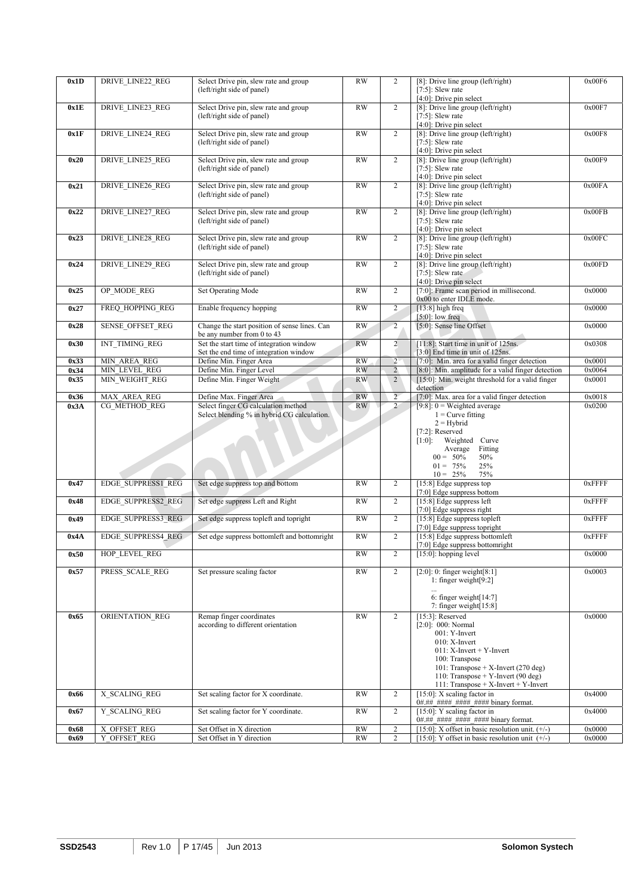| 0x1D | DRIVE_LINE22_REG | Select Drive pin, slew rate and group (left/right side of panel) | RW | 2 | [8]: Drive line group (left/right)<br>[7:5]: Slew rate<br>[4:0]: Drive pin select | 0x00F6 |
|---|---|---|---|---|---|---|
| 0x1E | DRIVE_LINE23_REG | Select Drive pin, slew rate and group (left/right side of panel) | RW | 2 | [8]: Drive line group (left/right)<br>[7:5]: Slew rate<br>[4:0]: Drive pin select | 0x00F7 |
| 0x1F | DRIVE_LINE24_REG | Select Drive pin, slew rate and group (left/right side of panel) | RW | 2 | [8]: Drive line group (left/right)<br>[7:5]: Slew rate<br>[4:0]: Drive pin select | 0x00F8 |
| 0x20 | DRIVE_LINE25_REG | Select Drive pin, slew rate and group (left/right side of panel) | RW | 2 | [8]: Drive line group (left/right)<br>[7:5]: Slew rate<br>[4:0]: Drive pin select | 0x00F9 |
| 0x21 | DRIVE_LINE26_REG | Select Drive pin, slew rate and group (left/right side of panel) | RW | 2 | [8]: Drive line group (left/right)<br>[7:5]: Slew rate<br>[4:0]: Drive pin select | 0x00FA |
| 0x22 | DRIVE_LINE27_REG | Select Drive pin, slew rate and group (left/right side of panel) | RW | 2 | [8]: Drive line group (left/right)<br>[7:5]: Slew rate<br>[4:0]: Drive pin select | 0x00FB |
| 0x23 | DRIVE_LINE28_REG | Select Drive pin, slew rate and group (left/right side of panel) | RW | 2 | [8]: Drive line group (left/right)<br>[7:5]: Slew rate<br>[4:0]: Drive pin select | 0x00FC |
| 0x24 | DRIVE_LINE29_REG | Select Drive pin, slew rate and group (left/right side of panel) | RW | 2 | [8]: Drive line group (left/right)<br>[7:5]: Slew rate<br>[4:0]: Drive pin select | 0x00FD |
| 0x25 | OP_MODE_REG | Set Operating Mode | RW | 2 | [7:0]: Frame scan period in millisecond.<br>0x00 to enter IDLE mode. | 0x0000 |
| 0x27 | FREQ_HOPPING_REG | Enable frequency hopping | RW | 2 | [13:8] high freq<br>[5:0]: low freq | 0x0000 |
| 0x28 | SENSE_OFFSET_REG | Change the start position of sense lines. Can be any number from 0 to 43 | RW | 2 | [5:0]: Sense line Offset | 0x0000 |
| 0x30 | INT_TIMING_REG | Set the start time of integration window<br>Set the end time of integration window | RW | 2 | [11:8]: Start time in unit of 125ns.<br>[3:0] End time in unit of 125ns. | 0x0308 |
| 0x33 | MIN_AREA_REG | Define Min. Finger Area | RW | 2 | [7:0]: Min. area for a valid finger detection | 0x0001 |
| 0x34 | MIN_LEVEL_REG | Define Min. Finger Level | RW | 2 | [8:0]: Min. amplitude for a valid finger detection | 0x0064 |
| 0x35 | MIN_WEIGHT_REG | Define Min. Finger Weight | RW | 2 | [15:0]: Min. weight threshold for a valid finger detection | 0x0001 |
| 0x36 | MAX_AREA_REG | Define Max. Finger Area | RW | 2 | [7:0]: Max. area for a valid finger detection | 0x0018 |
| 0x3A | CG_METHOD_REG | Select finger CG calculation method<br>Select blending % in hybrid CG calculation. | RW | 2 | [9:8]: 0 = Weighted average<br>1 = Curve fitting<br>2 = Hybrid<br>[7:2]: Reserved<br>[1:0]: Weighted Average / Curve Fitting<br>00 = 50% 50%<br>01 = 75% 25%<br>10 = 25% 75% | 0x0200 |
| 0x47 | EDGE_SUPPRESS1_REG | Set edge suppress top and bottom | RW | 2 | [15:8] Edge suppress top<br>[7:0] Edge suppress bottom | 0xFFFF |
| 0x48 | EDGE_SUPPRESS2_REG | Set edge suppress Left and Right | RW | 2 | [15:8] Edge suppress left<br>[7:0] Edge suppress right | 0xFFFF |
| 0x49 | EDGE_SUPPRESS3_REG | Set edge suppress topleft and topright | RW | 2 | [15:8] Edge suppress topleft<br>[7:0] Edge suppress topright | 0xFFFF |
| 0x4A | EDGE_SUPPRESS4_REG | Set edge suppress bottomleft and bottomright | RW | 2 | [15:8] Edge suppress bottomleft<br>[7:0] Edge suppress bottomright | 0xFFFF |
| 0x50 | HOP_LEVEL_REG | | RW | 2 | [15:0]: hopping level | 0x0000 |
| 0x57 | PRESS_SCALE_REG | Set pressure scaling factor | RW | 2 | [2:0]: 0: finger weight[8:1]<br>1: finger weight[9:2]<br>...<br>6: finger weight[14:7]<br>7: finger weight[15:8] | 0x0003 |
| 0x65 | ORIENTATION_REG | Remap finger coordinates according to different orientation | RW | 2 | [15:3]: Reserved<br>[2:0]: 000: Normal<br>001: Y-Invert<br>010: X-Invert<br>011: X-Invert + Y-Invert<br>100: Transpose<br>101: Transpose + X-Invert (270 deg)<br>110: Transpose + Y-Invert (90 deg)<br>111: Transpose + X-Invert + Y-Invert | 0x0000 |
| 0x66 | X_SCALING_REG | Set scaling factor for X coordinate. | RW | 2 | [15:0]: X scaling factor in<br>0#.##_####_####_#### binary format. | 0x4000 |
| 0x67 | Y_SCALING_REG | Set scaling factor for Y coordinate. | RW | 2 | [15:0]: Y scaling factor in<br>0#.##_####_####_#### binary format. | 0x4000 |
| 0x68 | X_OFFSET_REG | Set Offset in X direction | RW | 2 | [15:0]: X offset in basic resolution unit. (+/-) | 0x0000 |
| 0x69 | Y_OFFSET_REG | Set Offset in Y direction | RW | 2 | [15:0]: Y offset in basic resolution unit (+/-) | 0x0000 |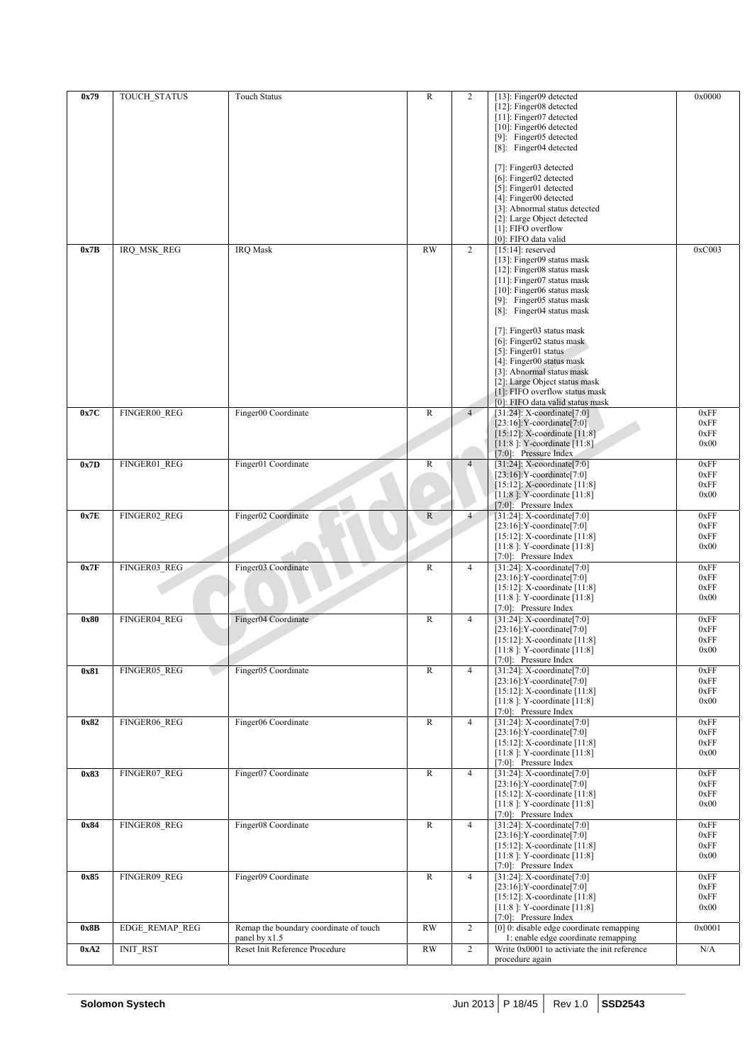| 0x79 | TOUCH_STATUS | Touch Status | R | 2 | [13]: Finger09 detected<br>[12]: Finger08 detected<br>[11]: Finger07 detected<br>[10]: Finger06 detected<br>[9]: Finger05 detected<br>[8]: Finger04 detected<br><br>[7]: Finger03 detected<br>[6]: Finger02 detected<br>[5]: Finger01 detected<br>[4]: Finger00 detected<br>[3]: Abnormal status detected<br>[2]: Large Object detected<br>[1]: FIFO overflow<br>[0]: FIFO data valid | 0x0000 |
|---|---|---|---|---|---|---|
| 0x7B | IRQ_MSK_REG | IRQ Mask | RW | 2 | [15:14]: reserved<br>[13]: Finger09 status mask<br>[12]: Finger08 status mask<br>[11]: Finger07 status mask<br>[10]: Finger06 status mask<br>[9]: Finger05 status mask<br>[8]: Finger04 status mask<br><br>[7]: Finger03 status mask<br>[6]: Finger02 status mask<br>[5]: Finger01 status<br>[4]: Finger00 status mask<br>[3]: Abnormal status mask<br>[2]: Large Object status mask<br>[1]: FIFO overflow status mask<br>[0]: FIFO data valid status mask | 0xC003 |
| 0x7C | FINGER00_REG | Finger00 Coordinate | R | 4 | [31:24]: X-coordinate[7:0]<br>[23:16]:Y-coordinate[7:0]<br>[15:12]: X-coordinate [11:8]<br>[11:8 ]: Y-coordinate [11:8]<br>[7:0]: Pressure Index | 0xFF<br>0xFF<br>0xFF<br>0x00 |
| 0x7D | FINGER01_REG | Finger01 Coordinate | R | 4 | [31:24]: X-coordinate[7:0]<br>[23:16]:Y-coordinate[7:0]<br>[15:12]: X-coordinate [11:8]<br>[11:8 ]: Y-coordinate [11:8]<br>[7:0]: Pressure Index | 0xFF<br>0xFF<br>0xFF<br>0x00 |
| 0x7E | FINGER02_REG | Finger02 Coordinate | R | 4 | [31:24]: X-coordinate[7:0]<br>[23:16]:Y-coordinate[7:0]<br>[15:12]: X-coordinate [11:8]<br>[11:8 ]: Y-coordinate [11:8]<br>[7:0]: Pressure Index | 0xFF<br>0xFF<br>0xFF<br>0x00 |
| 0x7F | FINGER03_REG | Finger03 Coordinate | R | 4 | [31:24]: X-coordinate[7:0]<br>[23:16]:Y-coordinate[7:0]<br>[15:12]: X-coordinate [11:8]<br>[11:8 ]: Y-coordinate [11:8]<br>[7:0]: Pressure Index | 0xFF<br>0xFF<br>0xFF<br>0x00 |
| 0x80 | FINGER04_REG | Finger04 Coordinate | R | 4 | [31:24]: X-coordinate[7:0]<br>[23:16]:Y-coordinate[7:0]<br>[15:12]: X-coordinate [11:8]<br>[11:8 ]: Y-coordinate [11:8]<br>[7:0]: Pressure Index | 0xFF<br>0xFF<br>0xFF<br>0x00 |
| 0x81 | FINGER05_REG | Finger05 Coordinate | R | 4 | [31:24]: X-coordinate[7:0]<br>[23:16]:Y-coordinate[7:0]<br>[15:12]: X-coordinate [11:8]<br>[11:8 ]: Y-coordinate [11:8]<br>[7:0]: Pressure Index | 0xFF<br>0xFF<br>0xFF<br>0x00 |
| 0x82 | FINGER06_REG | Finger06 Coordinate | R | 4 | [31:24]: X-coordinate[7:0]<br>[23:16]:Y-coordinate[7:0]<br>[15:12]: X-coordinate [11:8]<br>[11:8 ]: Y-coordinate [11:8]<br>[7:0]: Pressure Index | 0xFF<br>0xFF<br>0xFF<br>0x00 |
| 0x83 | FINGER07_REG | Finger07 Coordinate | R | 4 | [31:24]: X-coordinate[7:0]<br>[23:16]:Y-coordinate[7:0]<br>[15:12]: X-coordinate [11:8]<br>[11:8 ]: Y-coordinate [11:8]<br>[7:0]: Pressure Index | 0xFF<br>0xFF<br>0xFF<br>0x00 |
| 0x84 | FINGER08_REG | Finger08 Coordinate | R | 4 | [31:24]: X-coordinate[7:0]<br>[23:16]:Y-coordinate[7:0]<br>[15:12]: X-coordinate [11:8]<br>[11:8 ]: Y-coordinate [11:8]<br>[7:0]: Pressure Index | 0xFF<br>0xFF<br>0xFF<br>0x00 |
| 0x85 | FINGER09_REG | Finger09 Coordinate | R | 4 | [31:24]: X-coordinate[7:0]<br>[23:16]:Y-coordinate[7:0]<br>[15:12]: X-coordinate [11:8]<br>[11:8 ]: Y-coordinate [11:8]<br>[7:0]: Pressure Index | 0xFF<br>0xFF<br>0xFF<br>0x00 |
| 0x8B | EDGE_REMAP_REG | Remap the boundary coordinate of touch panel by x1.5 | RW | 2 | [0] 0: disable edge coordinate remapping<br>1: enable edge coordinate remapping | 0x0001 |
| 0xA2 | INIT_RST | Reset Init Reference Procedure | RW | 2 | Write 0x0001 to activiate the init reference procedure again | N/A |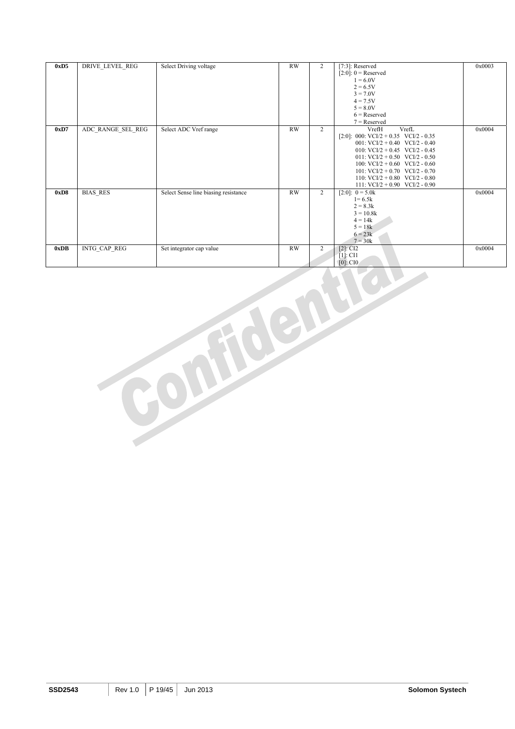| **0xD5** | DRIVE_LEVEL_REG | Select Driving voltage | RW | 2 | [7:3]: Reserved<br>[2:0]: 0 = Reserved<br>1 = 6.0V<br>2 = 6.5V<br>3 = 7.0V<br>4 = 7.5V<br>5 = 8.0V<br>6 = Reserved<br>7 = Reserved | 0x0003 |
|---|---|---|---|---|---|---|
| **0xD7** | ADC_RANGE_SEL_REG | Select ADC Vref range | RW | 2 | VrefH VrefL<br>[2:0]: 000: VCI/2 + 0.35 VCI/2 - 0.35<br>001: VCI/2 + 0.40 VCI/2 - 0.40<br>010: VCI/2 + 0.45 VCI/2 - 0.45<br>011: VCI/2 + 0.50 VCI/2 - 0.50<br>100: VCI/2 + 0.60 VCI/2 - 0.60<br>101: VCI/2 + 0.70 VCI/2 - 0.70<br>110: VCI/2 + 0.80 VCI/2 - 0.80<br>111: VCI/2 + 0.90 VCI/2 - 0.90 | 0x0004 |
| **0xD8** | BIAS_RES | Select Sense line biasing resistance | RW | 2 | [2:0]: 0 = 5.0k<br>1= 6.5k<br>2 = 8.3k<br>3 = 10.8k<br>4 = 14k<br>5 = 18k<br>6 = 23k<br>7 = 30k | 0x0004 |
| **0xDB** | INTG_CAP_REG | Set integrator cap value | RW | 2 | [2]: CI2<br>[1]: CI1<br>[0]: CI0 | 0x0004 |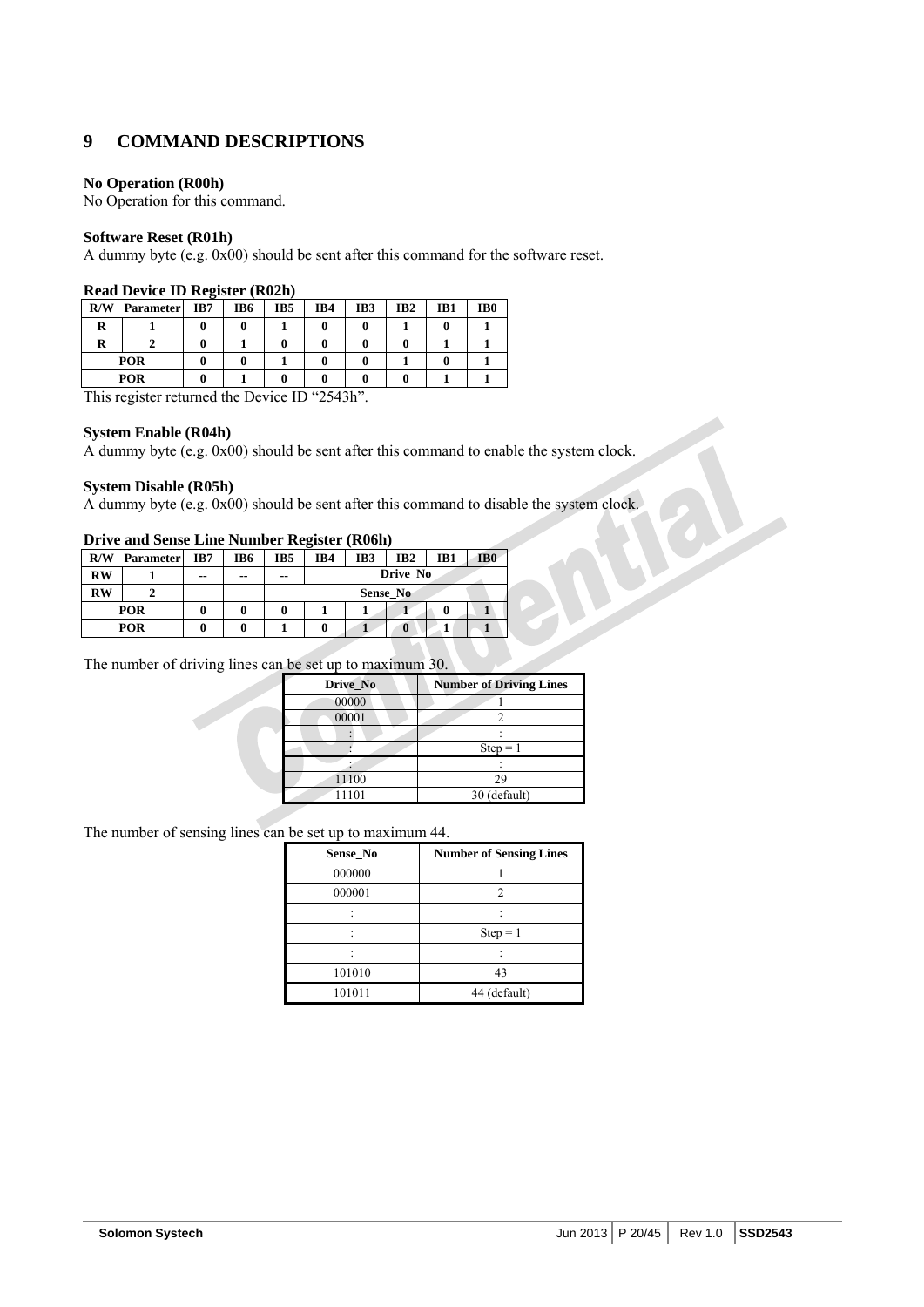# 9 COMMAND DESCRIPTIONS

**No Operation (R00h)**
No Operation for this command.

**Software Reset (R01h)**
A dummy byte (e.g. 0x00) should be sent after this command for the software reset.

**Read Device ID Register (R02h)**

| R/W | Parameter | IB7 | IB6 | IB5 | IB4 | IB3 | IB2 | IB1 | IB0 |
|---|---|---|---|---|---|---|---|---|---|
| R | 1 | 0 | 0 | 1 | 0 | 0 | 1 | 0 | 1 |
| R | 2 | 0 | 1 | 0 | 0 | 0 | 0 | 1 | 1 |
| POR | | 0 | 0 | 1 | 0 | 0 | 1 | 0 | 1 |
| POR | | 0 | 1 | 0 | 0 | 0 | 0 | 1 | 1 |

This register returned the Device ID “2543h”.

**System Enable (R04h)**
A dummy byte (e.g. 0x00) should be sent after this command to enable the system clock.

**System Disable (R05h)**
A dummy byte (e.g. 0x00) should be sent after this command to disable the system clock.

**Drive and Sense Line Number Register (R06h)**

| R/W | Parameter | IB7 | IB6 | IB5 | IB4 | IB3 | IB2 | IB1 | IB0 |
|---|---|---|---|---|---|---|---|---|---|
| RW | 1 | -- | -- | -- | Drive_No | | | | |
| RW | 2 | | | Sense_No | | | | | |
| POR | | 0 | 0 | 0 | 1 | 1 | 1 | 0 | 1 |
| POR | | 0 | 0 | 1 | 0 | 1 | 0 | 1 | 1 |

The number of driving lines can be set up to maximum 30.

| Drive_No | Number of Driving Lines |
|---|---|
| 00000 | 1 |
| 00001 | 2 |
| : | : |
| : | Step = 1 |
| : | : |
| 11100 | 29 |
| 11101 | 30 (default) |

The number of sensing lines can be set up to maximum 44.

| Sense_No | Number of Sensing Lines |
|---|---|
| 000000 | 1 |
| 000001 | 2 |
| : | : |
| : | Step = 1 |
| : | : |
| 101010 | 43 |
| 101011 | 44 (default) |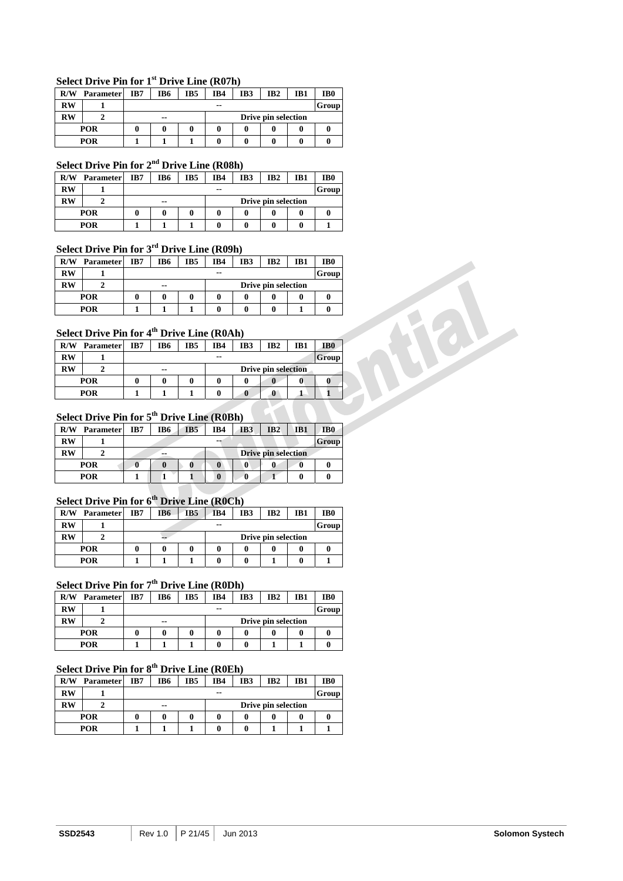### Select Drive Pin for 1st Drive Line (R07h)

| R/W | Parameter | IB7 | IB6 | IB5 | IB4 | IB3 | IB2 | IB1 | IB0 |
|---|---|---|---|---|---|---|---|---|---|
| RW | 1 | -- | | | | | | | Group |
| RW | 2 | -- | | | Drive pin selection | | | | |
| POR | | 0 | 0 | 0 | 0 | 0 | 0 | 0 | 0 |
| POR | | 1 | 1 | 1 | 0 | 0 | 0 | 0 | 0 |

### Select Drive Pin for 2nd Drive Line (R08h)

| R/W | Parameter | IB7 | IB6 | IB5 | IB4 | IB3 | IB2 | IB1 | IB0 |
|---|---|---|---|---|---|---|---|---|---|
| RW | 1 | -- | | | | | | | Group |
| RW | 2 | -- | | | Drive pin selection | | | | |
| POR | | 0 | 0 | 0 | 0 | 0 | 0 | 0 | 0 |
| POR | | 1 | 1 | 1 | 0 | 0 | 0 | 0 | 1 |

### Select Drive Pin for 3rd Drive Line (R09h)

| R/W | Parameter | IB7 | IB6 | IB5 | IB4 | IB3 | IB2 | IB1 | IB0 |
|---|---|---|---|---|---|---|---|---|---|
| RW | 1 | -- | | | | | | | Group |
| RW | 2 | -- | | | Drive pin selection | | | | |
| POR | | 0 | 0 | 0 | 0 | 0 | 0 | 0 | 0 |
| POR | | 1 | 1 | 1 | 0 | 0 | 0 | 1 | 0 |

### Select Drive Pin for 4th Drive Line (R0Ah)

| R/W | Parameter | IB7 | IB6 | IB5 | IB4 | IB3 | IB2 | IB1 | IB0 |
|---|---|---|---|---|---|---|---|---|---|
| RW | 1 | -- | | | | | | | Group |
| RW | 2 | -- | | | Drive pin selection | | | | |
| POR | | 0 | 0 | 0 | 0 | 0 | 0 | 0 | 0 |
| POR | | 1 | 1 | 1 | 0 | 0 | 0 | 1 | 1 |

### Select Drive Pin for 5th Drive Line (R0Bh)

| R/W | Parameter | IB7 | IB6 | IB5 | IB4 | IB3 | IB2 | IB1 | IB0 |
|---|---|---|---|---|---|---|---|---|---|
| RW | 1 | -- | | | | | | | Group |
| RW | 2 | -- | | | Drive pin selection | | | | |
| POR | | 0 | 0 | 0 | 0 | 0 | 0 | 0 | 0 |
| POR | | 1 | 1 | 1 | 0 | 0 | 1 | 0 | 0 |

### Select Drive Pin for 6th Drive Line (R0Ch)

| R/W | Parameter | IB7 | IB6 | IB5 | IB4 | IB3 | IB2 | IB1 | IB0 |
|---|---|---|---|---|---|---|---|---|---|
| RW | 1 | -- | | | | | | | Group |
| RW | 2 | -- | | | Drive pin selection | | | | |
| POR | | 0 | 0 | 0 | 0 | 0 | 0 | 0 | 0 |
| POR | | 1 | 1 | 1 | 0 | 0 | 1 | 0 | 1 |

### Select Drive Pin for 7th Drive Line (R0Dh)

| R/W | Parameter | IB7 | IB6 | IB5 | IB4 | IB3 | IB2 | IB1 | IB0 |
|---|---|---|---|---|---|---|---|---|---|
| RW | 1 | -- | | | | | | | Group |
| RW | 2 | -- | | | Drive pin selection | | | | |
| POR | | 0 | 0 | 0 | 0 | 0 | 0 | 0 | 0 |
| POR | | 1 | 1 | 1 | 0 | 0 | 1 | 1 | 0 |

### Select Drive Pin for 8th Drive Line (R0Eh)

| R/W | Parameter | IB7 | IB6 | IB5 | IB4 | IB3 | IB2 | IB1 | IB0 |
|---|---|---|---|---|---|---|---|---|---|
| RW | 1 | -- | | | | | | | Group |
| RW | 2 | -- | | | Drive pin selection | | | | |
| POR | | 0 | 0 | 0 | 0 | 0 | 0 | 0 | 0 |
| POR | | 1 | 1 | 1 | 0 | 0 | 1 | 1 | 1 |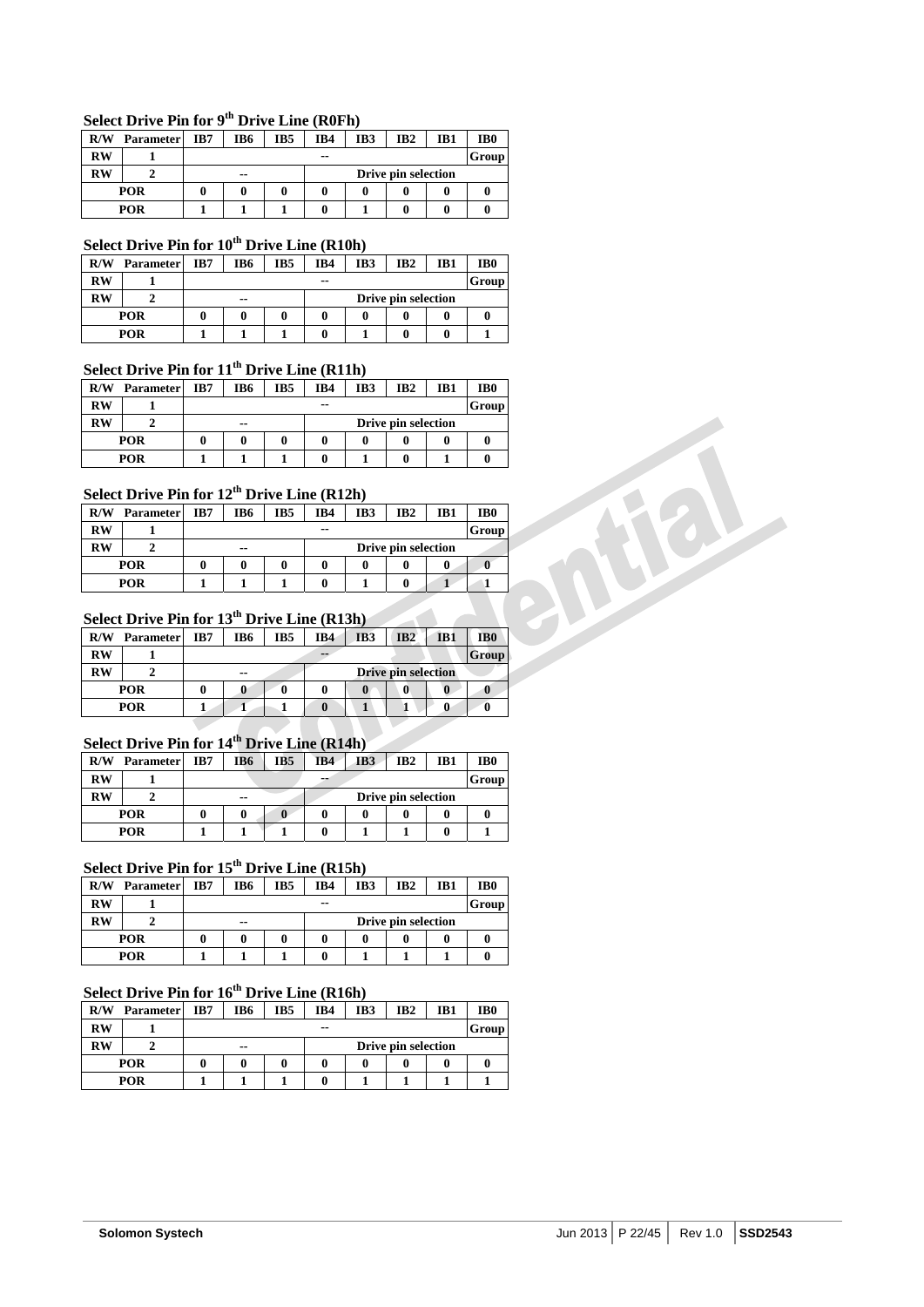### Select Drive Pin for 9th Drive Line (R0Fh)

| R/W | Parameter | IB7 | IB6 | IB5 | IB4 | IB3 | IB2 | IB1 | IB0 |
|---|---|---|---|---|---|---|---|---|---|
| RW | 1 | -- | | | | | | | Group |
| RW | 2 | -- | | | Drive pin selection | | | | |
| POR | | 0 | 0 | 0 | 0 | 0 | 0 | 0 | 0 |
| POR | | 1 | 1 | 1 | 0 | 1 | 0 | 0 | 0 |

### Select Drive Pin for 10th Drive Line (R10h)

| R/W | Parameter | IB7 | IB6 | IB5 | IB4 | IB3 | IB2 | IB1 | IB0 |
|---|---|---|---|---|---|---|---|---|---|
| RW | 1 | -- | | | | | | | Group |
| RW | 2 | -- | | | Drive pin selection | | | | |
| POR | | 0 | 0 | 0 | 0 | 0 | 0 | 0 | 0 |
| POR | | 1 | 1 | 1 | 0 | 1 | 0 | 0 | 1 |

### Select Drive Pin for 11th Drive Line (R11h)

| R/W | Parameter | IB7 | IB6 | IB5 | IB4 | IB3 | IB2 | IB1 | IB0 |
|---|---|---|---|---|---|---|---|---|---|
| RW | 1 | -- | | | | | | | Group |
| RW | 2 | -- | | | Drive pin selection | | | | |
| POR | | 0 | 0 | 0 | 0 | 0 | 0 | 0 | 0 |
| POR | | 1 | 1 | 1 | 0 | 1 | 0 | 1 | 0 |

### Select Drive Pin for 12th Drive Line (R12h)

| R/W | Parameter | IB7 | IB6 | IB5 | IB4 | IB3 | IB2 | IB1 | IB0 |
|---|---|---|---|---|---|---|---|---|---|
| RW | 1 | -- | | | | | | | Group |
| RW | 2 | -- | | | Drive pin selection | | | | |
| POR | | 0 | 0 | 0 | 0 | 0 | 0 | 0 | 0 |
| POR | | 1 | 1 | 1 | 0 | 1 | 0 | 1 | 1 |

### Select Drive Pin for 13th Drive Line (R13h)

| R/W | Parameter | IB7 | IB6 | IB5 | IB4 | IB3 | IB2 | IB1 | IB0 |
|---|---|---|---|---|---|---|---|---|---|
| RW | 1 | -- | | | | | | | Group |
| RW | 2 | -- | | | Drive pin selection | | | | |
| POR | | 0 | 0 | 0 | 0 | 0 | 0 | 0 | 0 |
| POR | | 1 | 1 | 1 | 0 | 1 | 1 | 0 | 0 |

### Select Drive Pin for 14th Drive Line (R14h)

| R/W | Parameter | IB7 | IB6 | IB5 | IB4 | IB3 | IB2 | IB1 | IB0 |
|---|---|---|---|---|---|---|---|---|---|
| RW | 1 | -- | | | | | | | Group |
| RW | 2 | -- | | | Drive pin selection | | | | |
| POR | | 0 | 0 | 0 | 0 | 0 | 0 | 0 | 0 |
| POR | | 1 | 1 | 1 | 0 | 1 | 1 | 0 | 1 |

### Select Drive Pin for 15th Drive Line (R15h)

| R/W | Parameter | IB7 | IB6 | IB5 | IB4 | IB3 | IB2 | IB1 | IB0 |
|---|---|---|---|---|---|---|---|---|---|
| RW | 1 | -- | | | | | | | Group |
| RW | 2 | -- | | | Drive pin selection | | | | |
| POR | | 0 | 0 | 0 | 0 | 0 | 0 | 0 | 0 |
| POR | | 1 | 1 | 1 | 0 | 1 | 1 | 1 | 0 |

### Select Drive Pin for 16th Drive Line (R16h)

| R/W | Parameter | IB7 | IB6 | IB5 | IB4 | IB3 | IB2 | IB1 | IB0 |
|---|---|---|---|---|---|---|---|---|---|
| RW | 1 | -- | | | | | | | Group |
| RW | 2 | -- | | | Drive pin selection | | | | |
| POR | | 0 | 0 | 0 | 0 | 0 | 0 | 0 | 0 |
| POR | | 1 | 1 | 1 | 0 | 1 | 1 | 1 | 1 |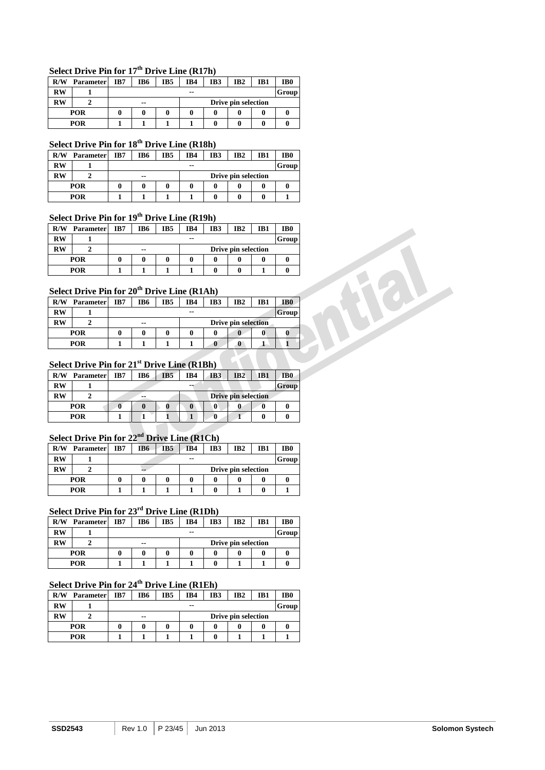### Select Drive Pin for 17th Drive Line (R17h)

| R/W | Parameter | IB7 | IB6 | IB5 | IB4 | IB3 | IB2 | IB1 | IB0 |
|---|---|---|---|---|---|---|---|---|---|
| RW | 1 | -- | | | | | | | Group |
| RW | 2 | -- | | | Drive pin selection | | | | |
| POR | | 0 | 0 | 0 | 0 | 0 | 0 | 0 | 0 |
| POR | | 1 | 1 | 1 | 1 | 0 | 0 | 0 | 0 |

### Select Drive Pin for 18th Drive Line (R18h)

| R/W | Parameter | IB7 | IB6 | IB5 | IB4 | IB3 | IB2 | IB1 | IB0 |
|---|---|---|---|---|---|---|---|---|---|
| RW | 1 | -- | | | | | | | Group |
| RW | 2 | -- | | | Drive pin selection | | | | |
| POR | | 0 | 0 | 0 | 0 | 0 | 0 | 0 | 0 |
| POR | | 1 | 1 | 1 | 1 | 0 | 0 | 0 | 1 |

### Select Drive Pin for 19th Drive Line (R19h)

| R/W | Parameter | IB7 | IB6 | IB5 | IB4 | IB3 | IB2 | IB1 | IB0 |
|---|---|---|---|---|---|---|---|---|---|
| RW | 1 | -- | | | | | | | Group |
| RW | 2 | -- | | | Drive pin selection | | | | |
| POR | | 0 | 0 | 0 | 0 | 0 | 0 | 0 | 0 |
| POR | | 1 | 1 | 1 | 1 | 0 | 0 | 1 | 0 |

### Select Drive Pin for 20th Drive Line (R1Ah)

| R/W | Parameter | IB7 | IB6 | IB5 | IB4 | IB3 | IB2 | IB1 | IB0 |
|---|---|---|---|---|---|---|---|---|---|
| RW | 1 | -- | | | | | | | Group |
| RW | 2 | -- | | | Drive pin selection | | | | |
| POR | | 0 | 0 | 0 | 0 | 0 | 0 | 0 | 0 |
| POR | | 1 | 1 | 1 | 1 | 0 | 0 | 1 | 1 |

### Select Drive Pin for 21st Drive Line (R1Bh)

| R/W | Parameter | IB7 | IB6 | IB5 | IB4 | IB3 | IB2 | IB1 | IB0 |
|---|---|---|---|---|---|---|---|---|---|
| RW | 1 | -- | | | | | | | Group |
| RW | 2 | -- | | | Drive pin selection | | | | |
| POR | | 0 | 0 | 0 | 0 | 0 | 0 | 0 | 0 |
| POR | | 1 | 1 | 1 | 1 | 0 | 1 | 0 | 0 |

### Select Drive Pin for 22nd Drive Line (R1Ch)

| R/W | Parameter | IB7 | IB6 | IB5 | IB4 | IB3 | IB2 | IB1 | IB0 |
|---|---|---|---|---|---|---|---|---|---|
| RW | 1 | -- | | | | | | | Group |
| RW | 2 | -- | | | Drive pin selection | | | | |
| POR | | 0 | 0 | 0 | 0 | 0 | 0 | 0 | 0 |
| POR | | 1 | 1 | 1 | 1 | 0 | 1 | 0 | 1 |

### Select Drive Pin for 23rd Drive Line (R1Dh)

| R/W | Parameter | IB7 | IB6 | IB5 | IB4 | IB3 | IB2 | IB1 | IB0 |
|---|---|---|---|---|---|---|---|---|---|
| RW | 1 | -- | | | | | | | Group |
| RW | 2 | -- | | | Drive pin selection | | | | |
| POR | | 0 | 0 | 0 | 0 | 0 | 0 | 0 | 0 |
| POR | | 1 | 1 | 1 | 1 | 0 | 1 | 1 | 0 |

### Select Drive Pin for 24th Drive Line (R1Eh)

| R/W | Parameter | IB7 | IB6 | IB5 | IB4 | IB3 | IB2 | IB1 | IB0 |
|---|---|---|---|---|---|---|---|---|---|
| RW | 1 | -- | | | | | | | Group |
| RW | 2 | -- | | | Drive pin selection | | | | |
| POR | | 0 | 0 | 0 | 0 | 0 | 0 | 0 | 0 |
| POR | | 1 | 1 | 1 | 1 | 0 | 1 | 1 | 1 |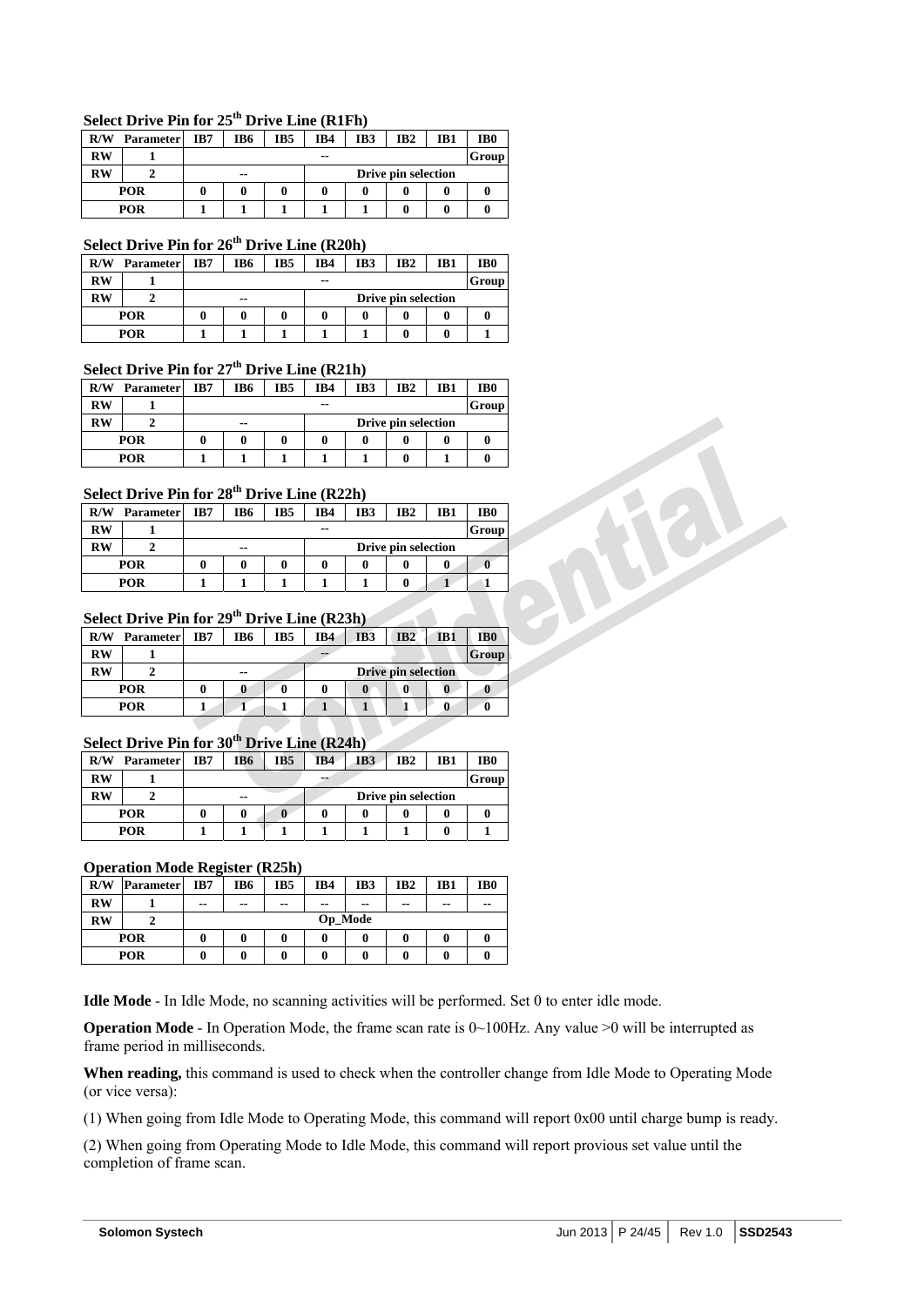### Select Drive Pin for 25th Drive Line (R1Fh)

| R/W | Parameter | IB7 | IB6 | IB5 | IB4 | IB3 | IB2 | IB1 | IB0 |
|---|---|---|---|---|---|---|---|---|---|
| RW | 1 | -- | | | | | | | Group |
| RW | 2 | -- | | | Drive pin selection | | | | |
| POR | | 0 | 0 | 0 | 0 | 0 | 0 | 0 | 0 |
| POR | | 1 | 1 | 1 | 1 | 1 | 0 | 0 | 0 |

### Select Drive Pin for 26th Drive Line (R20h)

| R/W | Parameter | IB7 | IB6 | IB5 | IB4 | IB3 | IB2 | IB1 | IB0 |
|---|---|---|---|---|---|---|---|---|---|
| RW | 1 | -- | | | | | | | Group |
| RW | 2 | -- | | | Drive pin selection | | | | |
| POR | | 0 | 0 | 0 | 0 | 0 | 0 | 0 | 0 |
| POR | | 1 | 1 | 1 | 1 | 1 | 0 | 0 | 1 |

### Select Drive Pin for 27th Drive Line (R21h)

| R/W | Parameter | IB7 | IB6 | IB5 | IB4 | IB3 | IB2 | IB1 | IB0 |
|---|---|---|---|---|---|---|---|---|---|
| RW | 1 | -- | | | | | | | Group |
| RW | 2 | -- | | | Drive pin selection | | | | |
| POR | | 0 | 0 | 0 | 0 | 0 | 0 | 0 | 0 |
| POR | | 1 | 1 | 1 | 1 | 1 | 0 | 1 | 0 |

### Select Drive Pin for 28th Drive Line (R22h)

| R/W | Parameter | IB7 | IB6 | IB5 | IB4 | IB3 | IB2 | IB1 | IB0 |
|---|---|---|---|---|---|---|---|---|---|
| RW | 1 | -- | | | | | | | Group |
| RW | 2 | -- | | | Drive pin selection | | | | |
| POR | | 0 | 0 | 0 | 0 | 0 | 0 | 0 | 0 |
| POR | | 1 | 1 | 1 | 1 | 1 | 0 | 1 | 1 |

### Select Drive Pin for 29th Drive Line (R23h)

| R/W | Parameter | IB7 | IB6 | IB5 | IB4 | IB3 | IB2 | IB1 | IB0 |
|---|---|---|---|---|---|---|---|---|---|
| RW | 1 | -- | | | | | | | Group |
| RW | 2 | -- | | | Drive pin selection | | | | |
| POR | | 0 | 0 | 0 | 0 | 0 | 0 | 0 | 0 |
| POR | | 1 | 1 | 1 | 1 | 1 | 1 | 0 | 0 |

### Select Drive Pin for 30th Drive Line (R24h)

| R/W | Parameter | IB7 | IB6 | IB5 | IB4 | IB3 | IB2 | IB1 | IB0 |
|---|---|---|---|---|---|---|---|---|---|
| RW | 1 | -- | | | | | | | Group |
| RW | 2 | -- | | | Drive pin selection | | | | |
| POR | | 0 | 0 | 0 | 0 | 0 | 0 | 0 | 0 |
| POR | | 1 | 1 | 1 | 1 | 1 | 1 | 0 | 1 |

### Operation Mode Register (R25h)

| R/W | Parameter | IB7 | IB6 | IB5 | IB4 | IB3 | IB2 | IB1 | IB0 |
|---|---|---|---|---|---|---|---|---|---|
| RW | 1 | -- | -- | -- | -- | -- | -- | -- | -- |
| RW | 2 | Op_Mode | | | | | | | |
| POR | | 0 | 0 | 0 | 0 | 0 | 0 | 0 | 0 |
| POR | | 0 | 0 | 0 | 0 | 0 | 0 | 0 | 0 |

**Idle Mode** - In Idle Mode, no scanning activities will be performed. Set 0 to enter idle mode.

**Operation Mode** - In Operation Mode, the frame scan rate is 0~100Hz. Any value >0 will be interrupted as frame period in milliseconds.

**When reading,** this command is used to check when the controller change from Idle Mode to Operating Mode (or vice versa):

(1) When going from Idle Mode to Operating Mode, this command will report 0x00 until charge bump is ready.

(2) When going from Operating Mode to Idle Mode, this command will report provious set value until the completion of frame scan.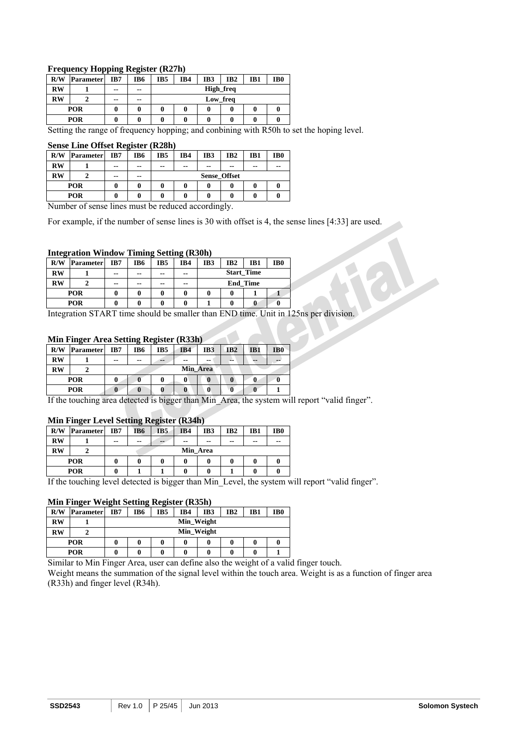**Frequency Hopping Register (R27h)**

| R/W | Parameter | IB7 | IB6 | IB5 | IB4 | IB3 | IB2 | IB1 | IB0 |
|---|---|---|---|---|---|---|---|---|---|
| RW | 1 | -- | -- | High_freq | | | | | |
| RW | 2 | -- | -- | Low_freq | | | | | |
| POR | | 0 | 0 | 0 | 0 | 0 | 0 | 0 | 0 |
| POR | | 0 | 0 | 0 | 0 | 0 | 0 | 0 | 0 |

Setting the range of frequency hopping; and conbining with R50h to set the hoping level.

**Sense Line Offset Register (R28h)**

| R/W | Parameter | IB7 | IB6 | IB5 | IB4 | IB3 | IB2 | IB1 | IB0 |
|---|---|---|---|---|---|---|---|---|---|
| RW | 1 | -- | -- | -- | -- | -- | -- | -- | -- |
| RW | 2 | -- | -- | Sense_Offset | | | | | |
| POR | | 0 | 0 | 0 | 0 | 0 | 0 | 0 | 0 |
| POR | | 0 | 0 | 0 | 0 | 0 | 0 | 0 | 0 |

Number of sense lines must be reduced accordingly.

For example, if the number of sense lines is 30 with offset is 4, the sense lines [4:33] are used.

**Integration Window Timing Setting (R30h)**

| R/W | Parameter | IB7 | IB6 | IB5 | IB4 | IB3 | IB2 | IB1 | IB0 |
|---|---|---|---|---|---|---|---|---|---|
| RW | 1 | -- | -- | -- | -- | Start_Time | | | |
| RW | 2 | -- | -- | -- | -- | End_Time | | | |
| POR | | 0 | 0 | 0 | 0 | 0 | 0 | 1 | 1 |
| POR | | 0 | 0 | 0 | 0 | 1 | 0 | 0 | 0 |

Integration START time should be smaller than END time. Unit in 125ns per division.

**Min Finger Area Setting Register (R33h)**

| R/W | Parameter | IB7 | IB6 | IB5 | IB4 | IB3 | IB2 | IB1 | IB0 |
|---|---|---|---|---|---|---|---|---|---|
| RW | 1 | -- | -- | -- | -- | -- | -- | -- | -- |
| RW | 2 | Min_Area | | | | | | | |
| POR | | 0 | 0 | 0 | 0 | 0 | 0 | 0 | 0 |
| POR | | 0 | 0 | 0 | 0 | 0 | 0 | 0 | 1 |

If the touching area detected is bigger than Min_Area, the system will report "valid finger".

**Min Finger Level Setting Register (R34h)**

| R/W | Parameter | IB7 | IB6 | IB5 | IB4 | IB3 | IB2 | IB1 | IB0 |
|---|---|---|---|---|---|---|---|---|---|
| RW | 1 | -- | -- | -- | -- | -- | -- | -- | -- |
| RW | 2 | Min_Area | | | | | | | |
| POR | | 0 | 0 | 0 | 0 | 0 | 0 | 0 | 0 |
| POR | | 0 | 1 | 1 | 0 | 0 | 1 | 0 | 0 |

If the touching level detected is bigger than Min_Level, the system will report "valid finger".

**Min Finger Weight Setting Register (R35h)**

| R/W | Parameter | IB7 | IB6 | IB5 | IB4 | IB3 | IB2 | IB1 | IB0 |
|---|---|---|---|---|---|---|---|---|---|
| RW | 1 | Min_Weight | | | | | | | |
| RW | 2 | Min_Weight | | | | | | | |
| POR | | 0 | 0 | 0 | 0 | 0 | 0 | 0 | 0 |
| POR | | 0 | 0 | 0 | 0 | 0 | 0 | 0 | 1 |

Similar to Min Finger Area, user can define also the weight of a valid finger touch.
Weight means the summation of the signal level within the touch area. Weight is as a function of finger area (R33h) and finger level (R34h).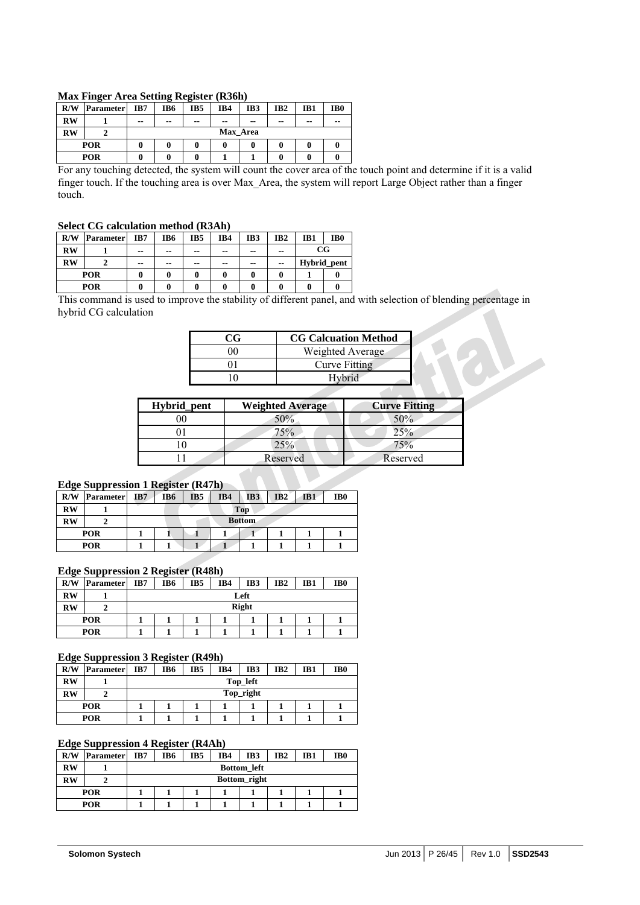**Max Finger Area Setting Register (R36h)**

| R/W | Parameter | IB7 | IB6 | IB5 | IB4 | IB3 | IB2 | IB1 | IB0 |
|---|---|---|---|---|---|---|---|---|---|
| RW | 1 | -- | -- | -- | -- | -- | -- | -- | -- |
| RW | 2 | Max_Area | | | | | | | |
| POR | | 0 | 0 | 0 | 0 | 0 | 0 | 0 | 0 |
| POR | | 0 | 0 | 0 | 1 | 1 | 0 | 0 | 0 |

For any touching detected, the system will count the cover area of the touch point and determine if it is a valid finger touch. If the touching area is over Max_Area, the system will report Large Object rather than a finger touch.

**Select CG calculation method (R3Ah)**

| R/W | Parameter | IB7 | IB6 | IB5 | IB4 | IB3 | IB2 | IB1 | IB0 |
|---|---|---|---|---|---|---|---|---|---|
| RW | 1 | -- | -- | -- | -- | -- | -- | CG | |
| RW | 2 | -- | -- | -- | -- | -- | -- | Hybrid_pent | |
| POR | | 0 | 0 | 0 | 0 | 0 | 0 | 1 | 0 |
| POR | | 0 | 0 | 0 | 0 | 0 | 0 | 0 | 0 |

This command is used to improve the stability of different panel, and with selection of blending percentage in hybrid CG calculation

| CG | CG Calcuation Method |
|---|---|
| 00 | Weighted Average |
| 01 | Curve Fitting |
| 10 | Hybrid |

| Hybrid_pent | Weighted Average | Curve Fitting |
|---|---|---|
| 00 | 50% | 50% |
| 01 | 75% | 25% |
| 10 | 25% | 75% |
| 11 | Reserved | Reserved |

**Edge Suppression 1 Register (R47h)**

| R/W | Parameter | IB7 | IB6 | IB5 | IB4 | IB3 | IB2 | IB1 | IB0 |
|---|---|---|---|---|---|---|---|---|---|
| RW | 1 | Top | | | | | | | |
| RW | 2 | Bottom | | | | | | | |
| POR | | 1 | 1 | 1 | 1 | 1 | 1 | 1 | 1 |
| POR | | 1 | 1 | 1 | 1 | 1 | 1 | 1 | 1 |

**Edge Suppression 2 Register (R48h)**

| R/W | Parameter | IB7 | IB6 | IB5 | IB4 | IB3 | IB2 | IB1 | IB0 |
|---|---|---|---|---|---|---|---|---|---|
| RW | 1 | Left | | | | | | | |
| RW | 2 | Right | | | | | | | |
| POR | | 1 | 1 | 1 | 1 | 1 | 1 | 1 | 1 |
| POR | | 1 | 1 | 1 | 1 | 1 | 1 | 1 | 1 |

**Edge Suppression 3 Register (R49h)**

| R/W | Parameter | IB7 | IB6 | IB5 | IB4 | IB3 | IB2 | IB1 | IB0 |
|---|---|---|---|---|---|---|---|---|---|
| RW | 1 | Top_left | | | | | | | |
| RW | 2 | Top_right | | | | | | | |
| POR | | 1 | 1 | 1 | 1 | 1 | 1 | 1 | 1 |
| POR | | 1 | 1 | 1 | 1 | 1 | 1 | 1 | 1 |

**Edge Suppression 4 Register (R4Ah)**

| R/W | Parameter | IB7 | IB6 | IB5 | IB4 | IB3 | IB2 | IB1 | IB0 |
|---|---|---|---|---|---|---|---|---|---|
| RW | 1 | Bottom_left | | | | | | | |
| RW | 2 | Bottom_right | | | | | | | |
| POR | | 1 | 1 | 1 | 1 | 1 | 1 | 1 | 1 |
| POR | | 1 | 1 | 1 | 1 | 1 | 1 | 1 | 1 |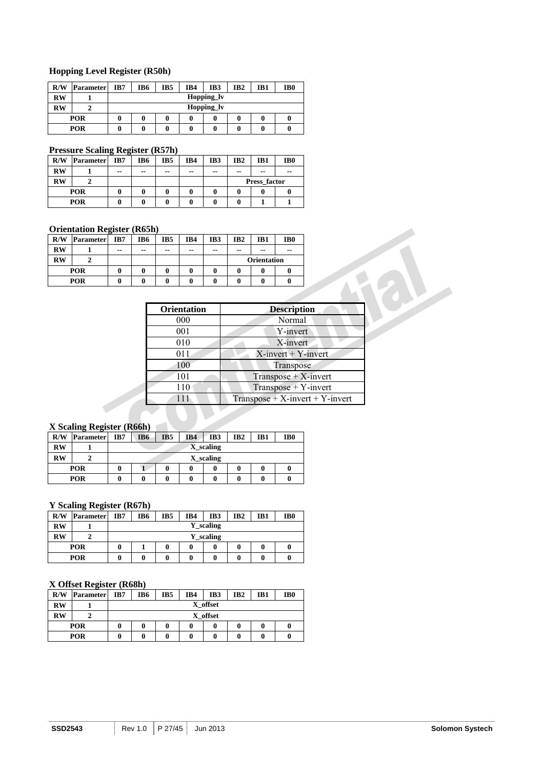**Hopping Level Register (R50h)**

| R/W | Parameter | IB7 | IB6 | IB5 | IB4 | IB3 | IB2 | IB1 | IB0 |
|---|---|---|---|---|---|---|---|---|---|
| RW | 1 | Hopping_lv | | | | | | | |
| RW | 2 | Hopping_lv | | | | | | | |
| POR | | 0 | 0 | 0 | 0 | 0 | 0 | 0 | 0 |
| POR | | 0 | 0 | 0 | 0 | 0 | 0 | 0 | 0 |

**Pressure Scaling Register (R57h)**

| R/W | Parameter | IB7 | IB6 | IB5 | IB4 | IB3 | IB2 | IB1 | IB0 |
|---|---|---|---|---|---|---|---|---|---|
| RW | 1 | -- | -- | -- | -- | -- | -- | -- | -- |
| RW | 2 | | | | | | Press_factor | | |
| POR | | 0 | 0 | 0 | 0 | 0 | 0 | 0 | 0 |
| POR | | 0 | 0 | 0 | 0 | 0 | 0 | 1 | 1 |

**Orientation Register (R65h)**

| R/W | Parameter | IB7 | IB6 | IB5 | IB4 | IB3 | IB2 | IB1 | IB0 |
|---|---|---|---|---|---|---|---|---|---|
| RW | 1 | -- | -- | -- | -- | -- | -- | -- | -- |
| RW | 2 | | | | | | Orientation | | |
| POR | | 0 | 0 | 0 | 0 | 0 | 0 | 0 | 0 |
| POR | | 0 | 0 | 0 | 0 | 0 | 0 | 0 | 0 |

| Orientation | Description |
|---|---|
| 000 | Normal |
| 001 | Y-invert |
| 010 | X-invert |
| 011 | X-invert + Y-invert |
| 100 | Transpose |
| 101 | Transpose + X-invert |
| 110 | Transpose + Y-invert |
| 111 | Transpose + X-invert + Y-invert |

**X Scaling Register (R66h)**

| R/W | Parameter | IB7 | IB6 | IB5 | IB4 | IB3 | IB2 | IB1 | IB0 |
|---|---|---|---|---|---|---|---|---|---|
| RW | 1 | X_scaling | | | | | | | |
| RW | 2 | X_scaling | | | | | | | |
| POR | | 0 | 1 | 0 | 0 | 0 | 0 | 0 | 0 |
| POR | | 0 | 0 | 0 | 0 | 0 | 0 | 0 | 0 |

**Y Scaling Register (R67h)**

| R/W | Parameter | IB7 | IB6 | IB5 | IB4 | IB3 | IB2 | IB1 | IB0 |
|---|---|---|---|---|---|---|---|---|---|
| RW | 1 | Y_scaling | | | | | | | |
| RW | 2 | Y_scaling | | | | | | | |
| POR | | 0 | 1 | 0 | 0 | 0 | 0 | 0 | 0 |
| POR | | 0 | 0 | 0 | 0 | 0 | 0 | 0 | 0 |

**X Offset Register (R68h)**

| R/W | Parameter | IB7 | IB6 | IB5 | IB4 | IB3 | IB2 | IB1 | IB0 |
|---|---|---|---|---|---|---|---|---|---|
| RW | 1 | X_offset | | | | | | | |
| RW | 2 | X_offset | | | | | | | |
| POR | | 0 | 0 | 0 | 0 | 0 | 0 | 0 | 0 |
| POR | | 0 | 0 | 0 | 0 | 0 | 0 | 0 | 0 |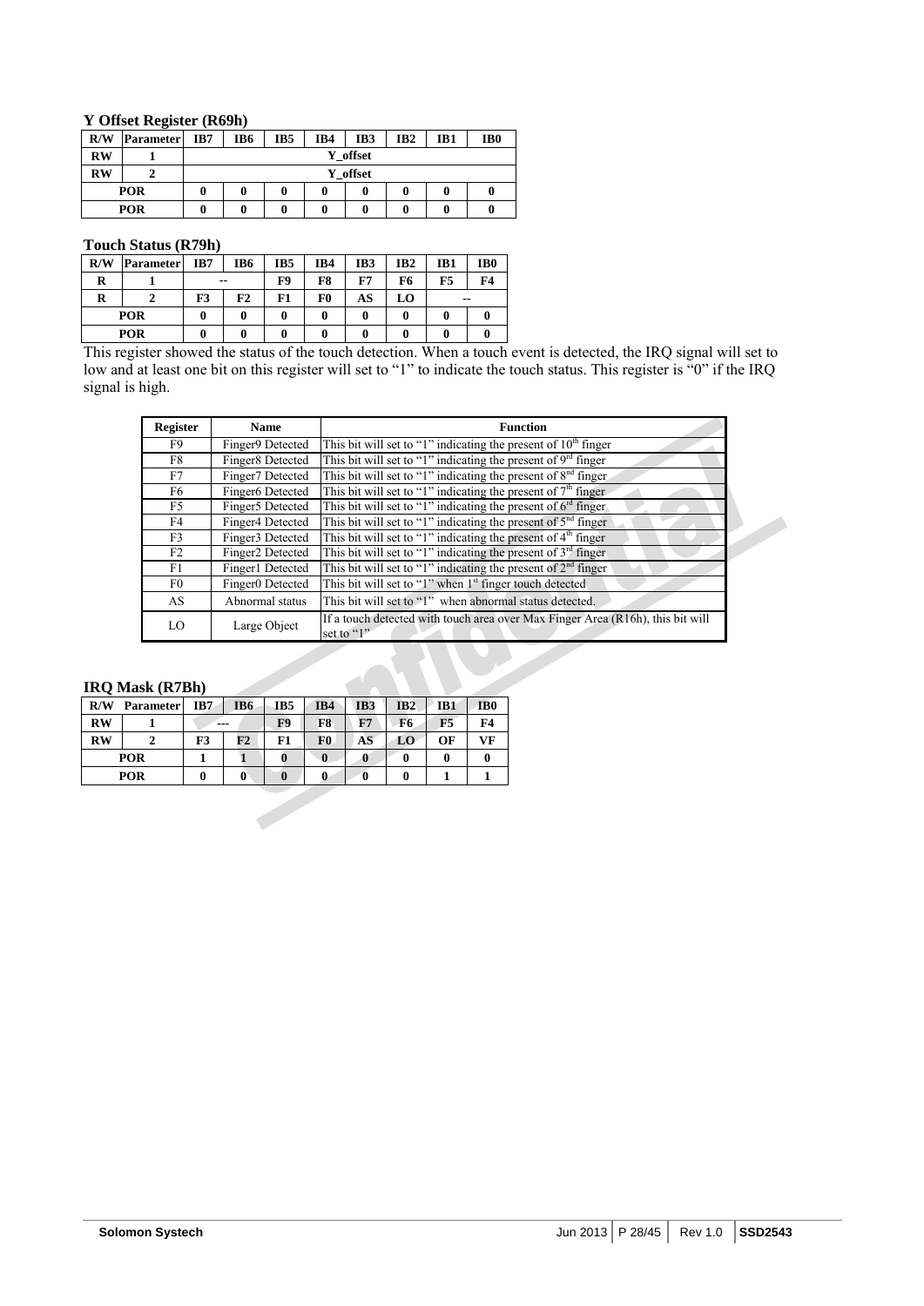### Y Offset Register (R69h)

| R/W | Parameter | IB7 | IB6 | IB5 | IB4 | IB3 | IB2 | IB1 | IB0 |
|---|---|---|---|---|---|---|---|---|---|
| RW | 1 | Y_offset | | | | | | | |
| RW | 2 | Y_offset | | | | | | | |
| POR | | 0 | 0 | 0 | 0 | 0 | 0 | 0 | 0 |
| POR | | 0 | 0 | 0 | 0 | 0 | 0 | 0 | 0 |

### Touch Status (R79h)

| R/W | Parameter | IB7 | IB6 | IB5 | IB4 | IB3 | IB2 | IB1 | IB0 |
|---|---|---|---|---|---|---|---|---|---|
| R | 1 | -- | | F9 | F8 | F7 | F6 | F5 | F4 |
| R | 2 | F3 | F2 | F1 | F0 | AS | LO | -- | |
| POR | | 0 | 0 | 0 | 0 | 0 | 0 | 0 | 0 |
| POR | | 0 | 0 | 0 | 0 | 0 | 0 | 0 | 0 |

This register showed the status of the touch detection. When a touch event is detected, the IRQ signal will set to low and at least one bit on this register will set to "1" to indicate the touch status. This register is "0" if the IRQ signal is high.

| Register | Name | Function |
|---|---|---|
| F9 | Finger9 Detected | This bit will set to "1" indicating the present of 10th finger |
| F8 | Finger8 Detected | This bit will set to "1" indicating the present of 9rd finger |
| F7 | Finger7 Detected | This bit will set to "1" indicating the present of 8nd finger |
| F6 | Finger6 Detected | This bit will set to "1" indicating the present of 7th finger |
| F5 | Finger5 Detected | This bit will set to "1" indicating the present of 6rd finger |
| F4 | Finger4 Detected | This bit will set to "1" indicating the present of 5nd finger |
| F3 | Finger3 Detected | This bit will set to "1" indicating the present of 4th finger |
| F2 | Finger2 Detected | This bit will set to "1" indicating the present of 3rd finger |
| F1 | Finger1 Detected | This bit will set to "1" indicating the present of 2nd finger |
| F0 | Finger0 Detected | This bit will set to "1" when 1st finger touch detected |
| AS | Abnormal status | This bit will set to "1" when abnormal status detected. |
| LO | Large Object | If a touch detected with touch area over Max Finger Area (R16h), this bit will set to "1" |

### IRQ Mask (R7Bh)

| R/W | Parameter | IB7 | IB6 | IB5 | IB4 | IB3 | IB2 | IB1 | IB0 |
|---|---|---|---|---|---|---|---|---|---|
| RW | 1 | --- | | F9 | F8 | F7 | F6 | F5 | F4 |
| RW | 2 | F3 | F2 | F1 | F0 | AS | LO | OF | VF |
| POR | | 1 | 1 | 0 | 0 | 0 | 0 | 0 | 0 |
| POR | | 0 | 0 | 0 | 0 | 0 | 0 | 1 | 1 |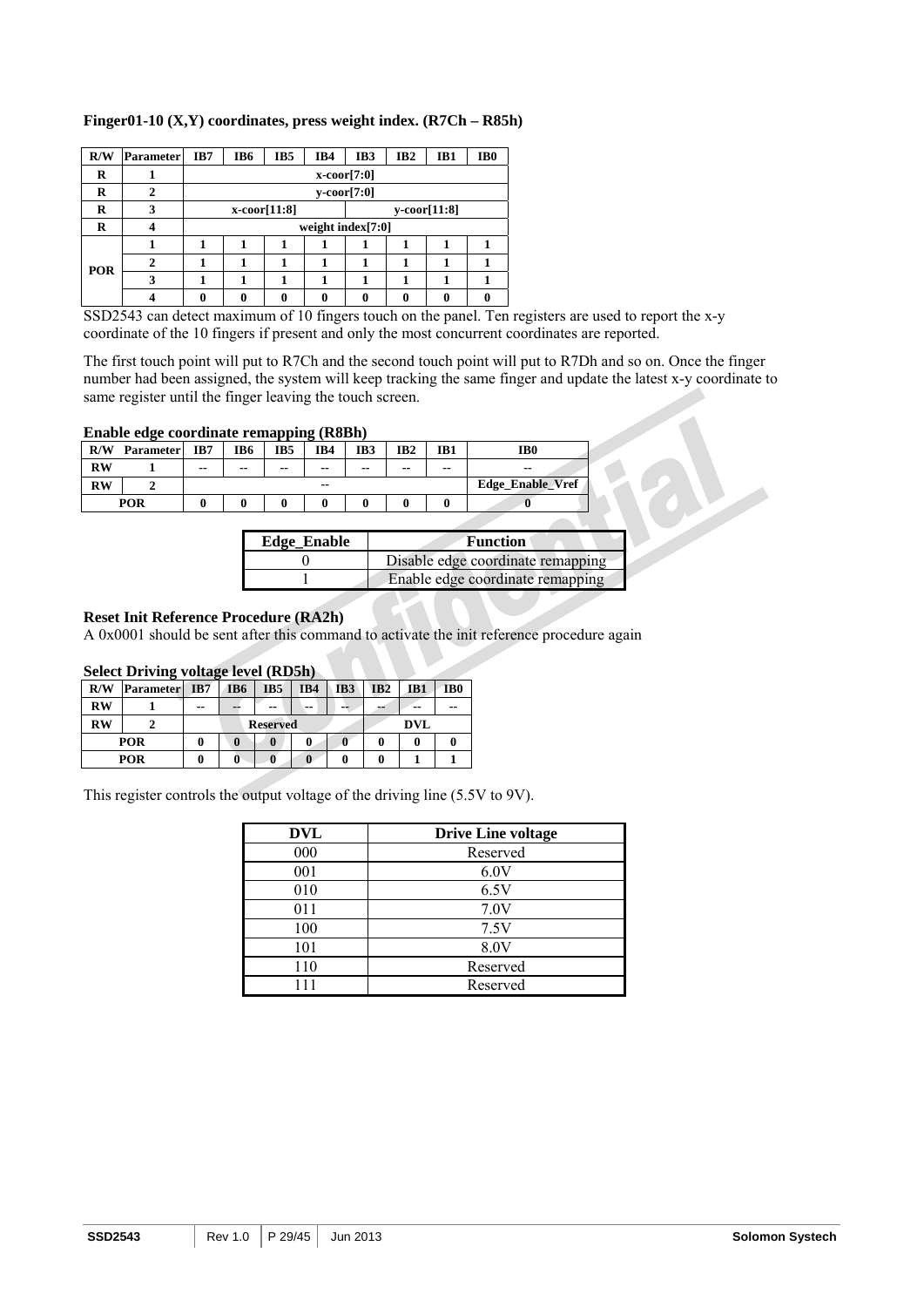**Finger01-10 (X,Y) coordinates, press weight index. (R7Ch – R85h)**

| R/W | Parameter | IB7 | IB6 | IB5 | IB4 | IB3 | IB2 | IB1 | IB0 |
|---|---|---|---|---|---|---|---|---|---|
| R | 1 | x-coor[7:0] | | | | | | | |
| R | 2 | y-coor[7:0] | | | | | | | |
| R | 3 | x-coor[11:8] | | | | y-coor[11:8] | | | |
| R | 4 | weight index[7:0] | | | | | | | |
| POR | 1 | 1 | 1 | 1 | 1 | 1 | 1 | 1 | 1 |
| | 2 | 1 | 1 | 1 | 1 | 1 | 1 | 1 | 1 |
| | 3 | 1 | 1 | 1 | 1 | 1 | 1 | 1 | 1 |
| | 4 | 0 | 0 | 0 | 0 | 0 | 0 | 0 | 0 |

SSD2543 can detect maximum of 10 fingers touch on the panel. Ten registers are used to report the x-y coordinate of the 10 fingers if present and only the most concurrent coordinates are reported.

The first touch point will put to R7Ch and the second touch point will put to R7Dh and so on. Once the finger number had been assigned, the system will keep tracking the same finger and update the latest x-y coordinate to same register until the finger leaving the touch screen.

**Enable edge coordinate remapping (R8Bh)**

| R/W | Parameter | IB7 | IB6 | IB5 | IB4 | IB3 | IB2 | IB1 | IB0 |
|---|---|---|---|---|---|---|---|---|---|
| RW | 1 | -- | -- | -- | -- | -- | -- | -- | -- |
| RW | 2 | -- | | | | | | | Edge_Enable_Vref |
| POR | | 0 | 0 | 0 | 0 | 0 | 0 | 0 | 0 |

| Edge_Enable | Function |
|---|---|
| 0 | Disable edge coordinate remapping |
| 1 | Enable edge coordinate remapping |

**Reset Init Reference Procedure (RA2h)**
A 0x0001 should be sent after this command to activate the init reference procedure again

**Select Driving voltage level (RD5h)**

| R/W | Parameter | IB7 | IB6 | IB5 | IB4 | IB3 | IB2 | IB1 | IB0 |
|---|---|---|---|---|---|---|---|---|---|
| RW | 1 | -- | -- | -- | -- | -- | -- | -- | -- |
| RW | 2 | Reserved | | | | | DVL | | |
| POR | | 0 | 0 | 0 | 0 | 0 | 0 | 0 | 0 |
| POR | | 0 | 0 | 0 | 0 | 0 | 0 | 1 | 1 |

This register controls the output voltage of the driving line (5.5V to 9V).

| DVL | Drive Line voltage |
|---|---|
| 000 | Reserved |
| 001 | 6.0V |
| 010 | 6.5V |
| 011 | 7.0V |
| 100 | 7.5V |
| 101 | 8.0V |
| 110 | Reserved |
| 111 | Reserved |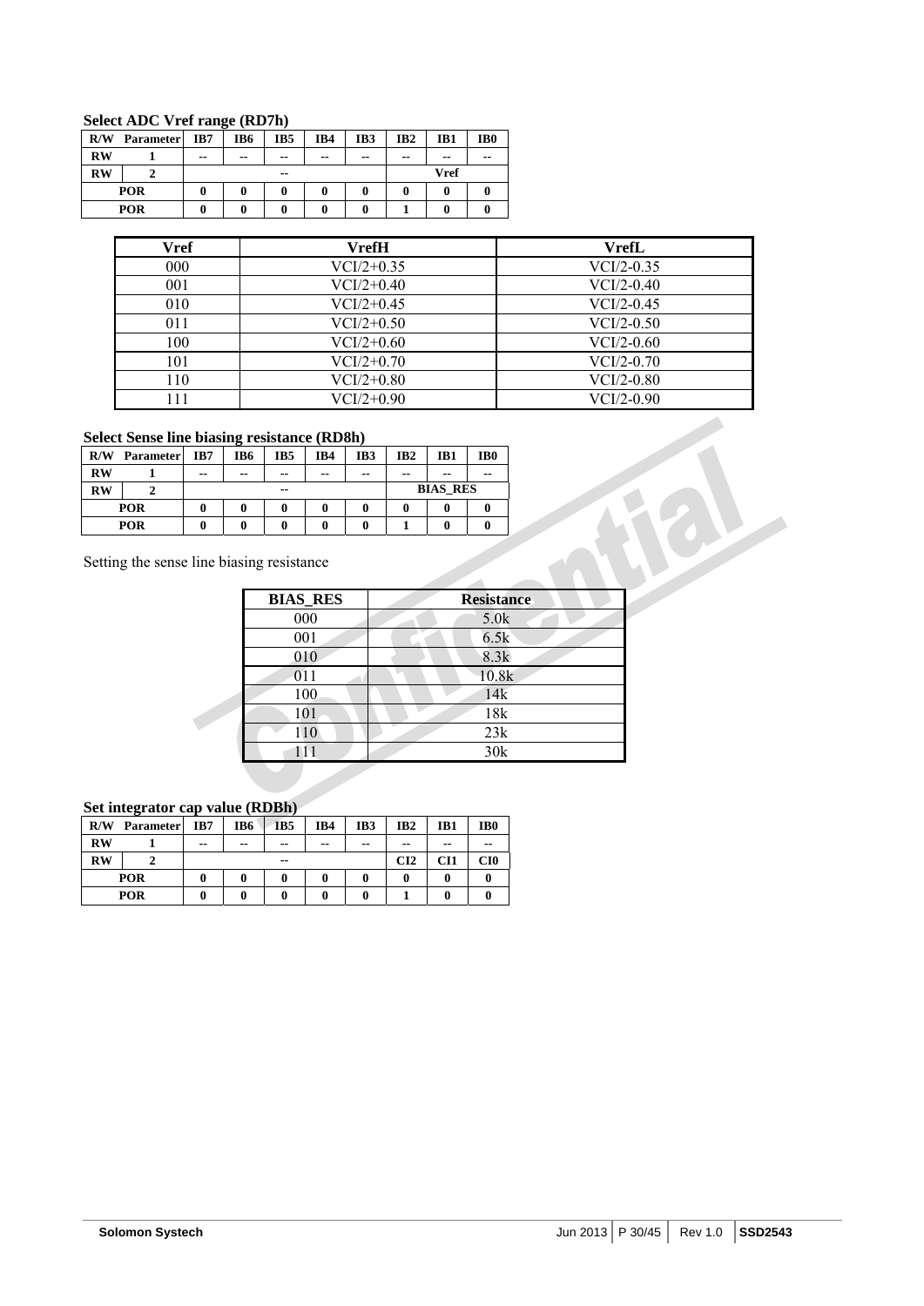**Select ADC Vref range (RD7h)**

| R/W | Parameter | IB7 | IB6 | IB5 | IB4 | IB3 | IB2 | IB1 | IB0 |
|---|---|---|---|---|---|---|---|---|---|
| RW | 1 | -- | -- | -- | -- | -- | -- | -- | -- |
| RW | 2 | -- | | | | | Vref | | |
| POR | | 0 | 0 | 0 | 0 | 0 | 0 | 0 | 0 |
| POR | | 0 | 0 | 0 | 0 | 0 | 1 | 0 | 0 |

| Vref | VrefH | VrefL |
|---|---|---|
| 000 | VCI/2+0.35 | VCI/2-0.35 |
| 001 | VCI/2+0.40 | VCI/2-0.40 |
| 010 | VCI/2+0.45 | VCI/2-0.45 |
| 011 | VCI/2+0.50 | VCI/2-0.50 |
| 100 | VCI/2+0.60 | VCI/2-0.60 |
| 101 | VCI/2+0.70 | VCI/2-0.70 |
| 110 | VCI/2+0.80 | VCI/2-0.80 |
| 111 | VCI/2+0.90 | VCI/2-0.90 |

**Select Sense line biasing resistance (RD8h)**

| R/W | Parameter | IB7 | IB6 | IB5 | IB4 | IB3 | IB2 | IB1 | IB0 |
|---|---|---|---|---|---|---|---|---|---|
| RW | 1 | -- | -- | -- | -- | -- | -- | -- | -- |
| RW | 2 | -- | | | | | BIAS_RES | | |
| POR | | 0 | 0 | 0 | 0 | 0 | 0 | 0 | 0 |
| POR | | 0 | 0 | 0 | 0 | 0 | 1 | 0 | 0 |

Setting the sense line biasing resistance

| BIAS_RES | Resistance |
|---|---|
| 000 | 5.0k |
| 001 | 6.5k |
| 010 | 8.3k |
| 011 | 10.8k |
| 100 | 14k |
| 101 | 18k |
| 110 | 23k |
| 111 | 30k |

**Set integrator cap value (RDBh)**

| R/W | Parameter | IB7 | IB6 | IB5 | IB4 | IB3 | IB2 | IB1 | IB0 |
|---|---|---|---|---|---|---|---|---|---|
| RW | 1 | -- | -- | -- | -- | -- | -- | -- | -- |
| RW | 2 | -- | | | | | CI2 | CI1 | CI0 |
| POR | | 0 | 0 | 0 | 0 | 0 | 0 | 0 | 0 |
| POR | | 0 | 0 | 0 | 0 | 0 | 1 | 0 | 0 |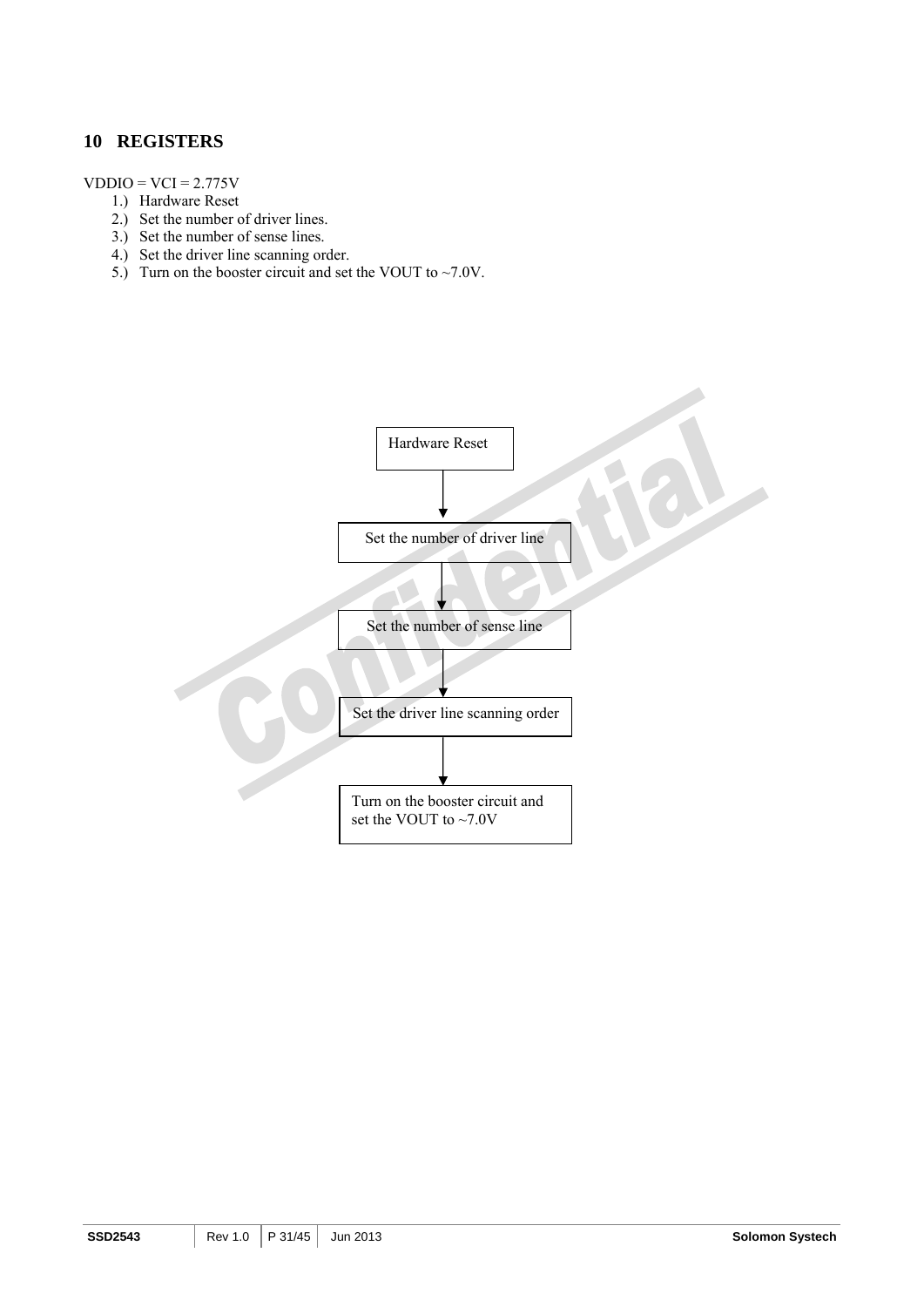# 10 REGISTERS

VDDIO = VCI = 2.775V

1.) Hardware Reset
2.) Set the number of driver lines.
3.) Set the number of sense lines.
4.) Set the driver line scanning order.
5.) Turn on the booster circuit and set the VOUT to ~7.0V.

Hardware Reset

↓

Set the number of driver line

↓

Set the number of sense line

↓

Set the driver line scanning order

↓

Turn on the booster circuit and set the VOUT to ~7.0V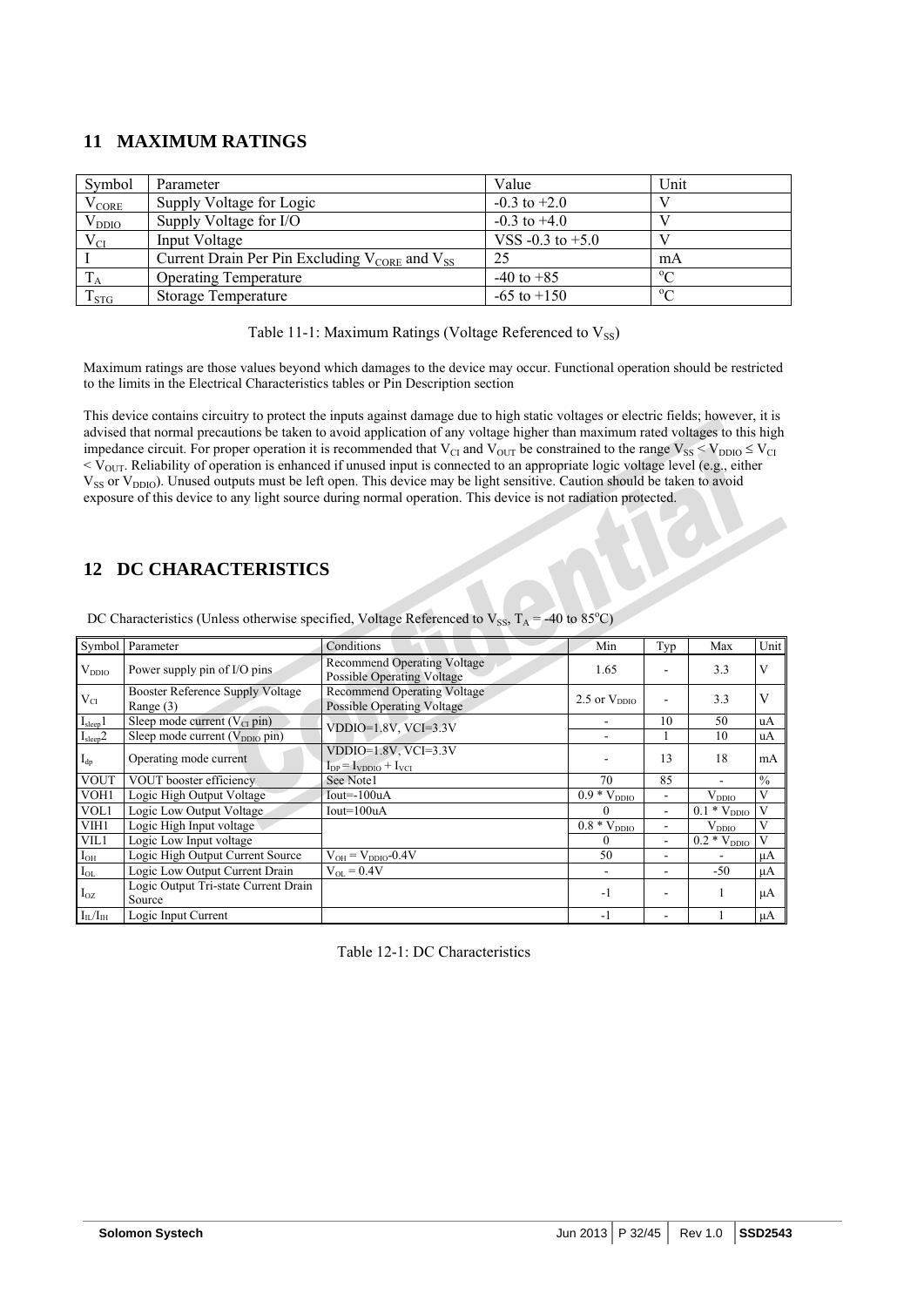## 11 MAXIMUM RATINGS

| Symbol | Parameter | Value | Unit |
|---|---|---|---|
| $V_{CORE}$ | Supply Voltage for Logic | -0.3 to +2.0 | V |
| $V_{DDIO}$ | Supply Voltage for I/O | -0.3 to +4.0 | V |
| $V_{CI}$ | Input Voltage | VSS -0.3 to +5.0 | V |
| I | Current Drain Per Pin Excluding $V_{CORE}$ and $V_{SS}$ | 25 | mA |
| $T_A$ | Operating Temperature | -40 to +85 | °C |
| $T_{STG}$ | Storage Temperature | -65 to +150 | °C |

Table 11-1: Maximum Ratings (Voltage Referenced to $V_{SS}$)

Maximum ratings are those values beyond which damages to the device may occur. Functional operation should be restricted to the limits in the Electrical Characteristics tables or Pin Description section

This device contains circuitry to protect the inputs against damage due to high static voltages or electric fields; however, it is advised that normal precautions be taken to avoid application of any voltage higher than maximum rated voltages to this high impedance circuit. For proper operation it is recommended that $V_{CI}$ and $V_{OUT}$ be constrained to the range $V_{SS} < V_{DDIO} \leq V_{CI} < V_{OUT}$. Reliability of operation is enhanced if unused input is connected to an appropriate logic voltage level (e.g., either $V_{SS}$ or $V_{DDIO}$). Unused outputs must be left open. This device may be light sensitive. Caution should be taken to avoid exposure of this device to any light source during normal operation. This device is not radiation protected.

## 12 DC CHARACTERISTICS

DC Characteristics (Unless otherwise specified, Voltage Referenced to $V_{SS}$, $T_A$ = -40 to 85°C)

| Symbol | Parameter | Conditions | Min | Typ | Max | Unit |
|---|---|---|---|---|---|---|
| $V_{DDIO}$ | Power supply pin of I/O pins | Recommend Operating Voltage Possible Operating Voltage | 1.65 | - | 3.3 | V |
| $V_{CI}$ | Booster Reference Supply Voltage Range (3) | Recommend Operating Voltage Possible Operating Voltage | 2.5 or $V_{DDIO}$ | - | 3.3 | V |
| $I_{sleep}1$ | Sleep mode current ($V_{CI}$ pin) | VDDIO=1.8V, VCI=3.3V | - | 10 | 50 | uA |
| $I_{sleep}2$ | Sleep mode current ($V_{DDIO}$ pin) | | - | 1 | 10 | uA |
| $I_{dp}$ | Operating mode current | VDDIO=1.8V, VCI=3.3V $I_{DP} = I_{VDDIO} + I_{VCI}$ | - | 13 | 18 | mA |
| VOUT | VOUT booster efficiency | See Note1 | 70 | 85 | - | % |
| VOH1 | Logic High Output Voltage | Iout=-100uA | 0.9 * $V_{DDIO}$ | - | $V_{DDIO}$ | V |
| VOL1 | Logic Low Output Voltage | Iout=100uA | 0 | - | 0.1 * $V_{DDIO}$ | V |
| VIH1 | Logic High Input voltage | | 0.8 * $V_{DDIO}$ | - | $V_{DDIO}$ | V |
| VIL1 | Logic Low Input voltage | | 0 | - | 0.2 * $V_{DDIO}$ | V |
| $I_{OH}$ | Logic High Output Current Source | $V_{OH} = V_{DDIO}$-0.4V | 50 | - | - | μA |
| $I_{OL}$ | Logic Low Output Current Drain | $V_{OL}$ = 0.4V | - | - | -50 | μA |
| $I_{OZ}$ | Logic Output Tri-state Current Drain Source | | -1 | - | 1 | μA |
| $I_{IL}/I_{IH}$ | Logic Input Current | | -1 | - | 1 | μA |

Table 12-1: DC Characteristics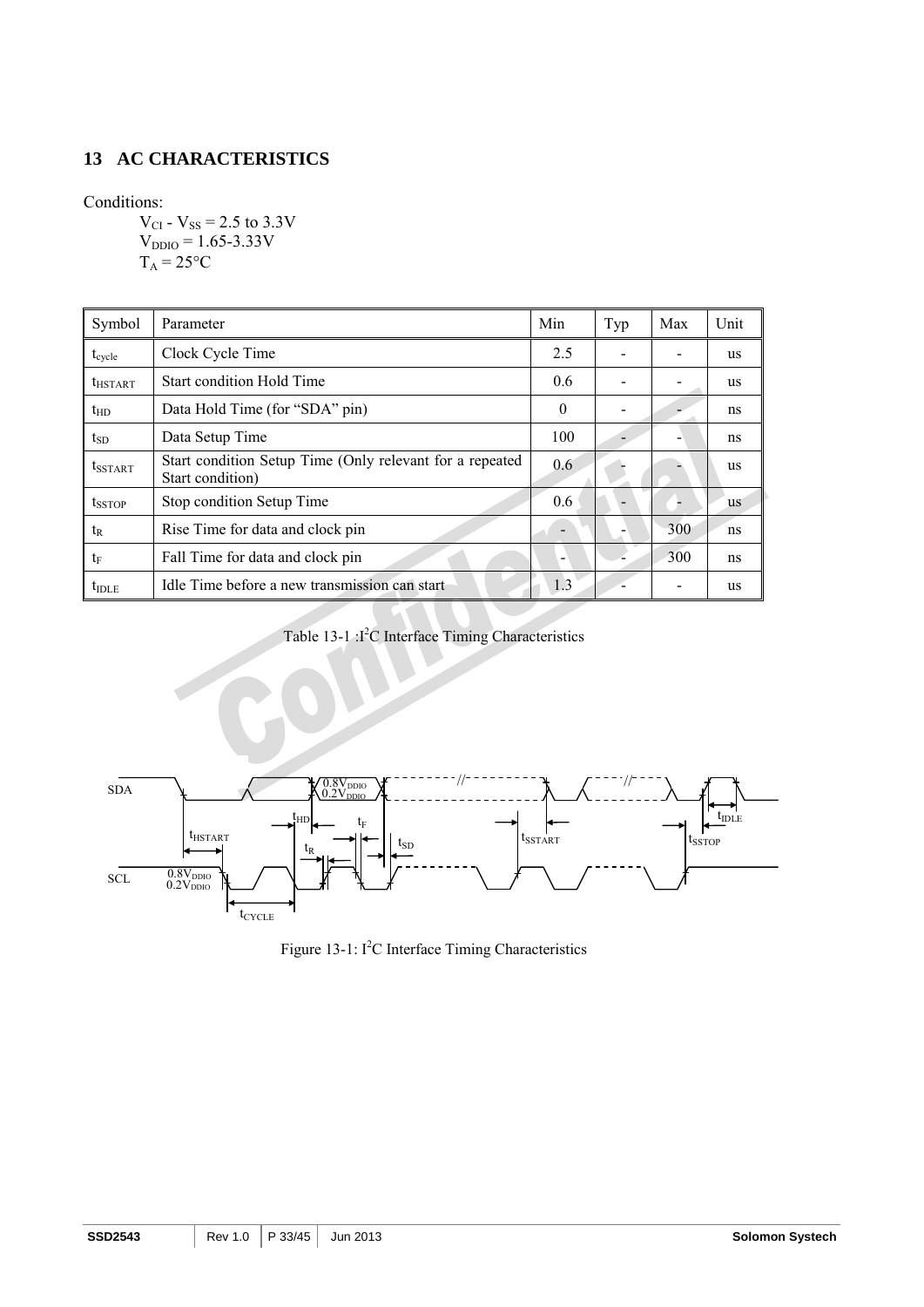## 13 AC CHARACTERISTICS

Conditions:

$V_{CI}$ - $V_{SS}$ = 2.5 to 3.3V
$V_{DDIO}$ = 1.65-3.33V
$T_A$ = 25°C

| Symbol | Parameter | Min | Typ | Max | Unit |
|---|---|---|---|---|---|
| $t_{cycle}$ | Clock Cycle Time | 2.5 | - | - | us |
| $t_{HSTART}$ | Start condition Hold Time | 0.6 | - | - | us |
| $t_{HD}$ | Data Hold Time (for "SDA" pin) | 0 | - | - | ns |
| $t_{SD}$ | Data Setup Time | 100 | - | - | ns |
| $t_{SSTART}$ | Start condition Setup Time (Only relevant for a repeated Start condition) | 0.6 | - | - | us |
| $t_{SSTOP}$ | Stop condition Setup Time | 0.6 | - | - | us |
| $t_R$ | Rise Time for data and clock pin | - | - | 300 | ns |
| $t_F$ | Fall Time for data and clock pin | - | - | 300 | ns |
| $t_{IDLE}$ | Idle Time before a new transmission can start | 1.3 | - | - | us |

Table 13-1 :I²C Interface Timing Characteristics

Figure 13-1: I²C Interface Timing Characteristics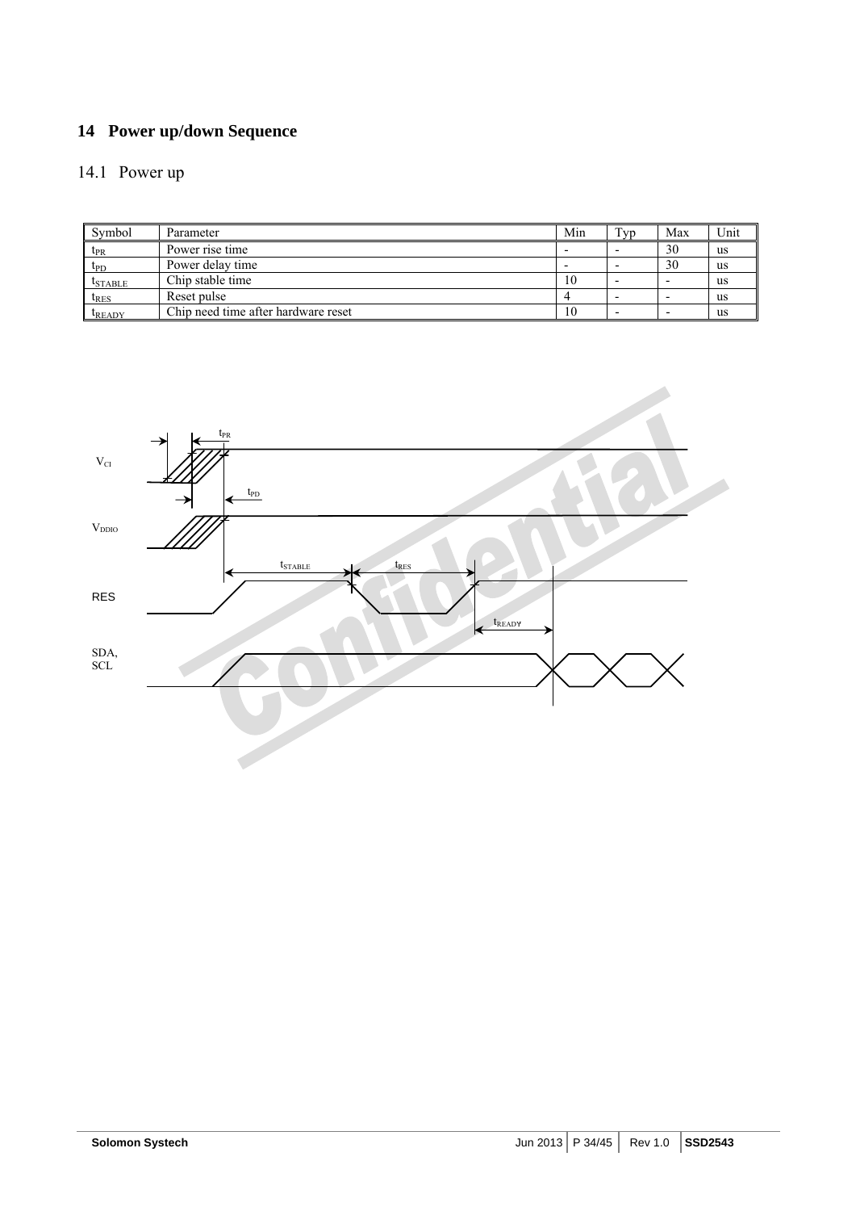# 14 Power up/down Sequence

## 14.1 Power up

| Symbol | Parameter | Min | Typ | Max | Unit |
|---|---|---|---|---|---|
| $t_{PR}$ | Power rise time | - | - | 30 | us |
| $t_{PD}$ | Power delay time | - | - | 30 | us |
| $t_{STABLE}$ | Chip stable time | 10 | - | - | us |
| $t_{RES}$ | Reset pulse | 4 | - | - | us |
| $t_{READY}$ | Chip need time after hardware reset | 10 | - | - | us |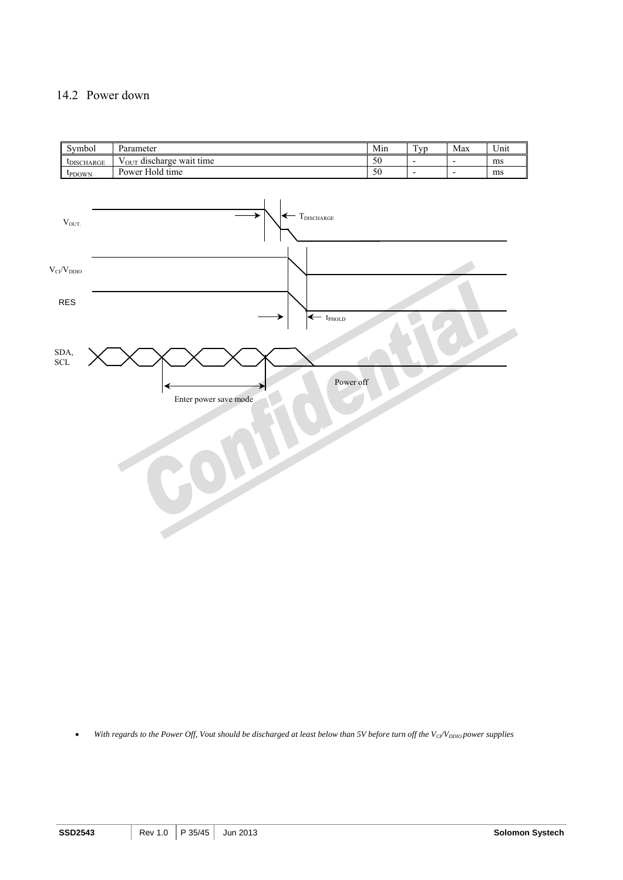## 14.2 Power down

| Symbol | Parameter | Min | Typ | Max | Unit |
|---|---|---|---|---|---|
| $t_{DISCHARGE}$ | $V_{OUT}$ discharge wait time | 50 | - | - | ms |
| $t_{PDOWN}$ | Power Hold time | 50 | - | - | ms |

- *With regards to the Power Off, Vout should be discharged at least below than 5V before turn off the $V_{CI}/V_{DDIO}$ power supplies*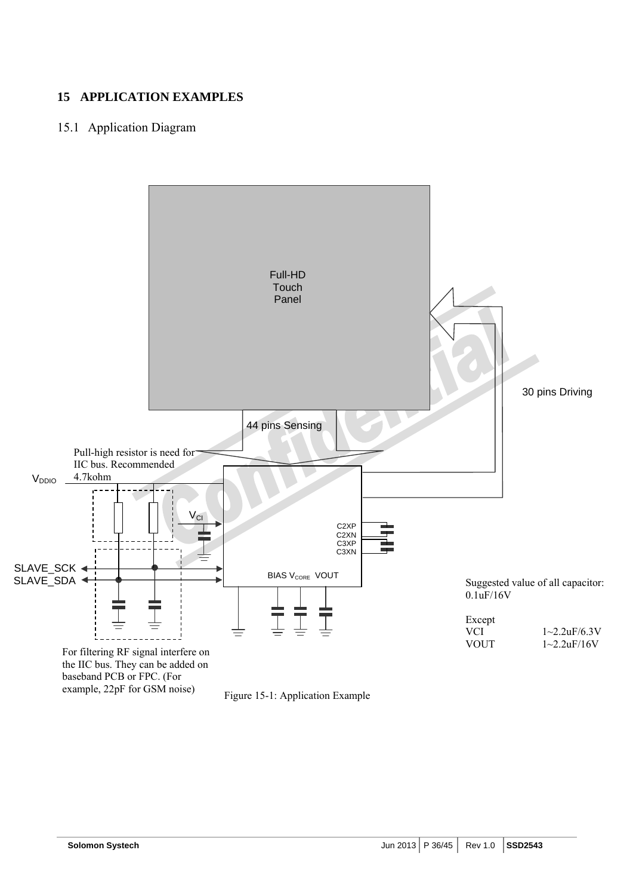# 15 APPLICATION EXAMPLES

## 15.1 Application Diagram

Full-HD Touch Panel

30 pins Driving

44 pins Sensing

Pull-high resistor is need for IIC bus. Recommended 4.7kohm

$V_{DDIO}$

$V_{CI}$

C2XP
C2XN
C3XP
C3XN

SLAVE_SCK
SLAVE_SDA

BIAS $V_{CORE}$ VOUT

Suggested value of all capacitor: 0.1uF/16V

Except

| | |
|---|---|
| VCI | 1~2.2uF/6.3V |
| VOUT | 1~2.2uF/16V |

For filtering RF signal interfere on the IIC bus. They can be added on baseband PCB or FPC. (For example, 22pF for GSM noise)

Figure 15-1: Application Example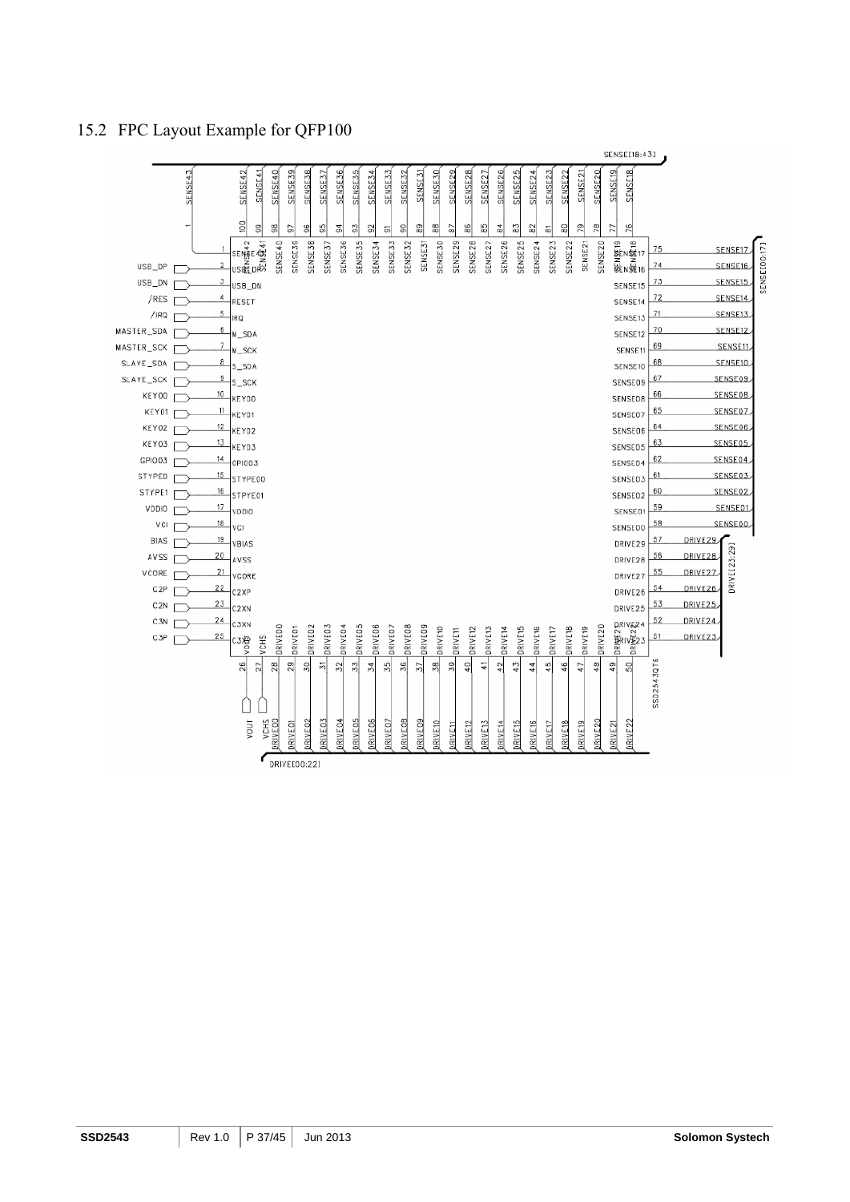## 15.2 FPC Layout Example for QFP100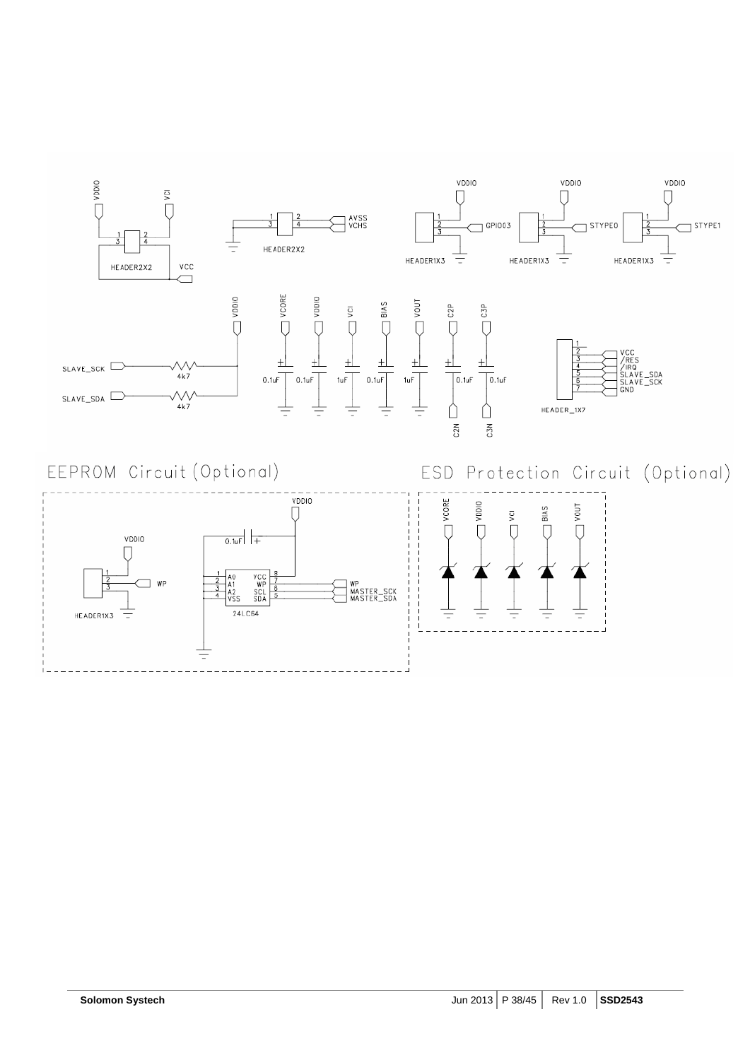EEPROM Circuit (Optional)

ESD Protection Circuit (Optional)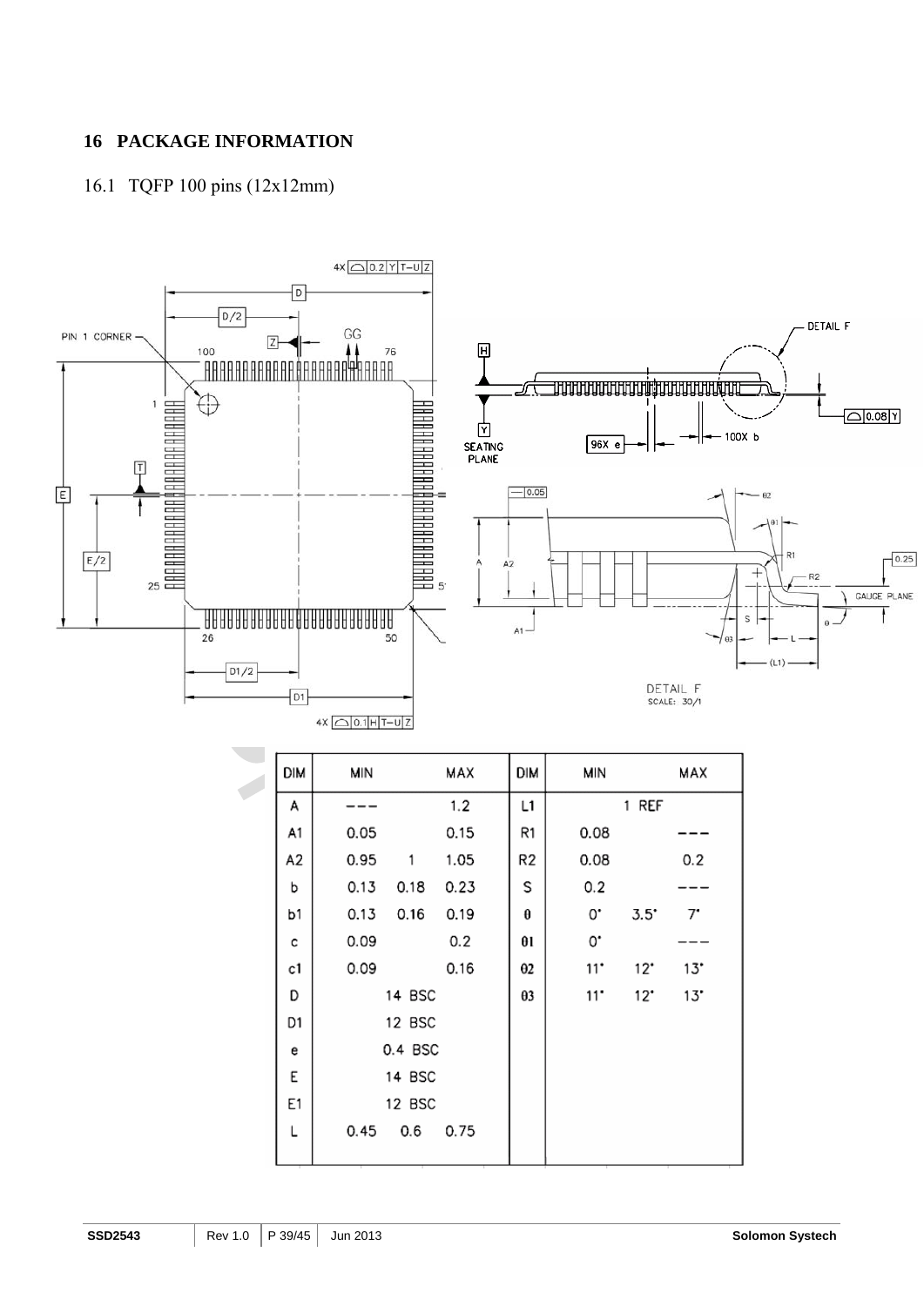# 16 PACKAGE INFORMATION

## 16.1 TQFP 100 pins (12x12mm)

| DIM | MIN | | MAX | DIM | MIN | | MAX |
|---|---|---|---|---|---|---|---|
| A | --- | | 1.2 | L1 | | 1 REF | |
| A1 | 0.05 | | 0.15 | R1 | 0.08 | | --- |
| A2 | 0.95 | 1 | 1.05 | R2 | 0.08 | | 0.2 |
| b | 0.13 | 0.18 | 0.23 | S | 0.2 | | --- |
| b1 | 0.13 | 0.16 | 0.19 | θ | 0° | 3.5° | 7° |
| c | 0.09 | | 0.2 | θ1 | 0° | | --- |
| c1 | 0.09 | | 0.16 | θ2 | 11° | 12° | 13° |
| D | | 14 BSC | | θ3 | 11° | 12° | 13° |
| D1 | | 12 BSC | | | | | |
| e | | 0.4 BSC | | | | | |
| E | | 14 BSC | | | | | |
| E1 | | 12 BSC | | | | | |
| L | 0.45 | 0.6 | 0.75 | | | | |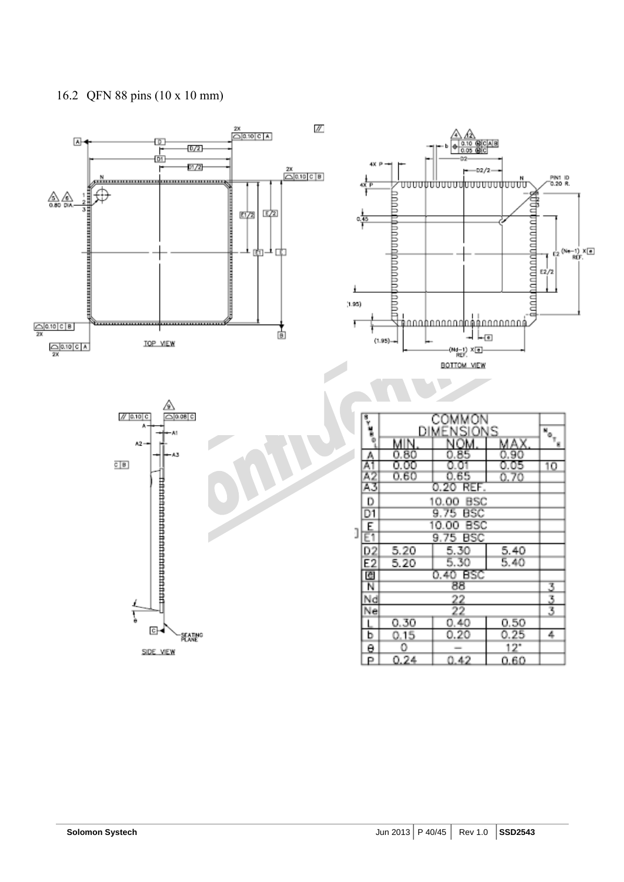## 16.2 QFN 88 pins (10 x 10 mm)

| SYMBOL | COMMON DIMENSIONS | | | NOTE |
|---|---|---|---|---|
| | MIN. | NOM. | MAX. | |
| A | 0.80 | 0.85 | 0.90 | |
| A1 | 0.00 | 0.01 | 0.05 | 10 |
| A2 | 0.60 | 0.65 | 0.70 | |
| A3 | 0.20 REF. | | | |
| D | 10.00 BSC | | | |
| D1 | 9.75 BSC | | | |
| E | 10.00 BSC | | | |
| E1 | 9.75 BSC | | | |
| D2 | 5.20 | 5.30 | 5.40 | |
| E2 | 5.20 | 5.30 | 5.40 | |
| e | 0.40 BSC | | | |
| N | 88 | | | 3 |
| Nd | 22 | | | 3 |
| Ne | 22 | | | 3 |
| L | 0.30 | 0.40 | 0.50 | |
| b | 0.15 | 0.20 | 0.25 | 4 |
| θ | 0 | – | 12° | |
| P | 0.24 | 0.42 | 0.60 | |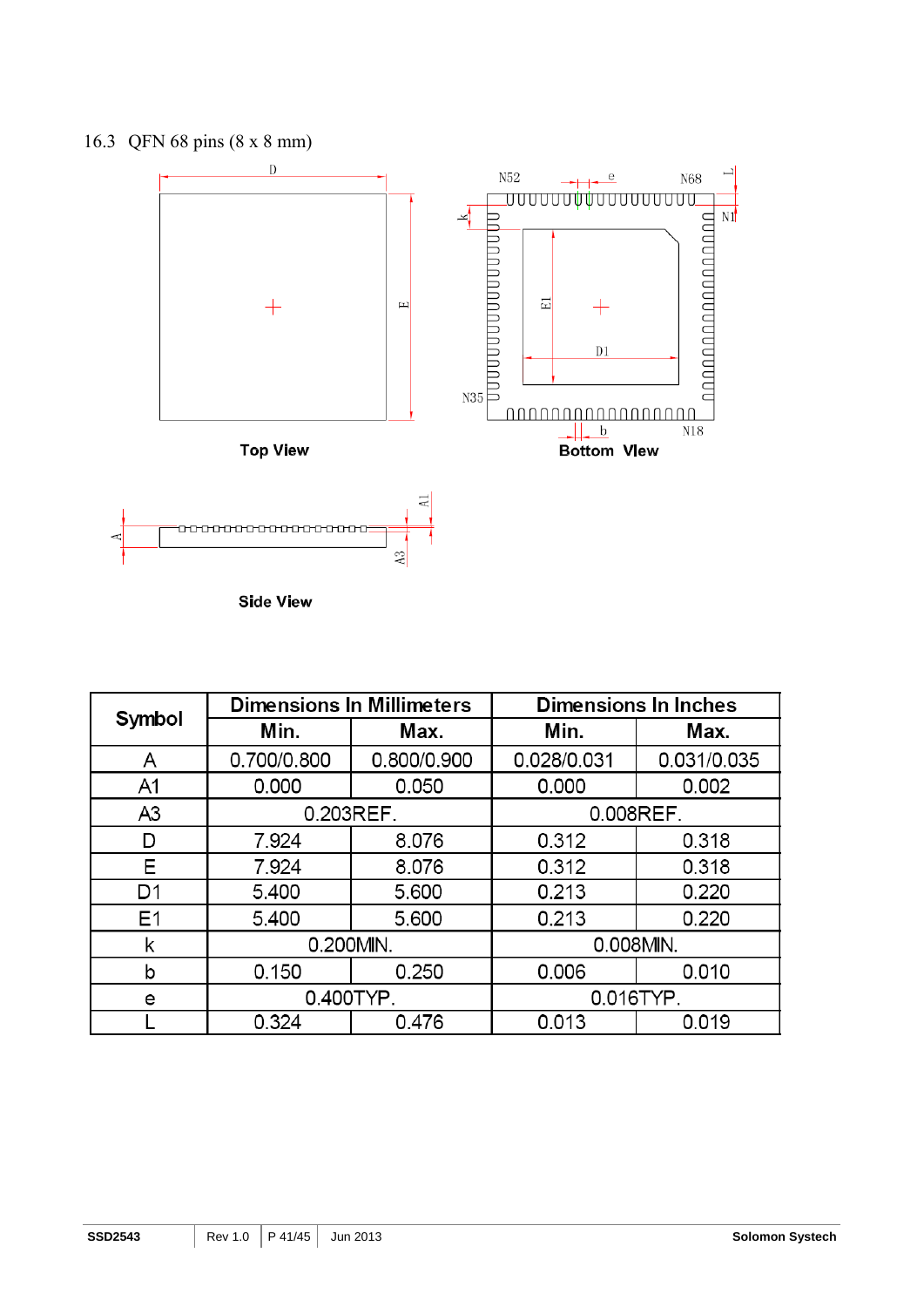### 16.3 QFN 68 pins (8 x 8 mm)

Top View

Bottom View

Side View

| Symbol | Dimensions In Millimeters | | Dimensions In Inches | |
|---|---|---|---|---|
| | Min. | Max. | Min. | Max. |
| A | 0.700/0.800 | 0.800/0.900 | 0.028/0.031 | 0.031/0.035 |
| A1 | 0.000 | 0.050 | 0.000 | 0.002 |
| A3 | 0.203REF. | | 0.008REF. | |
| D | 7.924 | 8.076 | 0.312 | 0.318 |
| E | 7.924 | 8.076 | 0.312 | 0.318 |
| D1 | 5.400 | 5.600 | 0.213 | 0.220 |
| E1 | 5.400 | 5.600 | 0.213 | 0.220 |
| k | 0.200MIN. | | 0.008MIN. | |
| b | 0.150 | 0.250 | 0.006 | 0.010 |
| e | 0.400TYP. | | 0.016TYP. | |
| L | 0.324 | 0.476 | 0.013 | 0.019 |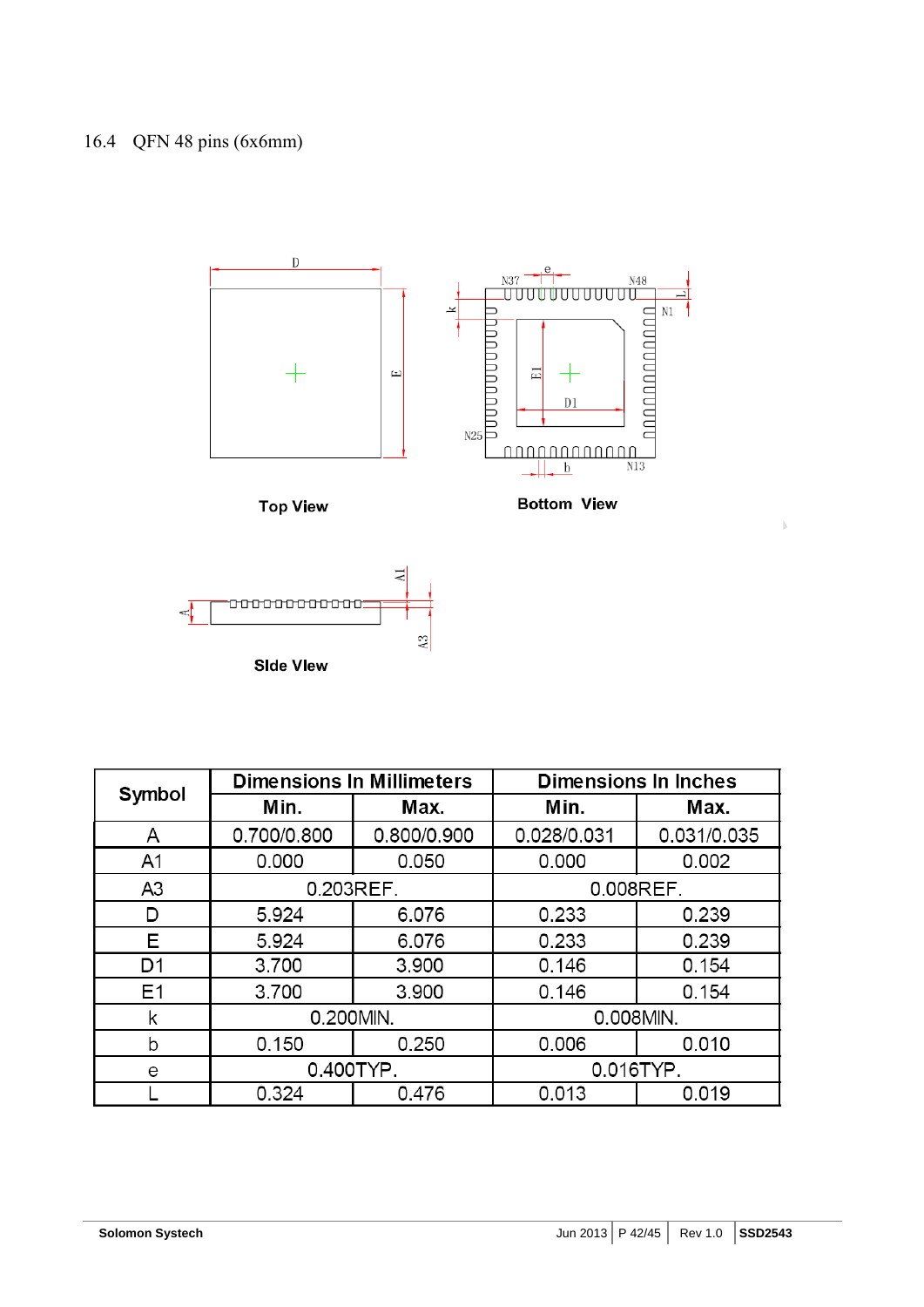## 16.4 QFN 48 pins (6x6mm)

Top View

Bottom View

Side View

| Symbol | Dimensions In Millimeters | | Dimensions In Inches | |
|---|---|---|---|---|
| | Min. | Max. | Min. | Max. |
| A | 0.700/0.800 | 0.800/0.900 | 0.028/0.031 | 0.031/0.035 |
| A1 | 0.000 | 0.050 | 0.000 | 0.002 |
| A3 | 0.203REF. | | 0.008REF. | |
| D | 5.924 | 6.076 | 0.233 | 0.239 |
| E | 5.924 | 6.076 | 0.233 | 0.239 |
| D1 | 3.700 | 3.900 | 0.146 | 0.154 |
| E1 | 3.700 | 3.900 | 0.146 | 0.154 |
| k | 0.200MIN. | | 0.008MIN. | |
| b | 0.150 | 0.250 | 0.006 | 0.010 |
| e | 0.400TYP. | | 0.016TYP. | |
| L | 0.324 | 0.476 | 0.013 | 0.019 |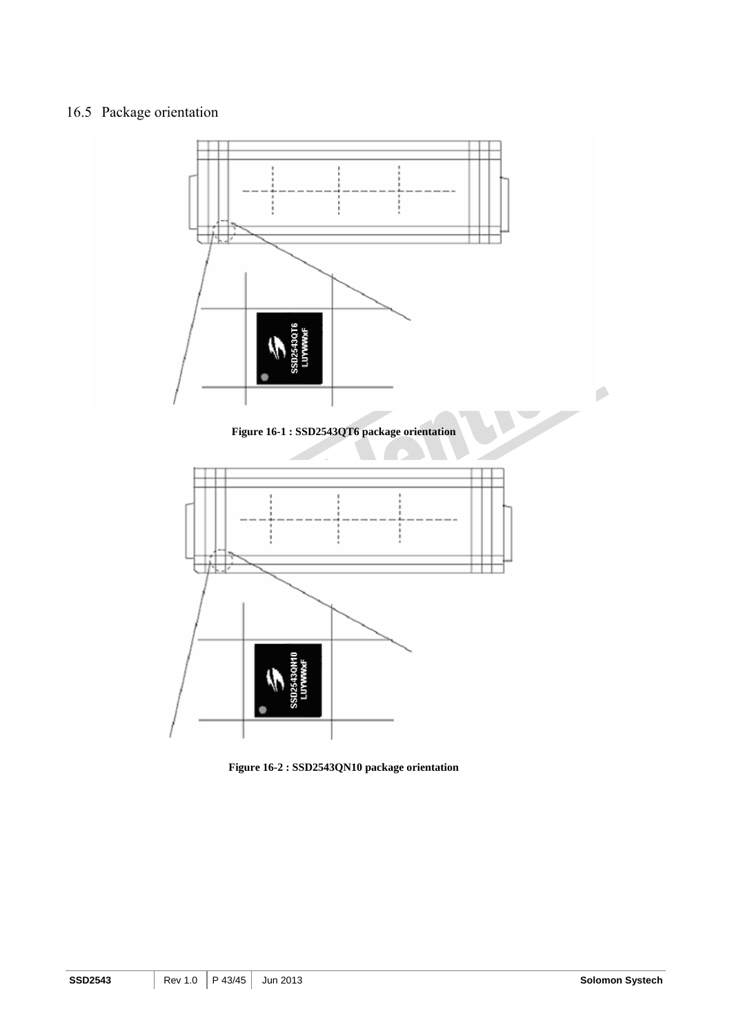## 16.5 Package orientation

**Figure 16-1 : SSD2543QT6 package orientation**

**Figure 16-2 : SSD2543QN10 package orientation**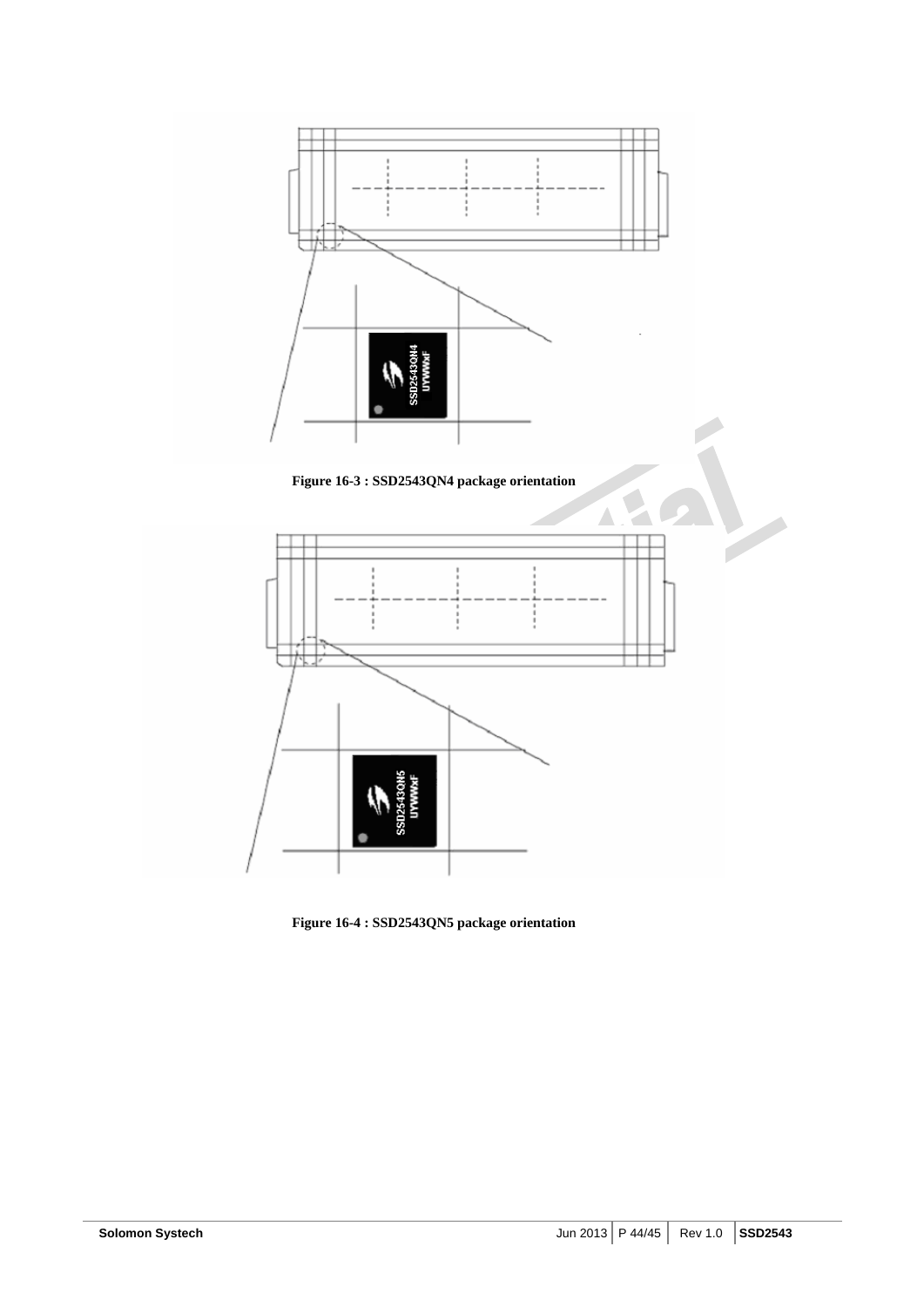Figure 16-3 : SSD2543QN4 package orientation

Figure 16-4 : SSD2543QN5 package orientation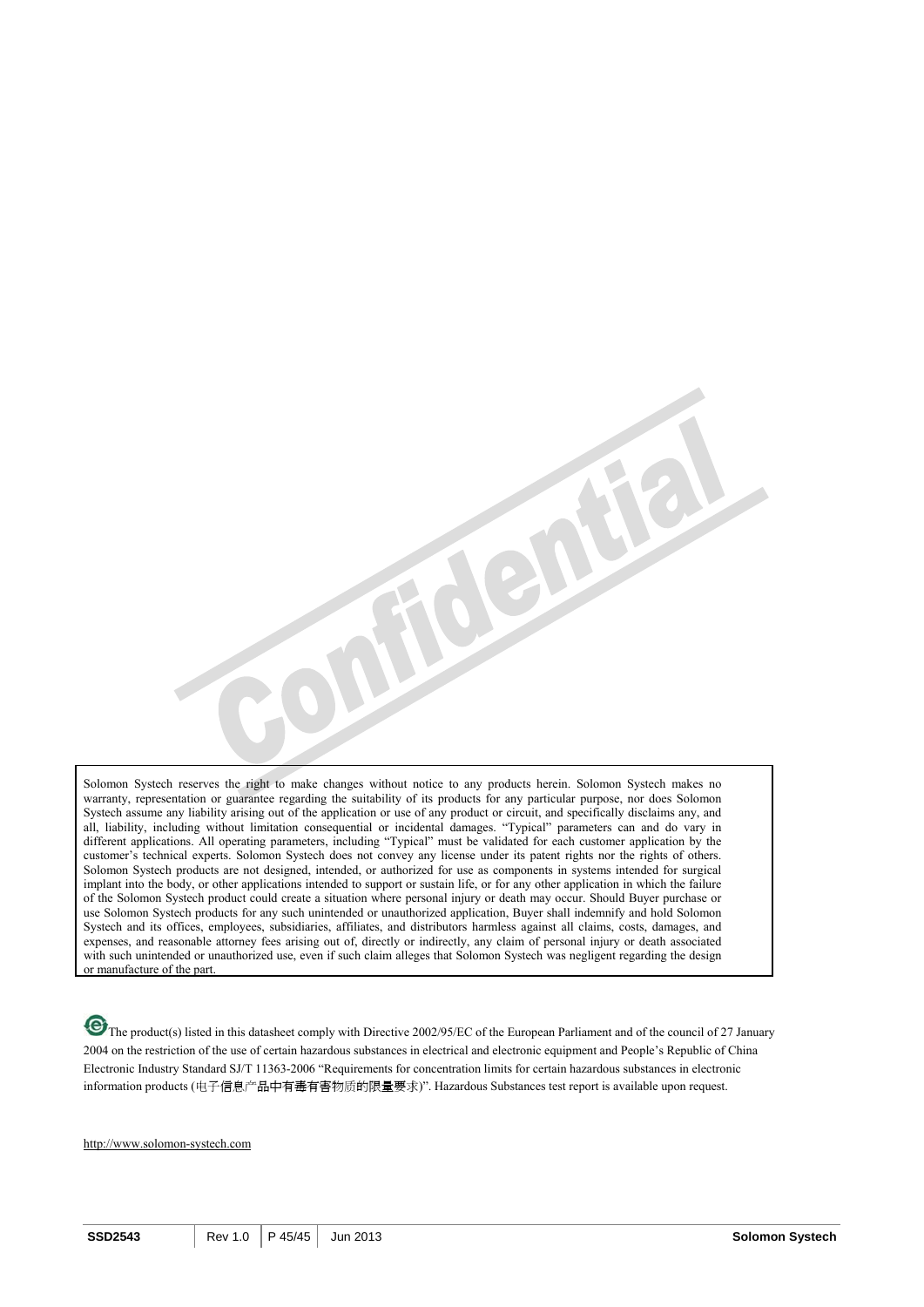Solomon Systech reserves the right to make changes without notice to any products herein. Solomon Systech makes no warranty, representation or guarantee regarding the suitability of its products for any particular purpose, nor does Solomon Systech assume any liability arising out of the application or use of any product or circuit, and specifically disclaims any, and all, liability, including without limitation consequential or incidental damages. "Typical" parameters can and do vary in different applications. All operating parameters, including "Typical" must be validated for each customer application by the customer's technical experts. Solomon Systech does not convey any license under its patent rights nor the rights of others. Solomon Systech products are not designed, intended, or authorized for use as components in systems intended for surgical implant into the body, or other applications intended to support or sustain life, or for any other application in which the failure of the Solomon Systech product could create a situation where personal injury or death may occur. Should Buyer purchase or use Solomon Systech products for any such unintended or unauthorized application, Buyer shall indemnify and hold Solomon Systech and its offices, employees, subsidiaries, affiliates, and distributors harmless against all claims, costs, damages, and expenses, and reasonable attorney fees arising out of, directly or indirectly, any claim of personal injury or death associated with such unintended or unauthorized use, even if such claim alleges that Solomon Systech was negligent regarding the design or manufacture of the part.

The product(s) listed in this datasheet comply with Directive 2002/95/EC of the European Parliament and of the council of 27 January 2004 on the restriction of the use of certain hazardous substances in electrical and electronic equipment and People's Republic of China Electronic Industry Standard SJ/T 11363-2006 "Requirements for concentration limits for certain hazardous substances in electronic information products (电子信息产品中有毒有害物质的限量要求)". Hazardous Substances test report is available upon request.

http://www.solomon-systech.com